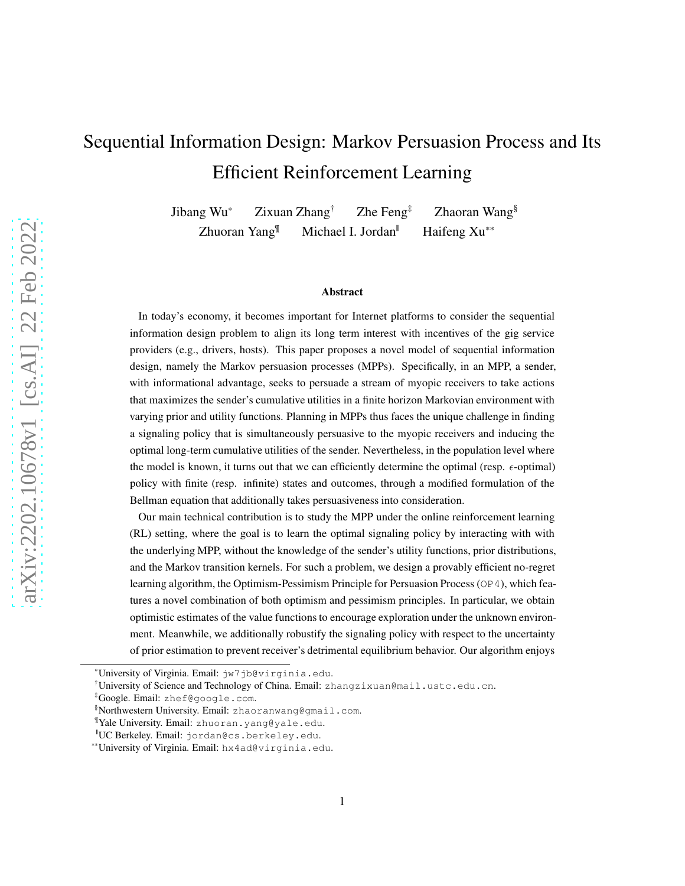# Sequential Information Design: Markov Persuasion Process and Its Efficient Reinforcement Learning

Jibang Wu[*] Zixuan Zhang[†] Zhe Feng[‡] Zhaoran Wang[§]
Zhuoran Yang[¶] Michael I. Jordan[‖] Haifeng Xu[**]

## Abstract

In today's economy, it becomes important for Internet platforms to consider the sequential information design problem to align its long term interest with incentives of the gig service providers (e.g., drivers, hosts). This paper proposes a novel model of sequential information design, namely the Markov persuasion processes (MPPs). Specifically, in an MPP, a sender, with informational advantage, seeks to persuade a stream of myopic receivers to take actions that maximizes the sender's cumulative utilities in a finite horizon Markovian environment with varying prior and utility functions. Planning in MPPs thus faces the unique challenge in finding a signaling policy that is simultaneously persuasive to the myopic receivers and inducing the optimal long-term cumulative utilities of the sender. Nevertheless, in the population level where the model is known, it turns out that we can efficiently determine the optimal (resp. $\epsilon$-optimal) policy with finite (resp. infinite) states and outcomes, through a modified formulation of the Bellman equation that additionally takes persuasiveness into consideration.

Our main technical contribution is to study the MPP under the online reinforcement learning (RL) setting, where the goal is to learn the optimal signaling policy by interacting with with the underlying MPP, without the knowledge of the sender's utility functions, prior distributions, and the Markov transition kernels. For such a problem, we design a provably efficient no-regret learning algorithm, the Optimism-Pessimism Principle for Persuasion Process (`OP4`), which features a novel combination of both optimism and pessimism principles. In particular, we obtain optimistic estimates of the value functions to encourage exploration under the unknown environment. Meanwhile, we additionally robustify the signaling policy with respect to the uncertainty of prior estimation to prevent receiver's detrimental equilibrium behavior. Our algorithm enjoys

---

[*] University of Virginia. Email: `jw7jb@virginia.edu`.
[†] University of Science and Technology of China. Email: `zhangzixuan@mail.ustc.edu.cn`.
[‡] Google. Email: `zhef@google.com`.
[§] Northwestern University. Email: `zhaoranwang@gmail.com`.
[¶] Yale University. Email: `zhuoran.yang@yale.edu`.
[‖] UC Berkeley. Email: `jordan@cs.berkeley.edu`.
[**] University of Virginia. Email: `hx4ad@virginia.edu`.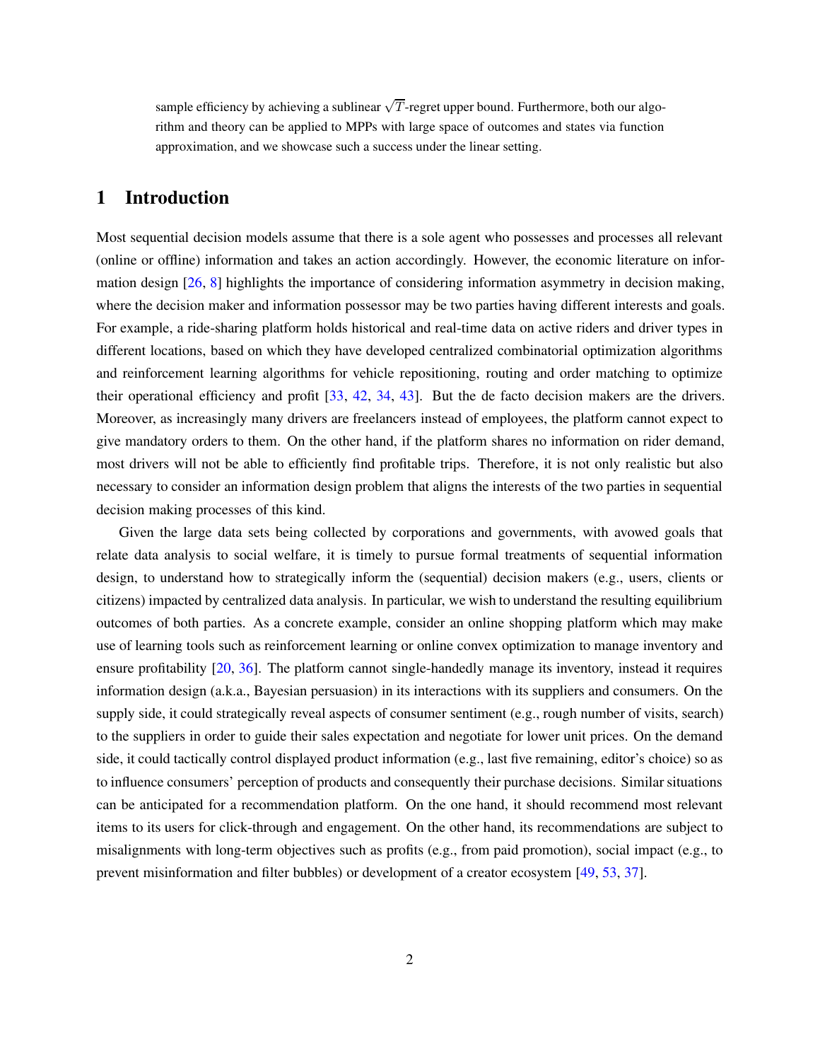sample efficiency by achieving a sublinear $\sqrt{T}$-regret upper bound. Furthermore, both our algorithm and theory can be applied to MPPs with large space of outcomes and states via function approximation, and we showcase such a success under the linear setting.

## 1 Introduction

Most sequential decision models assume that there is a sole agent who possesses and processes all relevant (online or offline) information and takes an action accordingly. However, the economic literature on information design [26, 8] highlights the importance of considering information asymmetry in decision making, where the decision maker and information possessor may be two parties having different interests and goals. For example, a ride-sharing platform holds historical and real-time data on active riders and driver types in different locations, based on which they have developed centralized combinatorial optimization algorithms and reinforcement learning algorithms for vehicle repositioning, routing and order matching to optimize their operational efficiency and profit [33, 42, 34, 43]. But the de facto decision makers are the drivers. Moreover, as increasingly many drivers are freelancers instead of employees, the platform cannot expect to give mandatory orders to them. On the other hand, if the platform shares no information on rider demand, most drivers will not be able to efficiently find profitable trips. Therefore, it is not only realistic but also necessary to consider an information design problem that aligns the interests of the two parties in sequential decision making processes of this kind.

Given the large data sets being collected by corporations and governments, with avowed goals that relate data analysis to social welfare, it is timely to pursue formal treatments of sequential information design, to understand how to strategically inform the (sequential) decision makers (e.g., users, clients or citizens) impacted by centralized data analysis. In particular, we wish to understand the resulting equilibrium outcomes of both parties. As a concrete example, consider an online shopping platform which may make use of learning tools such as reinforcement learning or online convex optimization to manage inventory and ensure profitability [20, 36]. The platform cannot single-handedly manage its inventory, instead it requires information design (a.k.a., Bayesian persuasion) in its interactions with its suppliers and consumers. On the supply side, it could strategically reveal aspects of consumer sentiment (e.g., rough number of visits, search) to the suppliers in order to guide their sales expectation and negotiate for lower unit prices. On the demand side, it could tactically control displayed product information (e.g., last five remaining, editor's choice) so as to influence consumers' perception of products and consequently their purchase decisions. Similar situations can be anticipated for a recommendation platform. On the one hand, it should recommend most relevant items to its users for click-through and engagement. On the other hand, its recommendations are subject to misalignments with long-term objectives such as profits (e.g., from paid promotion), social impact (e.g., to prevent misinformation and filter bubbles) or development of a creator ecosystem [49, 53, 37].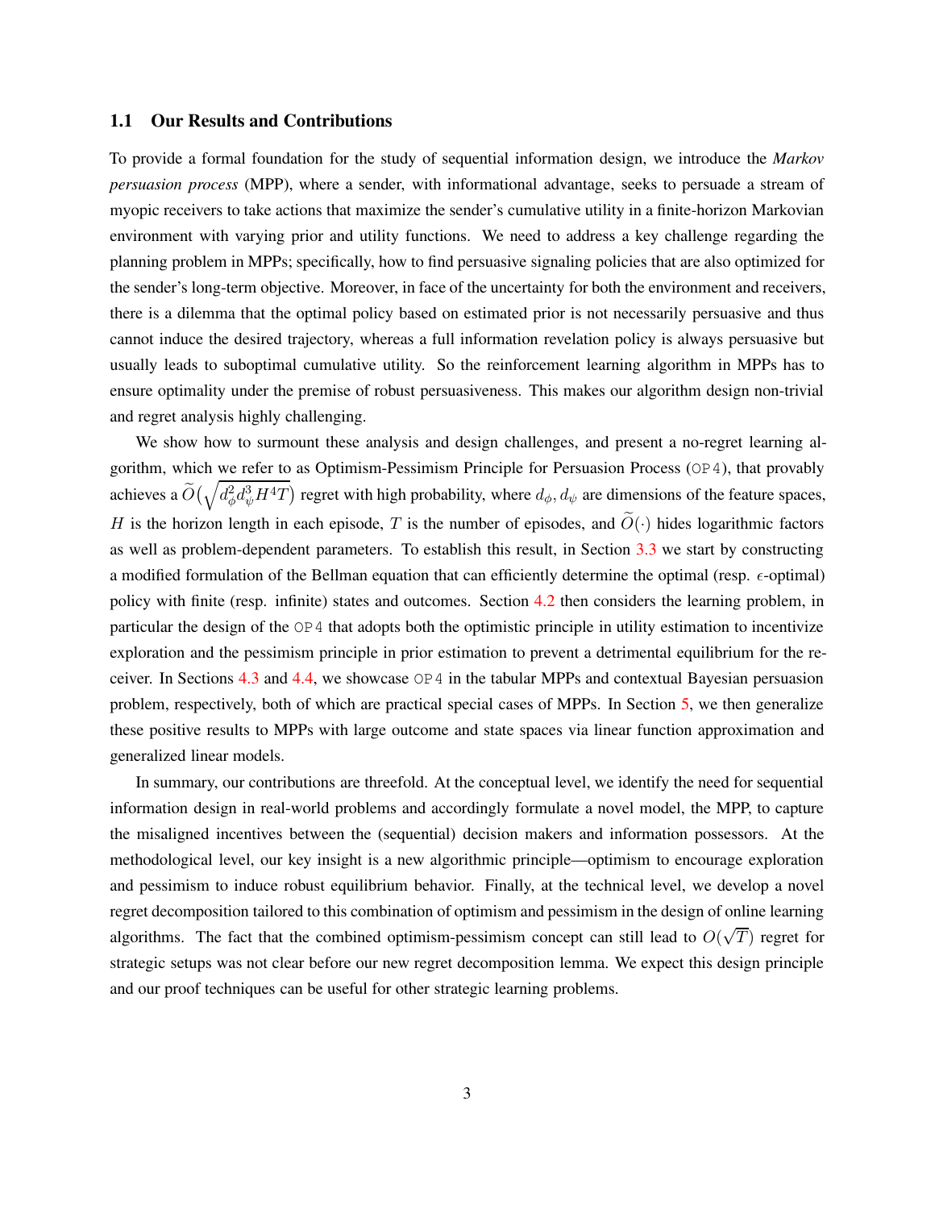### 1.1 Our Results and Contributions

To provide a formal foundation for the study of sequential information design, we introduce the *Markov persuasion process* (MPP), where a sender, with informational advantage, seeks to persuade a stream of myopic receivers to take actions that maximize the sender's cumulative utility in a finite-horizon Markovian environment with varying prior and utility functions. We need to address a key challenge regarding the planning problem in MPPs; specifically, how to find persuasive signaling policies that are also optimized for the sender's long-term objective. Moreover, in face of the uncertainty for both the environment and receivers, there is a dilemma that the optimal policy based on estimated prior is not necessarily persuasive and thus cannot induce the desired trajectory, whereas a full information revelation policy is always persuasive but usually leads to suboptimal cumulative utility. So the reinforcement learning algorithm in MPPs has to ensure optimality under the premise of robust persuasiveness. This makes our algorithm design non-trivial and regret analysis highly challenging.

We show how to surmount these analysis and design challenges, and present a no-regret learning algorithm, which we refer to as Optimism-Pessimism Principle for Persuasion Process (`OP4`), that provably achieves a $\widetilde{O}\big(\sqrt{d_\phi^2 d_\psi^3 H^4 T}\big)$ regret with high probability, where $d_\phi, d_\psi$ are dimensions of the feature spaces, $H$ is the horizon length in each episode, $T$ is the number of episodes, and $\widetilde{O}(\cdot)$ hides logarithmic factors as well as problem-dependent parameters. To establish this result, in Section 3.3 we start by constructing a modified formulation of the Bellman equation that can efficiently determine the optimal (resp. $\epsilon$-optimal) policy with finite (resp. infinite) states and outcomes. Section 4.2 then considers the learning problem, in particular the design of the `OP4` that adopts both the optimistic principle in utility estimation to incentivize exploration and the pessimism principle in prior estimation to prevent a detrimental equilibrium for the receiver. In Sections 4.3 and 4.4, we showcase `OP4` in the tabular MPPs and contextual Bayesian persuasion problem, respectively, both of which are practical special cases of MPPs. In Section 5, we then generalize these positive results to MPPs with large outcome and state spaces via linear function approximation and generalized linear models.

In summary, our contributions are threefold. At the conceptual level, we identify the need for sequential information design in real-world problems and accordingly formulate a novel model, the MPP, to capture the misaligned incentives between the (sequential) decision makers and information possessors. At the methodological level, our key insight is a new algorithmic principle—optimism to encourage exploration and pessimism to induce robust equilibrium behavior. Finally, at the technical level, we develop a novel regret decomposition tailored to this combination of optimism and pessimism in the design of online learning algorithms. The fact that the combined optimism-pessimism concept can still lead to $O(\sqrt{T})$ regret for strategic setups was not clear before our new regret decomposition lemma. We expect this design principle and our proof techniques can be useful for other strategic learning problems.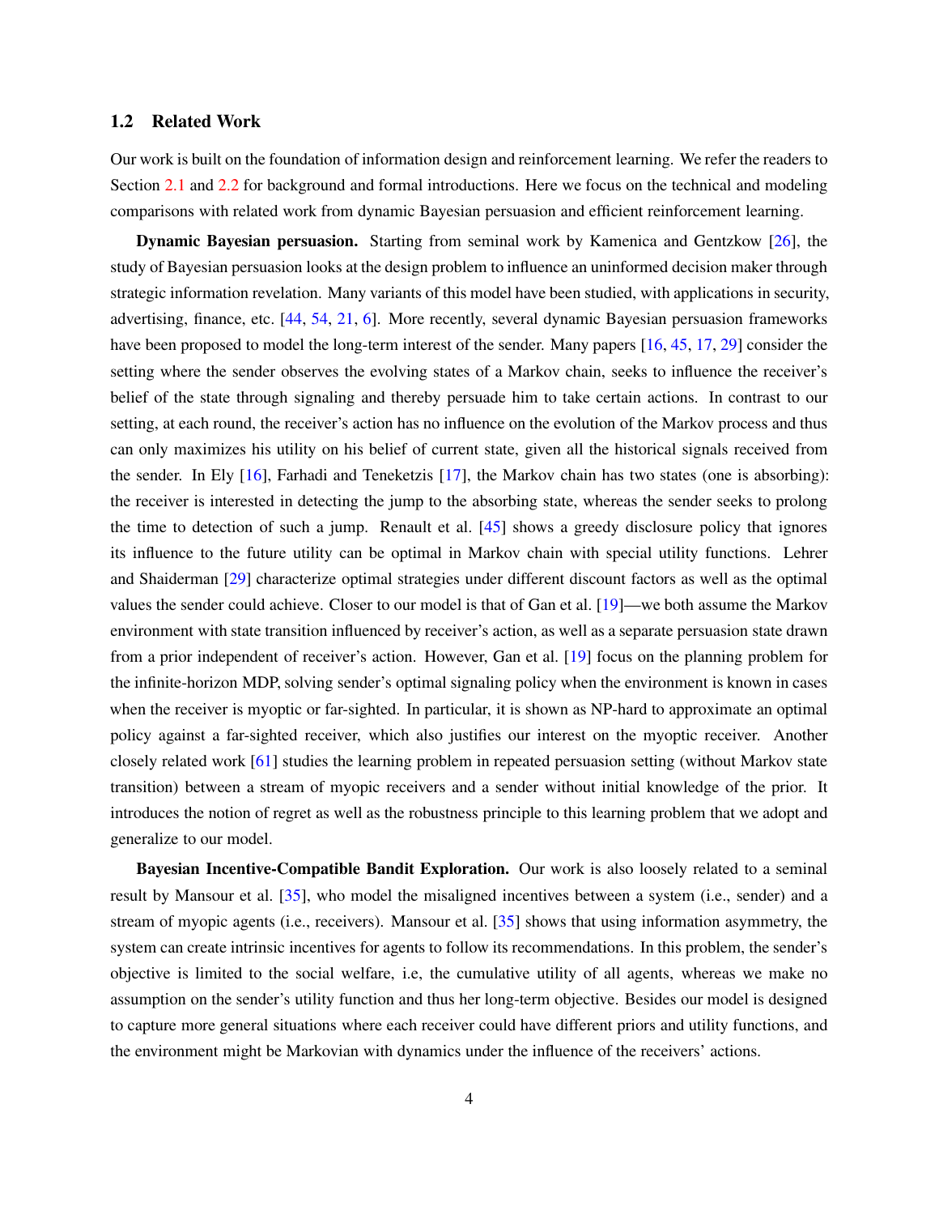### 1.2 Related Work

Our work is built on the foundation of information design and reinforcement learning. We refer the readers to Section 2.1 and 2.2 for background and formal introductions. Here we focus on the technical and modeling comparisons with related work from dynamic Bayesian persuasion and efficient reinforcement learning.

**Dynamic Bayesian persuasion.** Starting from seminal work by Kamenica and Gentzkow [26], the study of Bayesian persuasion looks at the design problem to influence an uninformed decision maker through strategic information revelation. Many variants of this model have been studied, with applications in security, advertising, finance, etc. [44, 54, 21, 6]. More recently, several dynamic Bayesian persuasion frameworks have been proposed to model the long-term interest of the sender. Many papers [16, 45, 17, 29] consider the setting where the sender observes the evolving states of a Markov chain, seeks to influence the receiver's belief of the state through signaling and thereby persuade him to take certain actions. In contrast to our setting, at each round, the receiver's action has no influence on the evolution of the Markov process and thus can only maximizes his utility on his belief of current state, given all the historical signals received from the sender. In Ely [16], Farhadi and Teneketzis [17], the Markov chain has two states (one is absorbing): the receiver is interested in detecting the jump to the absorbing state, whereas the sender seeks to prolong the time to detection of such a jump. Renault et al. [45] shows a greedy disclosure policy that ignores its influence to the future utility can be optimal in Markov chain with special utility functions. Lehrer and Shaiderman [29] characterize optimal strategies under different discount factors as well as the optimal values the sender could achieve. Closer to our model is that of Gan et al. [19]—we both assume the Markov environment with state transition influenced by receiver's action, as well as a separate persuasion state drawn from a prior independent of receiver's action. However, Gan et al. [19] focus on the planning problem for the infinite-horizon MDP, solving sender's optimal signaling policy when the environment is known in cases when the receiver is myoptic or far-sighted. In particular, it is shown as NP-hard to approximate an optimal policy against a far-sighted receiver, which also justifies our interest on the myoptic receiver. Another closely related work [61] studies the learning problem in repeated persuasion setting (without Markov state transition) between a stream of myopic receivers and a sender without initial knowledge of the prior. It introduces the notion of regret as well as the robustness principle to this learning problem that we adopt and generalize to our model.

**Bayesian Incentive-Compatible Bandit Exploration.** Our work is also loosely related to a seminal result by Mansour et al. [35], who model the misaligned incentives between a system (i.e., sender) and a stream of myopic agents (i.e., receivers). Mansour et al. [35] shows that using information asymmetry, the system can create intrinsic incentives for agents to follow its recommendations. In this problem, the sender's objective is limited to the social welfare, i.e, the cumulative utility of all agents, whereas we make no assumption on the sender's utility function and thus her long-term objective. Besides our model is designed to capture more general situations where each receiver could have different priors and utility functions, and the environment might be Markovian with dynamics under the influence of the receivers' actions.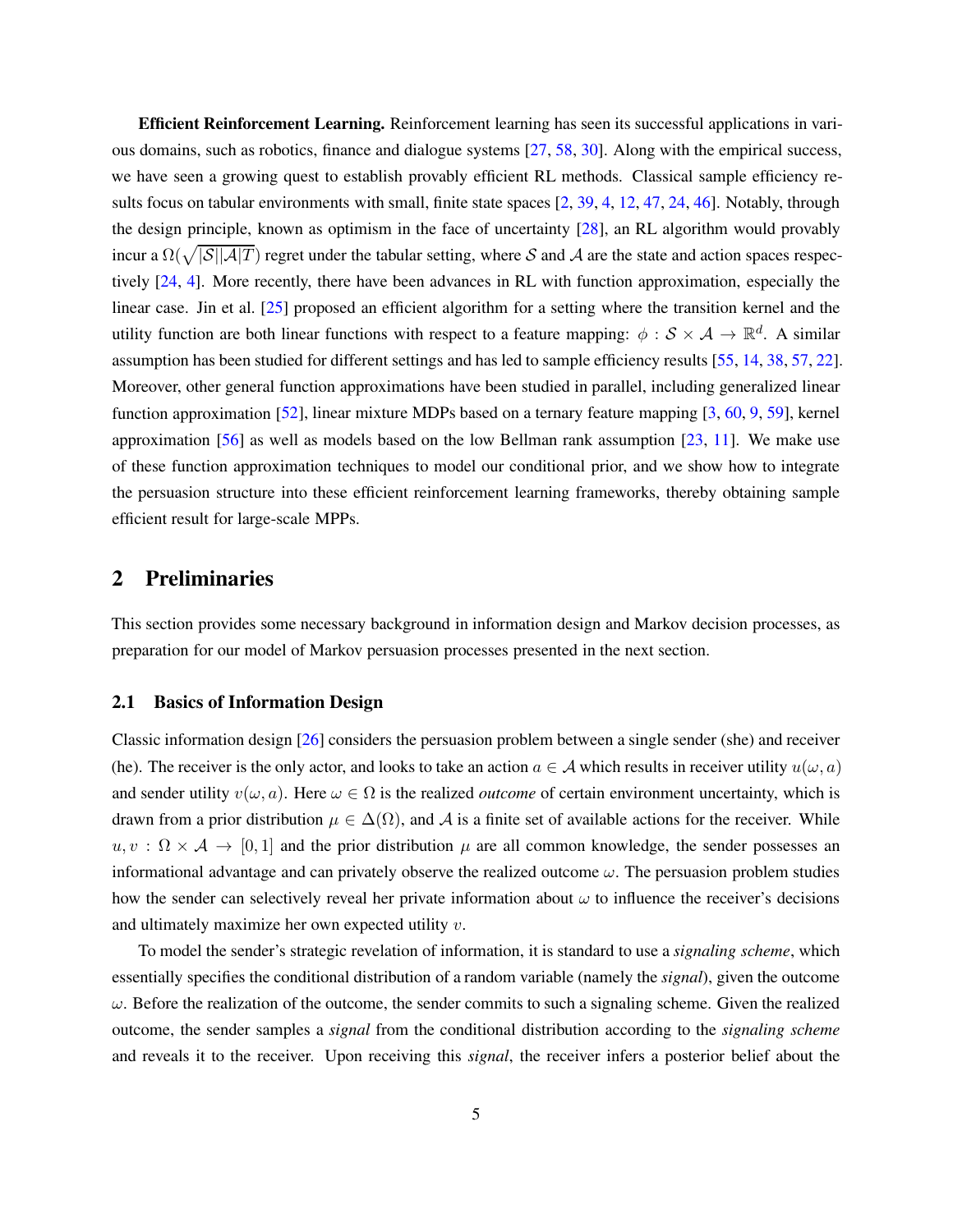**Efficient Reinforcement Learning.** Reinforcement learning has seen its successful applications in various domains, such as robotics, finance and dialogue systems [27, 58, 30]. Along with the empirical success, we have seen a growing quest to establish provably efficient RL methods. Classical sample efficiency results focus on tabular environments with small, finite state spaces [2, 39, 4, 12, 47, 24, 46]. Notably, through the design principle, known as optimism in the face of uncertainty [28], an RL algorithm would provably incur a $\Omega(\sqrt{|\mathcal{S}||\mathcal{A}|T})$ regret under the tabular setting, where $\mathcal{S}$ and $\mathcal{A}$ are the state and action spaces respectively [24, 4]. More recently, there have been advances in RL with function approximation, especially the linear case. Jin et al. [25] proposed an efficient algorithm for a setting where the transition kernel and the utility function are both linear functions with respect to a feature mapping: $\phi : \mathcal{S} \times \mathcal{A} \to \mathbb{R}^d$. A similar assumption has been studied for different settings and has led to sample efficiency results [55, 14, 38, 57, 22]. Moreover, other general function approximations have been studied in parallel, including generalized linear function approximation [52], linear mixture MDPs based on a ternary feature mapping [3, 60, 9, 59], kernel approximation [56] as well as models based on the low Bellman rank assumption [23, 11]. We make use of these function approximation techniques to model our conditional prior, and we show how to integrate the persuasion structure into these efficient reinforcement learning frameworks, thereby obtaining sample efficient result for large-scale MPPs.

## 2 Preliminaries

This section provides some necessary background in information design and Markov decision processes, as preparation for our model of Markov persuasion processes presented in the next section.

### 2.1 Basics of Information Design

Classic information design [26] considers the persuasion problem between a single sender (she) and receiver (he). The receiver is the only actor, and looks to take an action $a \in \mathcal{A}$ which results in receiver utility $u(\omega, a)$ and sender utility $v(\omega, a)$. Here $\omega \in \Omega$ is the realized *outcome* of certain environment uncertainty, which is drawn from a prior distribution $\mu \in \Delta(\Omega)$, and $\mathcal{A}$ is a finite set of available actions for the receiver. While $u, v : \Omega \times \mathcal{A} \to [0, 1]$ and the prior distribution $\mu$ are all common knowledge, the sender possesses an informational advantage and can privately observe the realized outcome $\omega$. The persuasion problem studies how the sender can selectively reveal her private information about $\omega$ to influence the receiver's decisions and ultimately maximize her own expected utility $v$.

To model the sender's strategic revelation of information, it is standard to use a *signaling scheme*, which essentially specifies the conditional distribution of a random variable (namely the *signal*), given the outcome $\omega$. Before the realization of the outcome, the sender commits to such a signaling scheme. Given the realized outcome, the sender samples a *signal* from the conditional distribution according to the *signaling scheme* and reveals it to the receiver. Upon receiving this *signal*, the receiver infers a posterior belief about the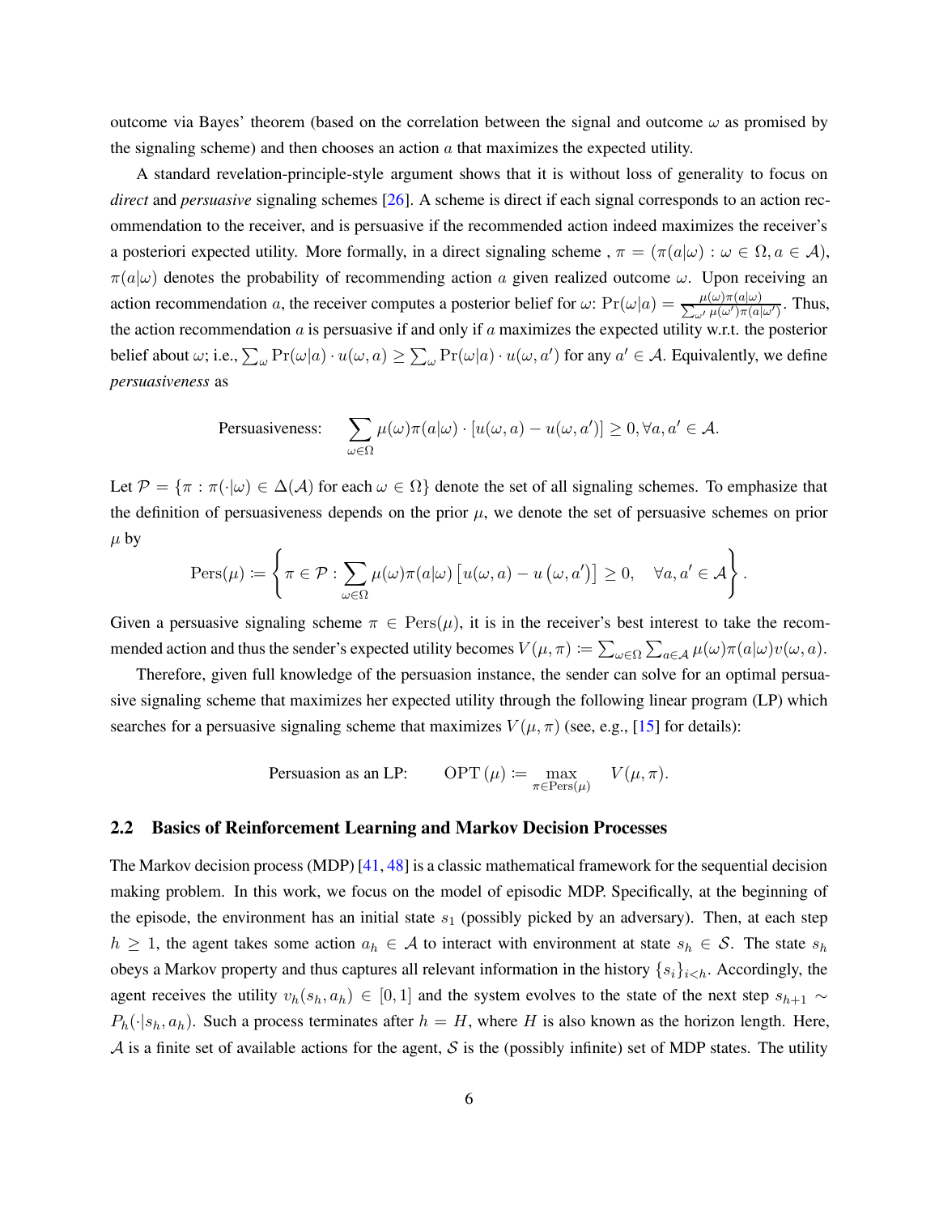outcome via Bayes' theorem (based on the correlation between the signal and outcome $\omega$ as promised by the signaling scheme) and then chooses an action $a$ that maximizes the expected utility.

A standard revelation-principle-style argument shows that it is without loss of generality to focus on *direct* and *persuasive* signaling schemes [26]. A scheme is direct if each signal corresponds to an action recommendation to the receiver, and is persuasive if the recommended action indeed maximizes the receiver's a posteriori expected utility. More formally, in a direct signaling scheme , $\pi = (\pi(a|\omega) : \omega \in \Omega, a \in \mathcal{A})$, $\pi(a|\omega)$ denotes the probability of recommending action $a$ given realized outcome $\omega$. Upon receiving an action recommendation $a$, the receiver computes a posterior belief for $\omega$: $\Pr(\omega|a) = \frac{\mu(\omega)\pi(a|\omega)}{\sum_{\omega'} \mu(\omega')\pi(a|\omega')}$. Thus, the action recommendation $a$ is persuasive if and only if $a$ maximizes the expected utility w.r.t. the posterior belief about $\omega$; i.e., $\sum_\omega \Pr(\omega|a) \cdot u(\omega, a) \geq \sum_\omega \Pr(\omega|a) \cdot u(\omega, a')$ for any $a' \in \mathcal{A}$. Equivalently, we define *persuasiveness* as

$$\text{Persuasiveness:} \quad \sum_{\omega \in \Omega} \mu(\omega)\pi(a|\omega) \cdot [u(\omega, a) - u(\omega, a')] \geq 0, \forall a, a' \in \mathcal{A}.$$

Let $\mathcal{P} = \{\pi : \pi(\cdot|\omega) \in \Delta(\mathcal{A}) \text{ for each } \omega \in \Omega\}$ denote the set of all signaling schemes. To emphasize that the definition of persuasiveness depends on the prior $\mu$, we denote the set of persuasive schemes on prior $\mu$ by

$$\text{Pers}(\mu) := \left\{ \pi \in \mathcal{P} : \sum_{\omega \in \Omega} \mu(\omega)\pi(a|\omega) \left[u(\omega, a) - u\left(\omega, a'\right)\right] \geq 0, \quad \forall a, a' \in \mathcal{A} \right\}.$$

Given a persuasive signaling scheme $\pi \in \text{Pers}(\mu)$, it is in the receiver's best interest to take the recommended action and thus the sender's expected utility becomes $V(\mu, \pi) := \sum_{\omega \in \Omega} \sum_{a \in \mathcal{A}} \mu(\omega)\pi(a|\omega)v(\omega, a)$.

Therefore, given full knowledge of the persuasion instance, the sender can solve for an optimal persuasive signaling scheme that maximizes her expected utility through the following linear program (LP) which searches for a persuasive signaling scheme that maximizes $V(\mu, \pi)$ (see, e.g., [15] for details):

$$\text{Persuasion as an LP:} \qquad \text{OPT}(\mu) := \max_{\pi \in \text{Pers}(\mu)} \quad V(\mu, \pi).$$

## 2.2 Basics of Reinforcement Learning and Markov Decision Processes

The Markov decision process (MDP) [41, 48] is a classic mathematical framework for the sequential decision making problem. In this work, we focus on the model of episodic MDP. Specifically, at the beginning of the episode, the environment has an initial state $s_1$ (possibly picked by an adversary). Then, at each step $h \geq 1$, the agent takes some action $a_h \in \mathcal{A}$ to interact with environment at state $s_h \in \mathcal{S}$. The state $s_h$ obeys a Markov property and thus captures all relevant information in the history $\{s_i\}_{i<h}$. Accordingly, the agent receives the utility $v_h(s_h, a_h) \in [0, 1]$ and the system evolves to the state of the next step $s_{h+1} \sim P_h(\cdot|s_h, a_h)$. Such a process terminates after $h = H$, where $H$ is also known as the horizon length. Here, $\mathcal{A}$ is a finite set of available actions for the agent, $\mathcal{S}$ is the (possibly infinite) set of MDP states. The utility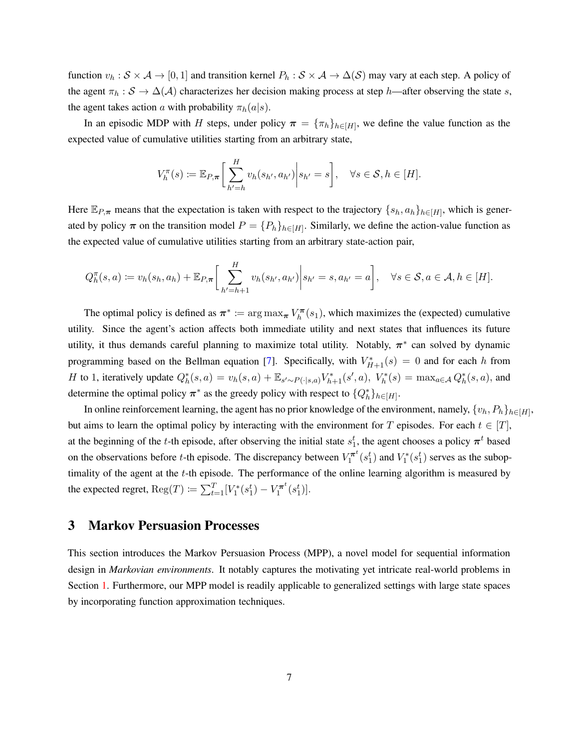function $v_h : \mathcal{S} \times \mathcal{A} \to [0, 1]$ and transition kernel $P_h : \mathcal{S} \times \mathcal{A} \to \Delta(\mathcal{S})$ may vary at each step. A policy of the agent $\pi_h : \mathcal{S} \to \Delta(\mathcal{A})$ characterizes her decision making process at step $h$—after observing the state $s$, the agent takes action $a$ with probability $\pi_h(a|s)$.

In an episodic MDP with $H$ steps, under policy $\boldsymbol{\pi} = \{\pi_h\}_{h\in[H]}$, we define the value function as the expected value of cumulative utilities starting from an arbitrary state,

$$
V_h^{\pi}(s) \coloneqq \mathbb{E}_{P,\boldsymbol{\pi}}\bigg[\sum_{h'=h}^{H} v_h(s_{h'}, a_{h'})\bigg| s_{h'} = s\bigg], \quad \forall s \in \mathcal{S}, h \in [H].
$$

Here $\mathbb{E}_{P,\boldsymbol{\pi}}$ means that the expectation is taken with respect to the trajectory $\{s_h, a_h\}_{h\in[H]}$, which is generated by policy $\boldsymbol{\pi}$ on the transition model $P = \{P_h\}_{h\in[H]}$. Similarly, we define the action-value function as the expected value of cumulative utilities starting from an arbitrary state-action pair,

$$
Q_h^{\pi}(s, a) \coloneqq v_h(s_h, a_h) + \mathbb{E}_{P,\boldsymbol{\pi}}\bigg[\sum_{h'=h+1}^{H} v_h(s_{h'}, a_{h'})\bigg| s_{h'} = s, a_{h'} = a\bigg], \quad \forall s \in \mathcal{S}, a \in \mathcal{A}, h \in [H].
$$

The optimal policy is defined as $\boldsymbol{\pi}^* \coloneqq \arg\max_{\boldsymbol{\pi}} V_h^{\boldsymbol{\pi}}(s_1)$, which maximizes the (expected) cumulative utility. Since the agent's action affects both immediate utility and next states that influences its future utility, it thus demands careful planning to maximize total utility. Notably, $\boldsymbol{\pi}^*$ can solved by dynamic programming based on the Bellman equation [7]. Specifically, with $V_{H+1}^*(s) = 0$ and for each $h$ from $H$ to 1, iteratively update $Q_h^*(s, a) = v_h(s, a) + \mathbb{E}_{s'\sim P(\cdot|s,a)} V_{h+1}^*(s', a)$, $V_h^*(s) = \max_{a\in\mathcal{A}} Q_h^*(s, a)$, and determine the optimal policy $\boldsymbol{\pi}^*$ as the greedy policy with respect to $\{Q_h^*\}_{h\in[H]}$.

In online reinforcement learning, the agent has no prior knowledge of the environment, namely, $\{v_h, P_h\}_{h\in[H]}$, but aims to learn the optimal policy by interacting with the environment for $T$ episodes. For each $t \in [T]$, at the beginning of the $t$-th episode, after observing the initial state $s_1^t$, the agent chooses a policy $\boldsymbol{\pi}^t$ based on the observations before $t$-th episode. The discrepancy between $V_1^{\boldsymbol{\pi}^t}(s_1^t)$ and $V_1^*(s_1^t)$ serves as the suboptimality of the agent at the $t$-th episode. The performance of the online learning algorithm is measured by the expected regret, $\mathrm{Reg}(T) \coloneqq \sum_{t=1}^{T}[V_1^*(s_1^t) - V_1^{\boldsymbol{\pi}^t}(s_1^t)]$.

## 3 Markov Persuasion Processes

This section introduces the Markov Persuasion Process (MPP), a novel model for sequential information design in *Markovian environments*. It notably captures the motivating yet intricate real-world problems in Section 1. Furthermore, our MPP model is readily applicable to generalized settings with large state spaces by incorporating function approximation techniques.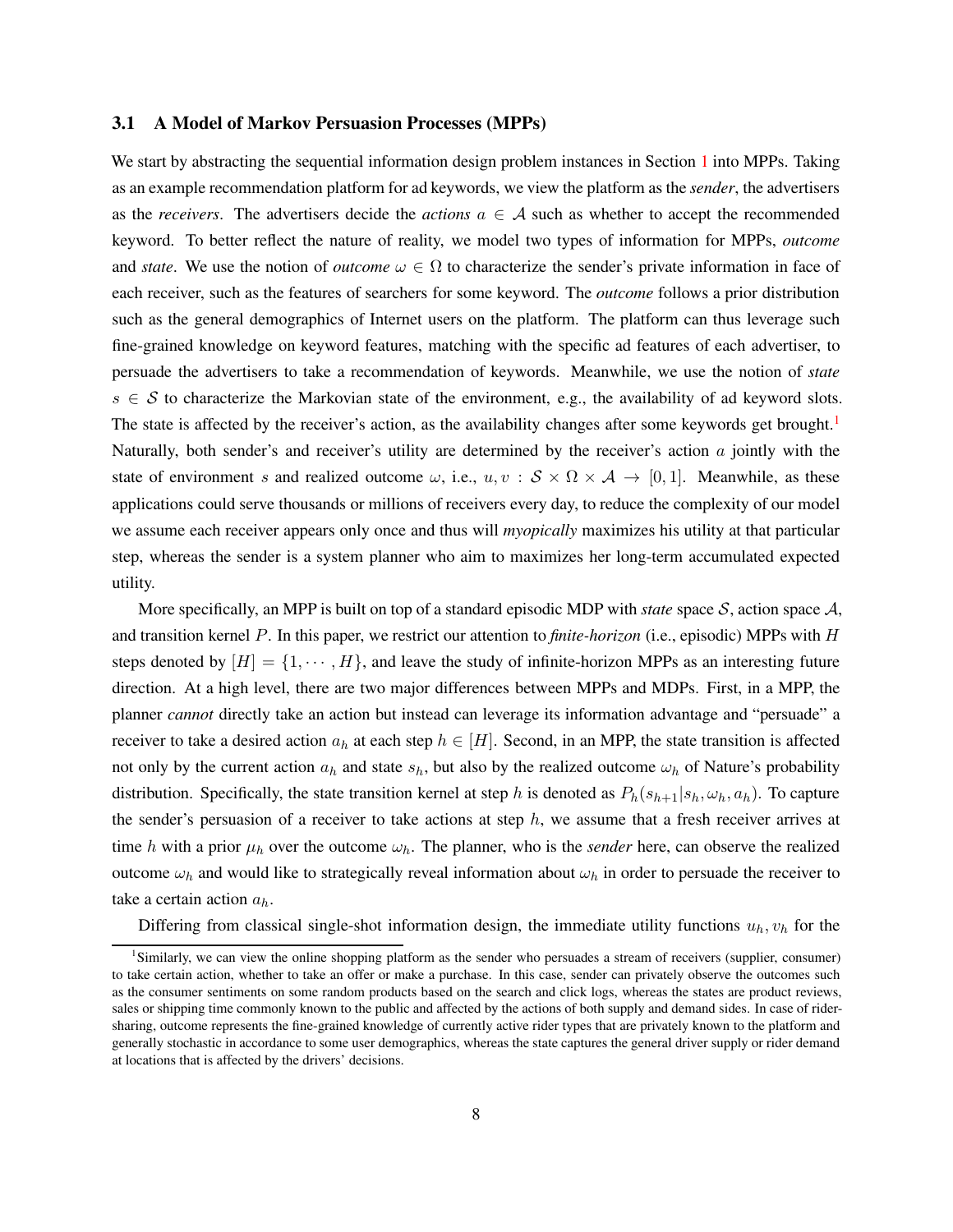### 3.1 A Model of Markov Persuasion Processes (MPPs)

We start by abstracting the sequential information design problem instances in Section 1 into MPPs. Taking as an example recommendation platform for ad keywords, we view the platform as the *sender*, the advertisers as the *receivers*. The advertisers decide the *actions* $a \in \mathcal{A}$ such as whether to accept the recommended keyword. To better reflect the nature of reality, we model two types of information for MPPs, *outcome* and *state*. We use the notion of *outcome* $\omega \in \Omega$ to characterize the sender's private information in face of each receiver, such as the features of searchers for some keyword. The *outcome* follows a prior distribution such as the general demographics of Internet users on the platform. The platform can thus leverage such fine-grained knowledge on keyword features, matching with the specific ad features of each advertiser, to persuade the advertisers to take a recommendation of keywords. Meanwhile, we use the notion of *state* $s \in \mathcal{S}$ to characterize the Markovian state of the environment, e.g., the availability of ad keyword slots. The state is affected by the receiver's action, as the availability changes after some keywords get brought.[1] Naturally, both sender's and receiver's utility are determined by the receiver's action $a$ jointly with the state of environment $s$ and realized outcome $\omega$, i.e., $u, v : \mathcal{S} \times \Omega \times \mathcal{A} \to [0, 1]$. Meanwhile, as these applications could serve thousands or millions of receivers every day, to reduce the complexity of our model we assume each receiver appears only once and thus will *myopically* maximizes his utility at that particular step, whereas the sender is a system planner who aim to maximizes her long-term accumulated expected utility.

More specifically, an MPP is built on top of a standard episodic MDP with *state* space $\mathcal{S}$, action space $\mathcal{A}$, and transition kernel $P$. In this paper, we restrict our attention to ***finite-horizon*** (i.e., episodic) MPPs with $H$ steps denoted by $[H] = \{1, \cdots, H\}$, and leave the study of infinite-horizon MPPs as an interesting future direction. At a high level, there are two major differences between MPPs and MDPs. First, in a MPP, the planner *cannot* directly take an action but instead can leverage its information advantage and "persuade" a receiver to take a desired action $a_h$ at each step $h \in [H]$. Second, in an MPP, the state transition is affected not only by the current action $a_h$ and state $s_h$, but also by the realized outcome $\omega_h$ of Nature's probability distribution. Specifically, the state transition kernel at step $h$ is denoted as $P_h(s_{h+1}|s_h, \omega_h, a_h)$. To capture the sender's persuasion of a receiver to take actions at step $h$, we assume that a fresh receiver arrives at time $h$ with a prior $\mu_h$ over the outcome $\omega_h$. The planner, who is the *sender* here, can observe the realized outcome $\omega_h$ and would like to strategically reveal information about $\omega_h$ in order to persuade the receiver to take a certain action $a_h$.

Differing from classical single-shot information design, the immediate utility functions $u_h, v_h$ for the

[1] Similarly, we can view the online shopping platform as the sender who persuades a stream of receivers (supplier, consumer) to take certain action, whether to take an offer or make a purchase. In this case, sender can privately observe the outcomes such as the consumer sentiments on some random products based on the search and click logs, whereas the states are product reviews, sales or shipping time commonly known to the public and affected by the actions of both supply and demand sides. In case of rider-sharing, outcome represents the fine-grained knowledge of currently active rider types that are privately known to the platform and generally stochastic in accordance to some user demographics, whereas the state captures the general driver supply or rider demand at locations that is affected by the drivers' decisions.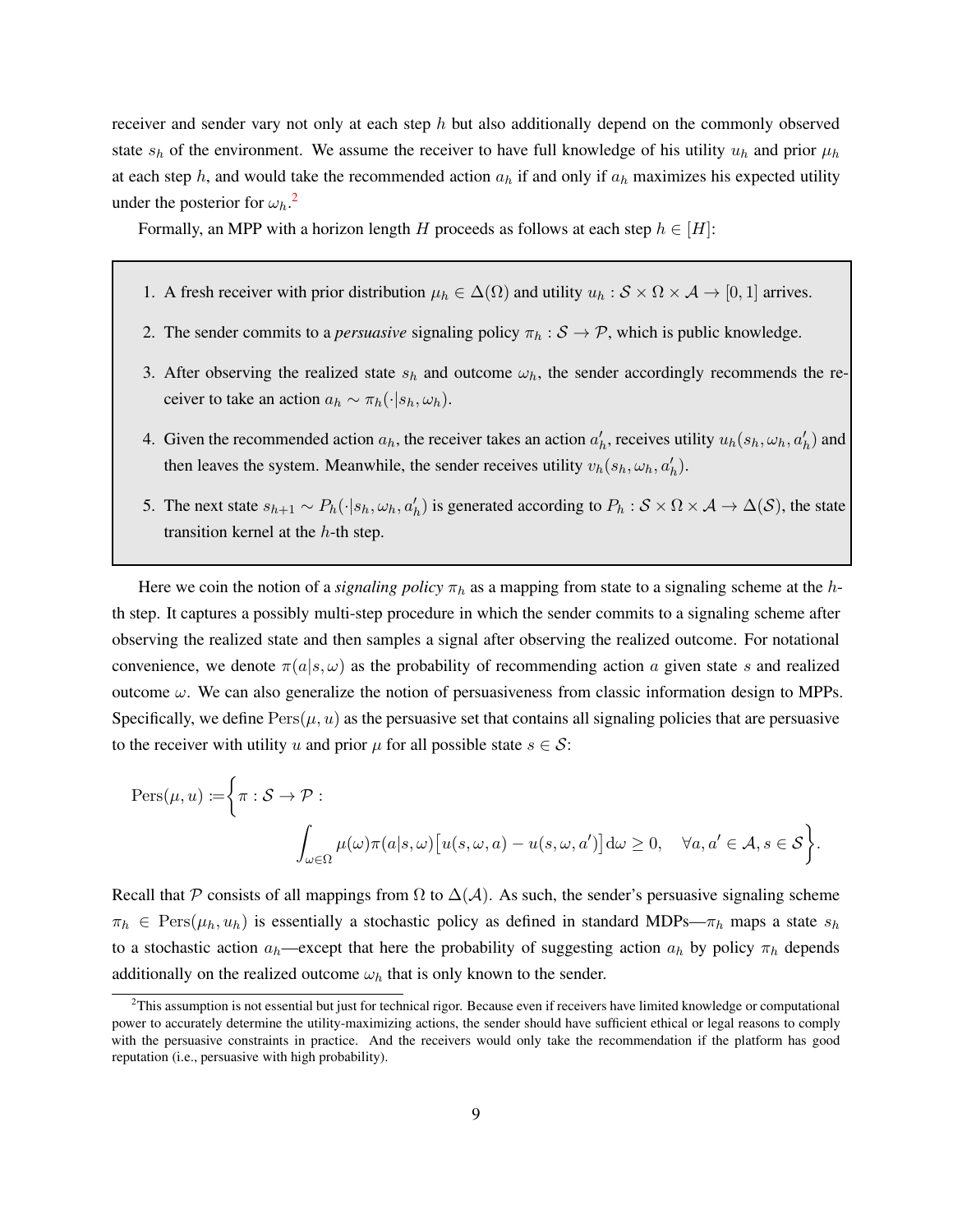receiver and sender vary not only at each step $h$ but also additionally depend on the commonly observed state $s_h$ of the environment. We assume the receiver to have full knowledge of his utility $u_h$ and prior $\mu_h$ at each step $h$, and would take the recommended action $a_h$ if and only if $a_h$ maximizes his expected utility under the posterior for $\omega_h$.[2]

Formally, an MPP with a horizon length $H$ proceeds as follows at each step $h \in [H]$:

1. A fresh receiver with prior distribution $\mu_h \in \Delta(\Omega)$ and utility $u_h : \mathcal{S} \times \Omega \times \mathcal{A} \to [0, 1]$ arrives.
2. The sender commits to a *persuasive* signaling policy $\pi_h : \mathcal{S} \to \mathcal{P}$, which is public knowledge.
3. After observing the realized state $s_h$ and outcome $\omega_h$, the sender accordingly recommends the receiver to take an action $a_h \sim \pi_h(\cdot|s_h, \omega_h)$.
4. Given the recommended action $a_h$, the receiver takes an action $a'_h$, receives utility $u_h(s_h, \omega_h, a'_h)$ and then leaves the system. Meanwhile, the sender receives utility $v_h(s_h, \omega_h, a'_h)$.
5. The next state $s_{h+1} \sim P_h(\cdot|s_h, \omega_h, a'_h)$ is generated according to $P_h : \mathcal{S} \times \Omega \times \mathcal{A} \to \Delta(\mathcal{S})$, the state transition kernel at the $h$-th step.

Here we coin the notion of a *signaling policy* $\pi_h$ as a mapping from state to a signaling scheme at the $h$-th step. It captures a possibly multi-step procedure in which the sender commits to a signaling scheme after observing the realized state and then samples a signal after observing the realized outcome. For notational convenience, we denote $\pi(a|s, \omega)$ as the probability of recommending action $a$ given state $s$ and realized outcome $\omega$. We can also generalize the notion of persuasiveness from classic information design to MPPs. Specifically, we define $\text{Pers}(\mu, u)$ as the persuasive set that contains all signaling policies that are persuasive to the receiver with utility $u$ and prior $\mu$ for all possible state $s \in \mathcal{S}$:

$$
\text{Pers}(\mu, u) := \bigg\{ \pi : \mathcal{S} \to \mathcal{P} : \int_{\omega \in \Omega} \mu(\omega) \pi(a|s, \omega) \big[ u(s, \omega, a) - u(s, \omega, a') \big] \mathrm{d}\omega \geq 0, \quad \forall a, a' \in \mathcal{A}, s \in \mathcal{S} \bigg\}.
$$

Recall that $\mathcal{P}$ consists of all mappings from $\Omega$ to $\Delta(\mathcal{A})$. As such, the sender's persuasive signaling scheme $\pi_h \in \text{Pers}(\mu_h, u_h)$ is essentially a stochastic policy as defined in standard MDPs—$\pi_h$ maps a state $s_h$ to a stochastic action $a_h$—except that here the probability of suggesting action $a_h$ by policy $\pi_h$ depends additionally on the realized outcome $\omega_h$ that is only known to the sender.

[2] This assumption is not essential but just for technical rigor. Because even if receivers have limited knowledge or computational power to accurately determine the utility-maximizing actions, the sender should have sufficient ethical or legal reasons to comply with the persuasive constraints in practice. And the receivers would only take the recommendation if the platform has good reputation (i.e., persuasive with high probability).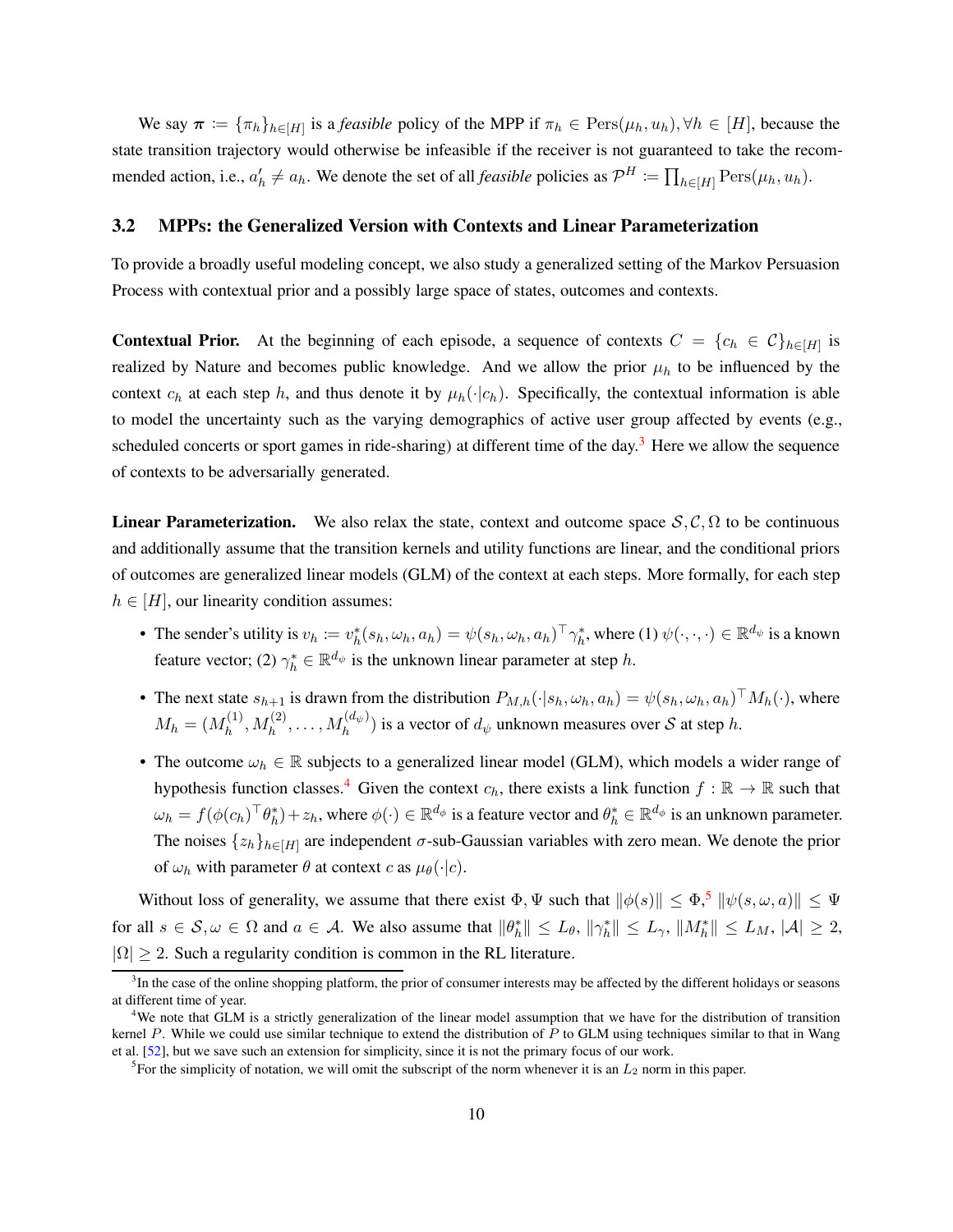We say $\boldsymbol{\pi} \coloneqq \{\pi_h\}_{h\in[H]}$ is a *feasible* policy of the MPP if $\pi_h \in \mathrm{Pers}(\mu_h, u_h), \forall h \in [H]$, because the state transition trajectory would otherwise be infeasible if the receiver is not guaranteed to take the recommended action, i.e., $a'_h \neq a_h$. We denote the set of all *feasible* policies as $\mathcal{P}^H \coloneqq \prod_{h\in[H]} \mathrm{Pers}(\mu_h, u_h)$.

### 3.2 MPPs: the Generalized Version with Contexts and Linear Parameterization

To provide a broadly useful modeling concept, we also study a generalized setting of the Markov Persuasion Process with contextual prior and a possibly large space of states, outcomes and contexts.

**Contextual Prior.** At the beginning of each episode, a sequence of contexts $C = \{c_h \in \mathcal{C}\}_{h\in[H]}$ is realized by Nature and becomes public knowledge. And we allow the prior $\mu_h$ to be influenced by the context $c_h$ at each step $h$, and thus denote it by $\mu_h(\cdot|c_h)$. Specifically, the contextual information is able to model the uncertainty such as the varying demographics of active user group affected by events (e.g., scheduled concerts or sport games in ride-sharing) at different time of the day.[3] Here we allow the sequence of contexts to be adversarially generated.

**Linear Parameterization.** We also relax the state, context and outcome space $\mathcal{S}, \mathcal{C}, \Omega$ to be continuous and additionally assume that the transition kernels and utility functions are linear, and the conditional priors of outcomes are generalized linear models (GLM) of the context at each steps. More formally, for each step $h \in [H]$, our linearity condition assumes:

- The sender's utility is $v_h \coloneqq v_h^*(s_h, \omega_h, a_h) = \psi(s_h, \omega_h, a_h)^\top \gamma_h^*$, where (1) $\psi(\cdot,\cdot,\cdot) \in \mathbb{R}^{d_\psi}$ is a known feature vector; (2) $\gamma_h^* \in \mathbb{R}^{d_\psi}$ is the unknown linear parameter at step $h$.
- The next state $s_{h+1}$ is drawn from the distribution $P_{M,h}(\cdot|s_h, \omega_h, a_h) = \psi(s_h, \omega_h, a_h)^\top M_h(\cdot)$, where $M_h = (M_h^{(1)}, M_h^{(2)}, \ldots, M_h^{(d_\psi)})$ is a vector of $d_\psi$ unknown measures over $\mathcal{S}$ at step $h$.
- The outcome $\omega_h \in \mathbb{R}$ subjects to a generalized linear model (GLM), which models a wider range of hypothesis function classes.[4] Given the context $c_h$, there exists a link function $f : \mathbb{R} \to \mathbb{R}$ such that $\omega_h = f(\phi(c_h)^\top \theta_h^*) + z_h$, where $\phi(\cdot) \in \mathbb{R}^{d_\phi}$ is a feature vector and $\theta_h^* \in \mathbb{R}^{d_\phi}$ is an unknown parameter. The noises $\{z_h\}_{h\in[H]}$ are independent $\sigma$-sub-Gaussian variables with zero mean. We denote the prior of $\omega_h$ with parameter $\theta$ at context $c$ as $\mu_\theta(\cdot|c)$.

Without loss of generality, we assume that there exist $\Phi, \Psi$ such that $\|\phi(s)\| \leq \Phi$,[5] $\|\psi(s,\omega,a)\| \leq \Psi$ for all $s \in \mathcal{S}, \omega \in \Omega$ and $a \in \mathcal{A}$. We also assume that $\|\theta_h^*\| \leq L_\theta$, $\|\gamma_h^*\| \leq L_\gamma$, $\|M_h^*\| \leq L_M$, $|\mathcal{A}| \geq 2$, $|\Omega| \geq 2$. Such a regularity condition is common in the RL literature.

[3] In the case of the online shopping platform, the prior of consumer interests may be affected by the different holidays or seasons at different time of year.

[4] We note that GLM is a strictly generalization of the linear model assumption that we have for the distribution of transition kernel $P$. While we could use similar technique to extend the distribution of $P$ to GLM using techniques similar to that in Wang et al. [52], but we save such an extension for simplicity, since it is not the primary focus of our work.

[5] For the simplicity of notation, we will omit the subscript of the norm whenever it is an $L_2$ norm in this paper.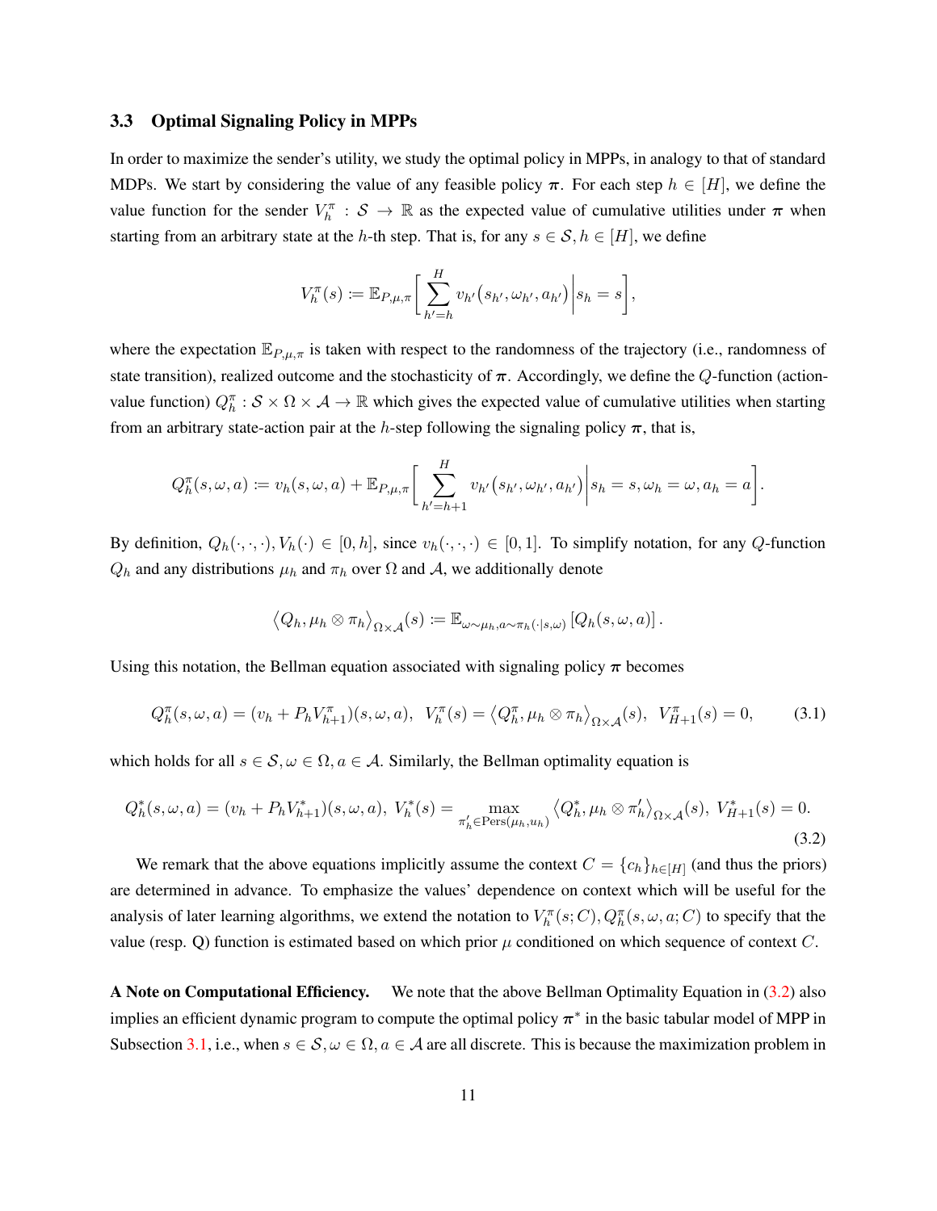### 3.3 Optimal Signaling Policy in MPPs

In order to maximize the sender's utility, we study the optimal policy in MPPs, in analogy to that of standard MDPs. We start by considering the value of any feasible policy $\boldsymbol{\pi}$. For each step $h \in [H]$, we define the value function for the sender $V_h^{\pi} : \mathcal{S} \to \mathbb{R}$ as the expected value of cumulative utilities under $\boldsymbol{\pi}$ when starting from an arbitrary state at the $h$-th step. That is, for any $s \in \mathcal{S}, h \in [H]$, we define

$$V_h^{\pi}(s) := \mathbb{E}_{P,\mu,\pi}\bigg[\sum_{h'=h}^{H} v_{h'}\big(s_{h'}, \omega_{h'}, a_{h'}\big)\bigg| s_h = s\bigg],$$

where the expectation $\mathbb{E}_{P,\mu,\pi}$ is taken with respect to the randomness of the trajectory (i.e., randomness of state transition), realized outcome and the stochasticity of $\boldsymbol{\pi}$. Accordingly, we define the $Q$-function (action-value function) $Q_h^{\pi} : \mathcal{S} \times \Omega \times \mathcal{A} \to \mathbb{R}$ which gives the expected value of cumulative utilities when starting from an arbitrary state-action pair at the $h$-step following the signaling policy $\boldsymbol{\pi}$, that is,

$$Q_h^{\pi}(s, \omega, a) := v_h(s, \omega, a) + \mathbb{E}_{P,\mu,\pi}\bigg[\sum_{h'=h+1}^{H} v_{h'}\big(s_{h'}, \omega_{h'}, a_{h'}\big)\bigg| s_h = s, \omega_h = \omega, a_h = a\bigg].$$

By definition, $Q_h(\cdot,\cdot,\cdot), V_h(\cdot) \in [0, h]$, since $v_h(\cdot,\cdot,\cdot) \in [0, 1]$. To simplify notation, for any $Q$-function $Q_h$ and any distributions $\mu_h$ and $\pi_h$ over $\Omega$ and $\mathcal{A}$, we additionally denote

$$\big\langle Q_h, \mu_h \otimes \pi_h \big\rangle_{\Omega\times\mathcal{A}}(s) := \mathbb{E}_{\omega\sim\mu_h, a\sim\pi_h(\cdot|s,\omega)}\left[Q_h(s, \omega, a)\right].$$

Using this notation, the Bellman equation associated with signaling policy $\boldsymbol{\pi}$ becomes

$$Q_h^{\pi}(s, \omega, a) = (v_h + P_h V_{h+1}^{\pi})(s, \omega, a), \;\; V_h^{\pi}(s) = \big\langle Q_h^{\pi}, \mu_h \otimes \pi_h \big\rangle_{\Omega\times\mathcal{A}}(s), \;\; V_{H+1}^{\pi}(s) = 0, \tag{3.1}$$

which holds for all $s \in \mathcal{S}, \omega \in \Omega, a \in \mathcal{A}$. Similarly, the Bellman optimality equation is

$$Q_h^{*}(s, \omega, a) = (v_h + P_h V_{h+1}^{*})(s, \omega, a), \; V_h^{*}(s) = \max_{\pi_h' \in \mathrm{Pers}(\mu_h, u_h)} \big\langle Q_h^{*}, \mu_h \otimes \pi_h' \big\rangle_{\Omega\times\mathcal{A}}(s), \; V_{H+1}^{*}(s) = 0. \tag{3.2}$$

We remark that the above equations implicitly assume the context $C = \{c_h\}_{h\in[H]}$ (and thus the priors) are determined in advance. To emphasize the values' dependence on context which will be useful for the analysis of later learning algorithms, we extend the notation to $V_h^{\pi}(s; C), Q_h^{\pi}(s, \omega, a; C)$ to specify that the value (resp. Q) function is estimated based on which prior $\mu$ conditioned on which sequence of context $C$.

**A Note on Computational Efficiency.** We note that the above Bellman Optimality Equation in (3.2) also implies an efficient dynamic program to compute the optimal policy $\boldsymbol{\pi}^*$ in the basic tabular model of MPP in Subsection 3.1, i.e., when $s \in \mathcal{S}, \omega \in \Omega, a \in \mathcal{A}$ are all discrete. This is because the maximization problem in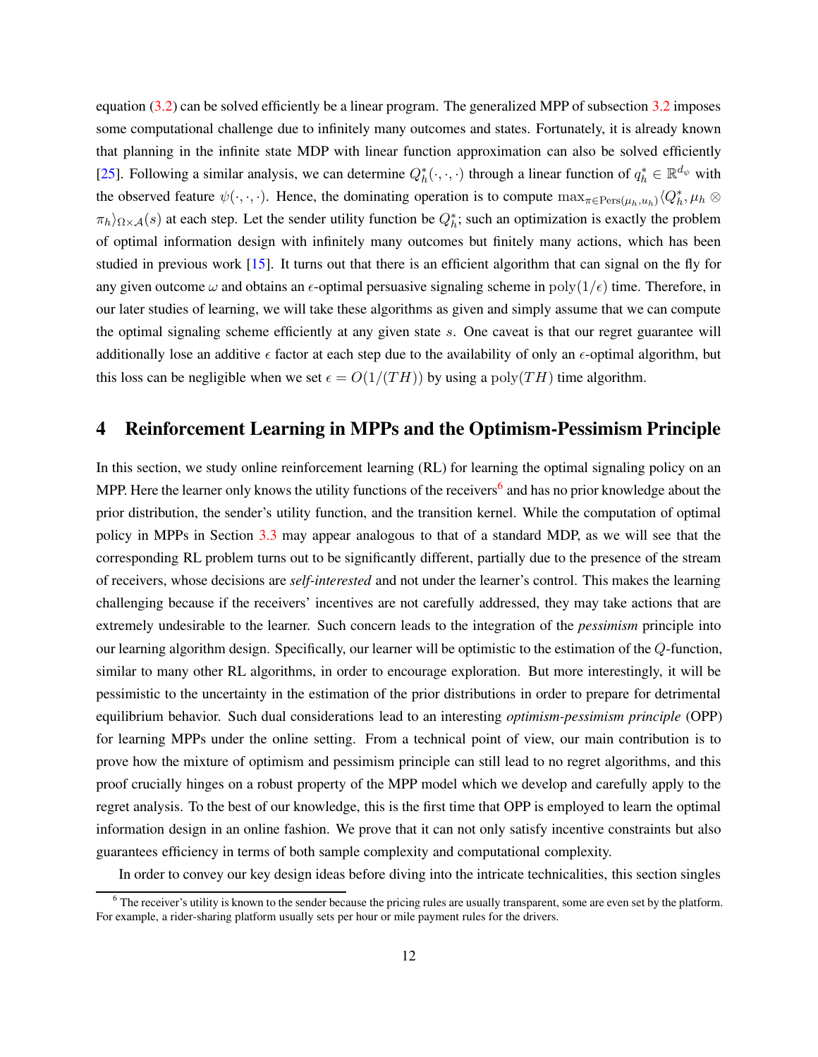equation (3.2) can be solved efficiently be a linear program. The generalized MPP of subsection 3.2 imposes some computational challenge due to infinitely many outcomes and states. Fortunately, it is already known that planning in the infinite state MDP with linear function approximation can also be solved efficiently [25]. Following a similar analysis, we can determine $Q_h^*(\cdot,\cdot,\cdot)$ through a linear function of $q_h^* \in \mathbb{R}^{d_\psi}$ with the observed feature $\psi(\cdot,\cdot,\cdot)$. Hence, the dominating operation is to compute $\max_{\pi \in \text{Pers}(\mu_h, u_h)} \langle Q_h^*, \mu_h \otimes \pi_h \rangle_{\Omega \times \mathcal{A}}(s)$ at each step. Let the sender utility function be $Q_h^*$; such an optimization is exactly the problem of optimal information design with infinitely many outcomes but finitely many actions, which has been studied in previous work [15]. It turns out that there is an efficient algorithm that can signal on the fly for any given outcome $\omega$ and obtains an $\epsilon$-optimal persuasive signaling scheme in $\text{poly}(1/\epsilon)$ time. Therefore, in our later studies of learning, we will take these algorithms as given and simply assume that we can compute the optimal signaling scheme efficiently at any given state $s$. One caveat is that our regret guarantee will additionally lose an additive $\epsilon$ factor at each step due to the availability of only an $\epsilon$-optimal algorithm, but this loss can be negligible when we set $\epsilon = O(1/(TH))$ by using a $\text{poly}(TH)$ time algorithm.

# 4 Reinforcement Learning in MPPs and the Optimism-Pessimism Principle

In this section, we study online reinforcement learning (RL) for learning the optimal signaling policy on an MPP. Here the learner only knows the utility functions of the receivers[6] and has no prior knowledge about the prior distribution, the sender's utility function, and the transition kernel. While the computation of optimal policy in MPPs in Section 3.3 may appear analogous to that of a standard MDP, as we will see that the corresponding RL problem turns out to be significantly different, partially due to the presence of the stream of receivers, whose decisions are *self-interested* and not under the learner's control. This makes the learning challenging because if the receivers' incentives are not carefully addressed, they may take actions that are extremely undesirable to the learner. Such concern leads to the integration of the *pessimism* principle into our learning algorithm design. Specifically, our learner will be optimistic to the estimation of the $Q$-function, similar to many other RL algorithms, in order to encourage exploration. But more interestingly, it will be pessimistic to the uncertainty in the estimation of the prior distributions in order to prepare for detrimental equilibrium behavior. Such dual considerations lead to an interesting *optimism-pessimism principle* (OPP) for learning MPPs under the online setting. From a technical point of view, our main contribution is to prove how the mixture of optimism and pessimism principle can still lead to no regret algorithms, and this proof crucially hinges on a robust property of the MPP model which we develop and carefully apply to the regret analysis. To the best of our knowledge, this is the first time that OPP is employed to learn the optimal information design in an online fashion. We prove that it can not only satisfy incentive constraints but also guarantees efficiency in terms of both sample complexity and computational complexity.

In order to convey our key design ideas before diving into the intricate technicalities, this section singles

[6] The receiver's utility is known to the sender because the pricing rules are usually transparent, some are even set by the platform. For example, a rider-sharing platform usually sets per hour or mile payment rules for the drivers.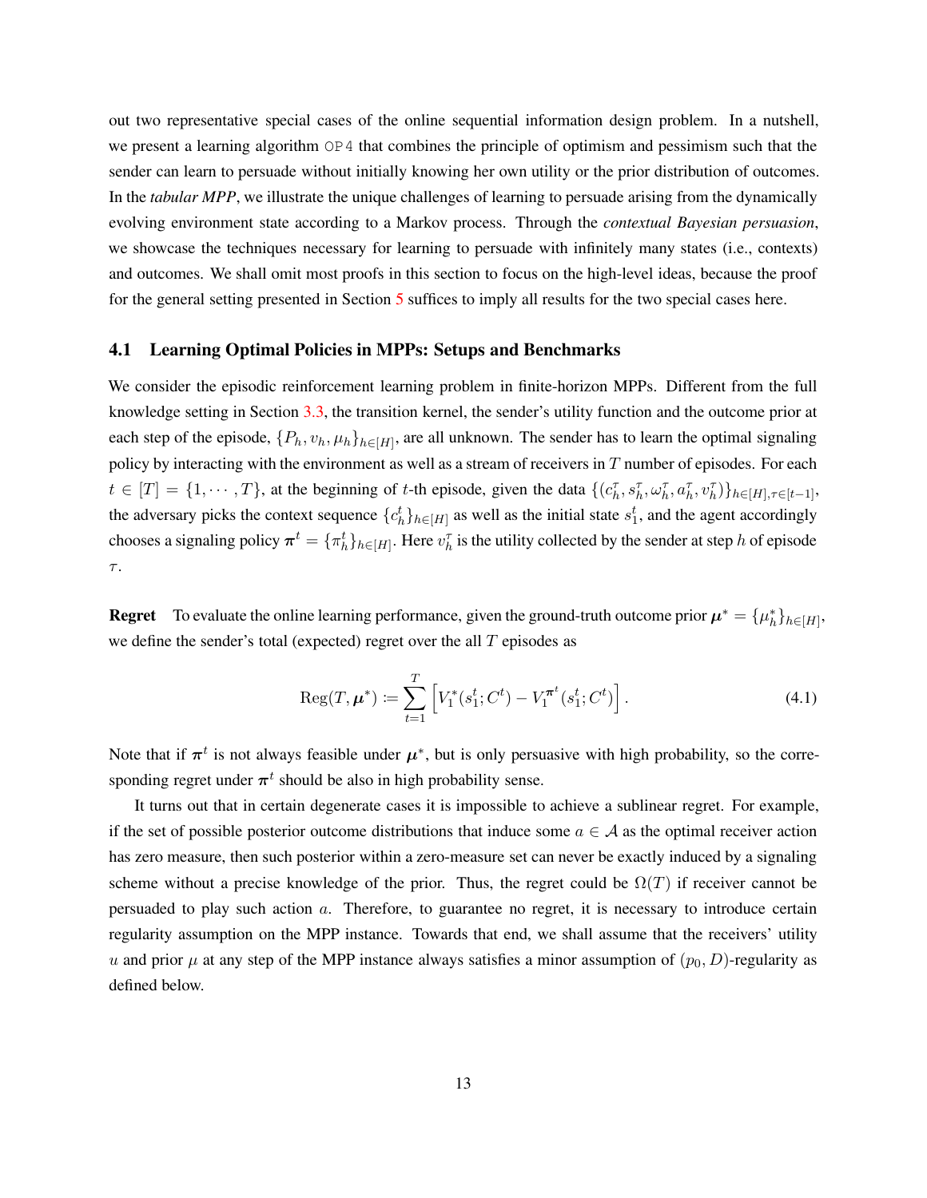out two representative special cases of the online sequential information design problem. In a nutshell, we present a learning algorithm OP4 that combines the principle of optimism and pessimism such that the sender can learn to persuade without initially knowing her own utility or the prior distribution of outcomes. In the *tabular MPP*, we illustrate the unique challenges of learning to persuade arising from the dynamically evolving environment state according to a Markov process. Through the *contextual Bayesian persuasion*, we showcase the techniques necessary for learning to persuade with infinitely many states (i.e., contexts) and outcomes. We shall omit most proofs in this section to focus on the high-level ideas, because the proof for the general setting presented in Section 5 suffices to imply all results for the two special cases here.

### 4.1 Learning Optimal Policies in MPPs: Setups and Benchmarks

We consider the episodic reinforcement learning problem in finite-horizon MPPs. Different from the full knowledge setting in Section 3.3, the transition kernel, the sender's utility function and the outcome prior at each step of the episode, $\{P_h, v_h, \mu_h\}_{h\in[H]}$, are all unknown. The sender has to learn the optimal signaling policy by interacting with the environment as well as a stream of receivers in $T$ number of episodes. For each $t \in [T] = \{1, \cdots, T\}$, at the beginning of $t$-th episode, given the data $\{(c_h^\tau, s_h^\tau, \omega_h^\tau, a_h^\tau, v_h^\tau)\}_{h\in[H],\tau\in[t-1]}$, the adversary picks the context sequence $\{c_h^t\}_{h\in[H]}$ as well as the initial state $s_1^t$, and the agent accordingly chooses a signaling policy $\boldsymbol{\pi}^t = \{\pi_h^t\}_{h\in[H]}$. Here $v_h^\tau$ is the utility collected by the sender at step $h$ of episode $\tau$.

**Regret** To evaluate the online learning performance, given the ground-truth outcome prior $\boldsymbol{\mu}^* = \{\mu_h^*\}_{h\in[H]}$, we define the sender's total (expected) regret over the all $T$ episodes as

$$\mathrm{Reg}(T, \boldsymbol{\mu}^*) := \sum_{t=1}^{T} \left[ V_1^*(s_1^t; C^t) - V_1^{\boldsymbol{\pi}^t}(s_1^t; C^t) \right]. \tag{4.1}$$

Note that if $\boldsymbol{\pi}^t$ is not always feasible under $\boldsymbol{\mu}^*$, but is only persuasive with high probability, so the corresponding regret under $\boldsymbol{\pi}^t$ should be also in high probability sense.

It turns out that in certain degenerate cases it is impossible to achieve a sublinear regret. For example, if the set of possible posterior outcome distributions that induce some $a \in \mathcal{A}$ as the optimal receiver action has zero measure, then such posterior within a zero-measure set can never be exactly induced by a signaling scheme without a precise knowledge of the prior. Thus, the regret could be $\Omega(T)$ if receiver cannot be persuaded to play such action $a$. Therefore, to guarantee no regret, it is necessary to introduce certain regularity assumption on the MPP instance. Towards that end, we shall assume that the receivers' utility $u$ and prior $\mu$ at any step of the MPP instance always satisfies a minor assumption of $(p_0, D)$-regularity as defined below.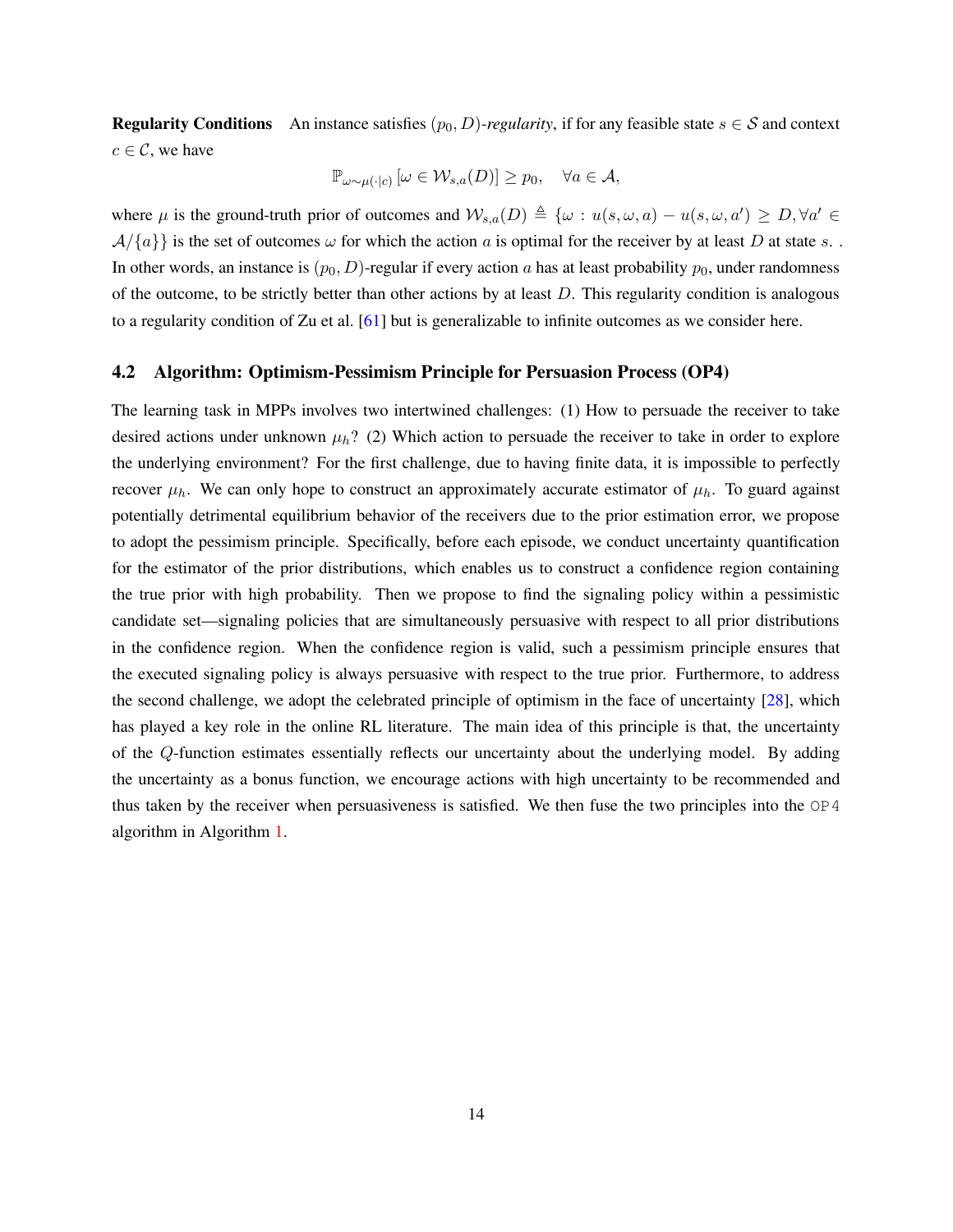**Regularity Conditions** An instance satisfies $(p_0, D)$-*regularity*, if for any feasible state $s \in \mathcal{S}$ and context $c \in \mathcal{C}$, we have

$$\mathbb{P}_{\omega \sim \mu(\cdot|c)} \left[ \omega \in \mathcal{W}_{s,a}(D) \right] \geq p_0, \quad \forall a \in \mathcal{A},$$

where $\mu$ is the ground-truth prior of outcomes and $\mathcal{W}_{s,a}(D) \triangleq \{\omega : u(s, \omega, a) - u(s, \omega, a') \geq D, \forall a' \in \mathcal{A}/\{a\}\}$ is the set of outcomes $\omega$ for which the action $a$ is optimal for the receiver by at least $D$ at state $s$. . In other words, an instance is $(p_0, D)$-regular if every action $a$ has at least probability $p_0$, under randomness of the outcome, to be strictly better than other actions by at least $D$. This regularity condition is analogous to a regularity condition of Zu et al. [61] but is generalizable to infinite outcomes as we consider here.

## 4.2 Algorithm: Optimism-Pessimism Principle for Persuasion Process (OP4)

The learning task in MPPs involves two intertwined challenges: (1) How to persuade the receiver to take desired actions under unknown $\mu_h$? (2) Which action to persuade the receiver to take in order to explore the underlying environment? For the first challenge, due to having finite data, it is impossible to perfectly recover $\mu_h$. We can only hope to construct an approximately accurate estimator of $\mu_h$. To guard against potentially detrimental equilibrium behavior of the receivers due to the prior estimation error, we propose to adopt the pessimism principle. Specifically, before each episode, we conduct uncertainty quantification for the estimator of the prior distributions, which enables us to construct a confidence region containing the true prior with high probability. Then we propose to find the signaling policy within a pessimistic candidate set—signaling policies that are simultaneously persuasive with respect to all prior distributions in the confidence region. When the confidence region is valid, such a pessimism principle ensures that the executed signaling policy is always persuasive with respect to the true prior. Furthermore, to address the second challenge, we adopt the celebrated principle of optimism in the face of uncertainty [28], which has played a key role in the online RL literature. The main idea of this principle is that, the uncertainty of the $Q$-function estimates essentially reflects our uncertainty about the underlying model. By adding the uncertainty as a bonus function, we encourage actions with high uncertainty to be recommended and thus taken by the receiver when persuasiveness is satisfied. We then fuse the two principles into the OP4 algorithm in Algorithm 1.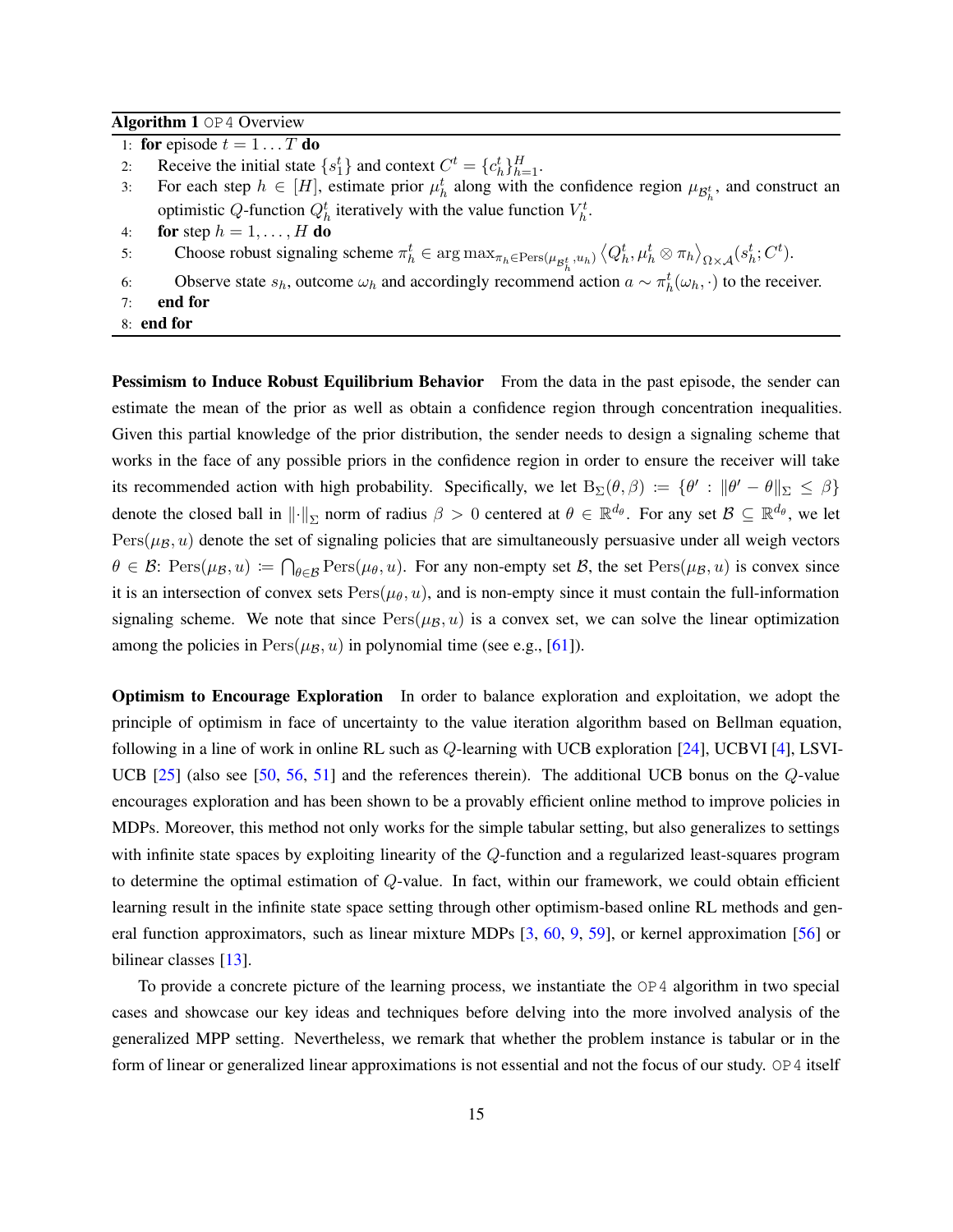**Algorithm 1** `OP4` Overview

```
1: for episode t = 1 ... T do
2:     Receive the initial state {s_1^t} and context C^t = {c_h^t}_{h=1}^H.
3:     For each step h ∈ [H], estimate prior μ_h^t along with the confidence region μ_{B_h^t}, and construct an
       optimistic Q-function Q_h^t iteratively with the value function V_h^t.
4:     for step h = 1, ..., H do
5:         Choose robust signaling scheme π_h^t ∈ argmax_{π_h ∈ Pers(μ_{B_h^t}, u_h)} ⟨Q_h^t, μ_h^t ⊗ π_h⟩_{Ω×A}(s_h^t; C^t).
6:         Observe state s_h, outcome ω_h and accordingly recommend action a ~ π_h^t(ω_h, ·) to the receiver.
7:     end for
8: end for
```

**Pessimism to Induce Robust Equilibrium Behavior** From the data in the past episode, the sender can estimate the mean of the prior as well as obtain a confidence region through concentration inequalities. Given this partial knowledge of the prior distribution, the sender needs to design a signaling scheme that works in the face of any possible priors in the confidence region in order to ensure the receiver will take its recommended action with high probability. Specifically, we let $\mathrm{B}_\Sigma(\theta, \beta) := \{\theta' : \|\theta' - \theta\|_\Sigma \le \beta\}$ denote the closed ball in $\|\cdot\|_\Sigma$ norm of radius $\beta > 0$ centered at $\theta \in \mathbb{R}^{d_\theta}$. For any set $\mathcal{B} \subseteq \mathbb{R}^{d_\theta}$, we let $\mathrm{Pers}(\mu_\mathcal{B}, u)$ denote the set of signaling policies that are simultaneously persuasive under all weigh vectors $\theta \in \mathcal{B}$: $\mathrm{Pers}(\mu_\mathcal{B}, u) := \bigcap_{\theta \in \mathcal{B}} \mathrm{Pers}(\mu_\theta, u)$. For any non-empty set $\mathcal{B}$, the set $\mathrm{Pers}(\mu_\mathcal{B}, u)$ is convex since it is an intersection of convex sets $\mathrm{Pers}(\mu_\theta, u)$, and is non-empty since it must contain the full-information signaling scheme. We note that since $\mathrm{Pers}(\mu_\mathcal{B}, u)$ is a convex set, we can solve the linear optimization among the policies in $\mathrm{Pers}(\mu_\mathcal{B}, u)$ in polynomial time (see e.g., [61]).

**Optimism to Encourage Exploration** In order to balance exploration and exploitation, we adopt the principle of optimism in face of uncertainty to the value iteration algorithm based on Bellman equation, following in a line of work in online RL such as $Q$-learning with UCB exploration [24], UCBVI [4], LSVI-UCB [25] (also see [50, 56, 51] and the references therein). The additional UCB bonus on the $Q$-value encourages exploration and has been shown to be a provably efficient online method to improve policies in MDPs. Moreover, this method not only works for the simple tabular setting, but also generalizes to settings with infinite state spaces by exploiting linearity of the $Q$-function and a regularized least-squares program to determine the optimal estimation of $Q$-value. In fact, within our framework, we could obtain efficient learning result in the infinite state space setting through other optimism-based online RL methods and general function approximators, such as linear mixture MDPs [3, 60, 9, 59], or kernel approximation [56] or bilinear classes [13].

To provide a concrete picture of the learning process, we instantiate the `OP4` algorithm in two special cases and showcase our key ideas and techniques before delving into the more involved analysis of the generalized MPP setting. Nevertheless, we remark that whether the problem instance is tabular or in the form of linear or generalized linear approximations is not essential and not the focus of our study. `OP4` itself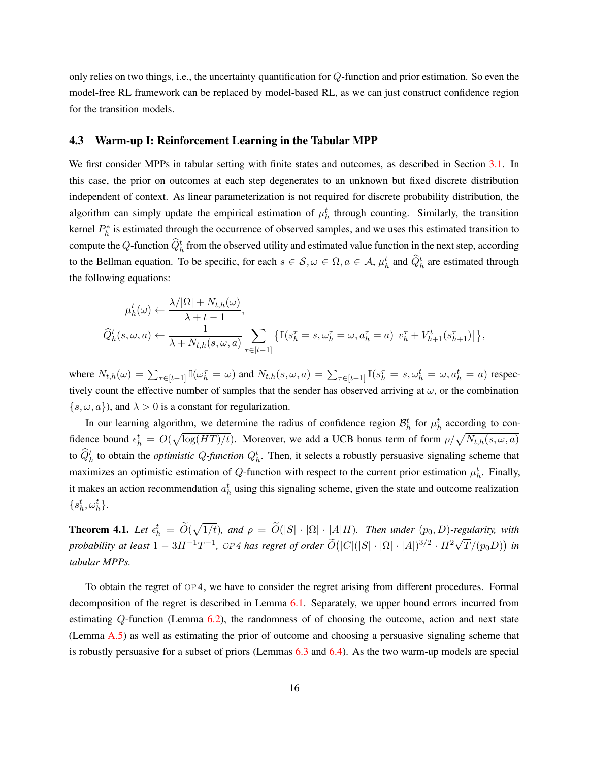only relies on two things, i.e., the uncertainty quantification for $Q$-function and prior estimation. So even the model-free RL framework can be replaced by model-based RL, as we can just construct confidence region for the transition models.

### 4.3 Warm-up I: Reinforcement Learning in the Tabular MPP

We first consider MPPs in tabular setting with finite states and outcomes, as described in Section 3.1. In this case, the prior on outcomes at each step degenerates to an unknown but fixed discrete distribution independent of context. As linear parameterization is not required for discrete probability distribution, the algorithm can simply update the empirical estimation of $\mu_h^t$ through counting. Similarly, the transition kernel $P_h^*$ is estimated through the occurrence of observed samples, and we uses this estimated transition to compute the $Q$-function $\widehat{Q}_h^t$ from the observed utility and estimated value function in the next step, according to the Bellman equation. To be specific, for each $s \in \mathcal{S}, \omega \in \Omega, a \in \mathcal{A}$, $\mu_h^t$ and $\widehat{Q}_h^t$ are estimated through the following equations:

$$
\begin{aligned}
\mu_h^t(\omega) &\leftarrow \frac{\lambda/|\Omega| + N_{t,h}(\omega)}{\lambda + t - 1}, \\
\widehat{Q}_h^t(s, \omega, a) &\leftarrow \frac{1}{\lambda + N_{t,h}(s, \omega, a)} \sum_{\tau \in [t-1]} \big\{ \mathbb{I}(s_h^\tau = s, \omega_h^\tau = \omega, a_h^\tau = a) \big[ v_h^\tau + V_{h+1}^t(s_{h+1}^\tau) \big] \big\},
\end{aligned}
$$

where $N_{t,h}(\omega) = \sum_{\tau \in [t-1]} \mathbb{I}(\omega_h^\tau = \omega)$ and $N_{t,h}(s, \omega, a) = \sum_{\tau \in [t-1]} \mathbb{I}(s_h^\tau = s, \omega_h^t = \omega, a_h^t = a)$ respectively count the effective number of samples that the sender has observed arriving at $\omega$, or the combination $\{s, \omega, a\}$), and $\lambda > 0$ is a constant for regularization.

In our learning algorithm, we determine the radius of confidence region $\mathcal{B}_h^t$ for $\mu_h^t$ according to confidence bound $\epsilon_h^t = O(\sqrt{\log(HT)/t})$. Moreover, we add a UCB bonus term of form $\rho/\sqrt{N_{t,h}(s, \omega, a)}$ to $\widehat{Q}_h^t$ to obtain the *optimistic Q-function* $Q_h^t$. Then, it selects a robustly persuasive signaling scheme that maximizes an optimistic estimation of $Q$-function with respect to the current prior estimation $\mu_h^t$. Finally, it makes an action recommendation $a_h^t$ using this signaling scheme, given the state and outcome realization $\{s_h^t, \omega_h^t\}$.

**Theorem 4.1.** *Let $\epsilon_h^t = \widetilde{O}(\sqrt{1/t})$, and $\rho = \widetilde{O}(|S| \cdot |\Omega| \cdot |A| H)$. Then under $(p_0, D)$-regularity, with probability at least $1 - 3H^{-1}T^{-1}$,* OP4 *has regret of order $\widetilde{O}\big(|C|(|S| \cdot |\Omega| \cdot |A|)^{3/2} \cdot H^2\sqrt{T}/(p_0 D)\big)$ in tabular MPPs.*

To obtain the regret of OP4, we have to consider the regret arising from different procedures. Formal decomposition of the regret is described in Lemma 6.1. Separately, we upper bound errors incurred from estimating $Q$-function (Lemma 6.2), the randomness of of choosing the outcome, action and next state (Lemma A.5) as well as estimating the prior of outcome and choosing a persuasive signaling scheme that is robustly persuasive for a subset of priors (Lemmas 6.3 and 6.4). As the two warm-up models are special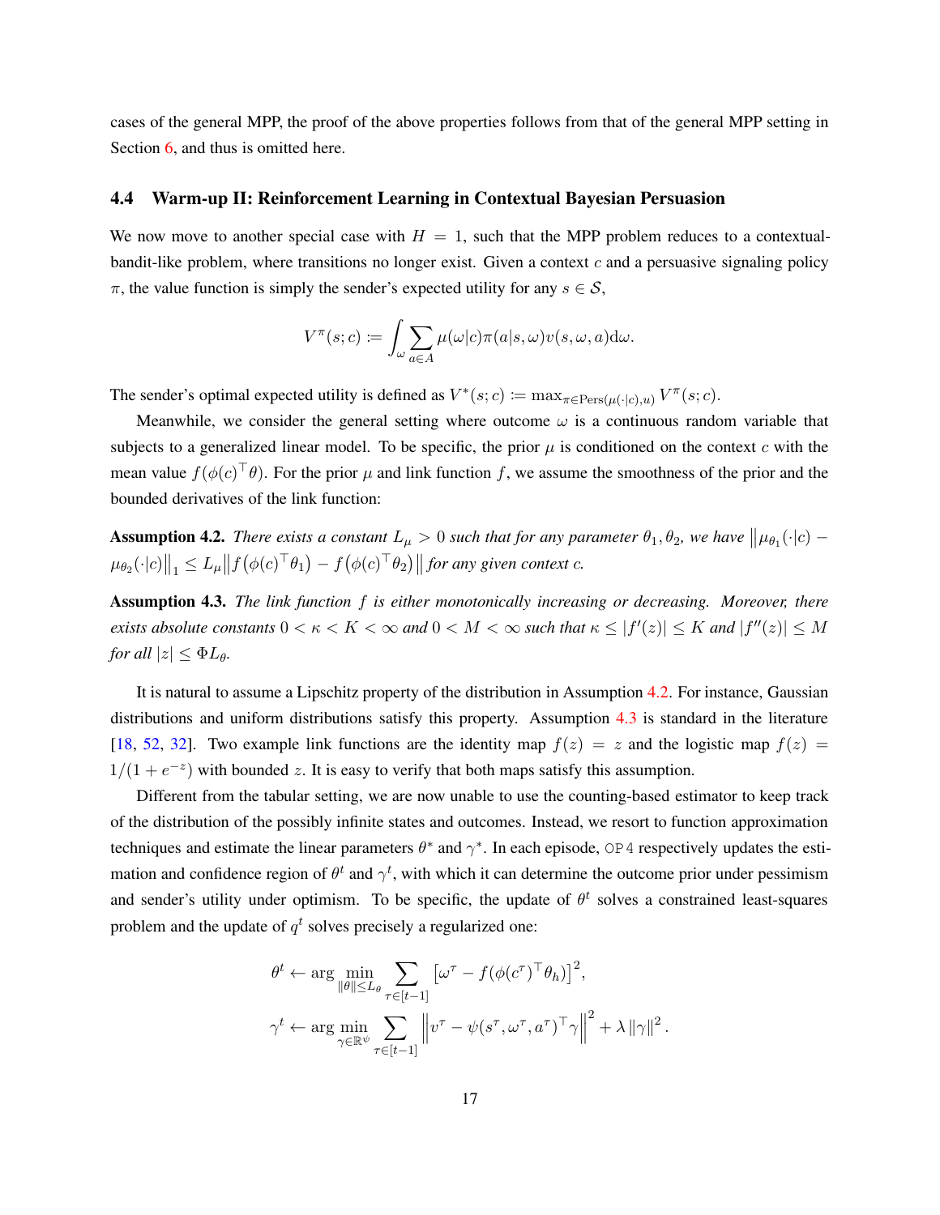cases of the general MPP, the proof of the above properties follows from that of the general MPP setting in Section 6, and thus is omitted here.

### 4.4 Warm-up II: Reinforcement Learning in Contextual Bayesian Persuasion

We now move to another special case with $H = 1$, such that the MPP problem reduces to a contextual-bandit-like problem, where transitions no longer exist. Given a context $c$ and a persuasive signaling policy $\pi$, the value function is simply the sender's expected utility for any $s \in \mathcal{S}$,

$$V^{\pi}(s;c) := \int_{\omega} \sum_{a \in A} \mu(\omega|c)\pi(a|s,\omega)v(s,\omega,a)\mathrm{d}\omega.$$

The sender's optimal expected utility is defined as $V^*(s;c) := \max_{\pi \in \mathrm{Pers}(\mu(\cdot|c),u)} V^{\pi}(s;c)$.

Meanwhile, we consider the general setting where outcome $\omega$ is a continuous random variable that subjects to a generalized linear model. To be specific, the prior $\mu$ is conditioned on the context $c$ with the mean value $f(\phi(c)^\top \theta)$. For the prior $\mu$ and link function $f$, we assume the smoothness of the prior and the bounded derivatives of the link function:

**Assumption 4.2.** *There exists a constant $L_\mu > 0$ such that for any parameter $\theta_1, \theta_2$, we have $\big\|\mu_{\theta_1}(\cdot|c) - \mu_{\theta_2}(\cdot|c)\big\|_1 \leq L_\mu \big\| f\big(\phi(c)^\top \theta_1\big) - f\big(\phi(c)^\top \theta_2\big)\big\|$ for any given context $c$.*

**Assumption 4.3.** *The link function $f$ is either monotonically increasing or decreasing. Moreover, there exists absolute constants $0 < \kappa < K < \infty$ and $0 < M < \infty$ such that $\kappa \leq |f'(z)| \leq K$ and $|f''(z)| \leq M$ for all $|z| \leq \Phi L_\theta$.*

It is natural to assume a Lipschitz property of the distribution in Assumption 4.2. For instance, Gaussian distributions and uniform distributions satisfy this property. Assumption 4.3 is standard in the literature [18, 52, 32]. Two example link functions are the identity map $f(z) = z$ and the logistic map $f(z) = 1/(1 + e^{-z})$ with bounded $z$. It is easy to verify that both maps satisfy this assumption.

Different from the tabular setting, we are now unable to use the counting-based estimator to keep track of the distribution of the possibly infinite states and outcomes. Instead, we resort to function approximation techniques and estimate the linear parameters $\theta^*$ and $\gamma^*$. In each episode, `OP4` respectively updates the estimation and confidence region of $\theta^t$ and $\gamma^t$, with which it can determine the outcome prior under pessimism and sender's utility under optimism. To be specific, the update of $\theta^t$ solves a constrained least-squares problem and the update of $q^t$ solves precisely a regularized one:

$$\theta^t \leftarrow \arg \min_{\|\theta\| \leq L_\theta} \sum_{\tau \in [t-1]} \big[\omega^\tau - f(\phi(c^\tau)^\top \theta_h)\big]^2,$$

$$\gamma^t \leftarrow \arg \min_{\gamma \in \mathbb{R}^\psi} \sum_{\tau \in [t-1]} \Big\| v^\tau - \psi(s^\tau, \omega^\tau, a^\tau)^\top \gamma \Big\|^2 + \lambda \|\gamma\|^2 .$$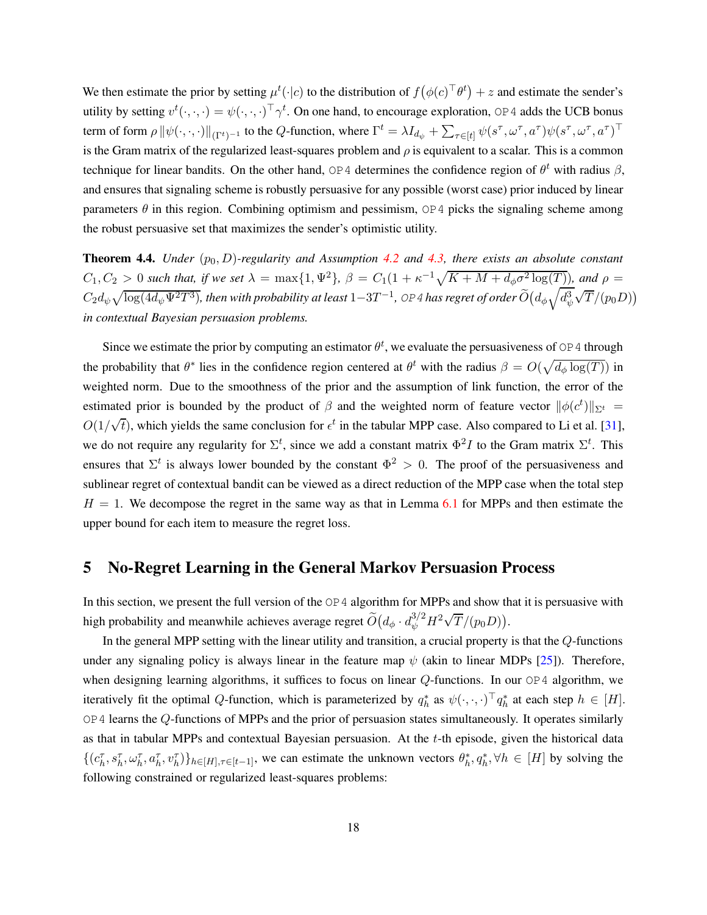We then estimate the prior by setting $\mu^t(\cdot|c)$ to the distribution of $f\big(\phi(c)^\top \theta^t\big) + z$ and estimate the sender's utility by setting $v^t(\cdot,\cdot,\cdot) = \psi(\cdot,\cdot,\cdot)^\top \gamma^t$. On one hand, to encourage exploration, OP4 adds the UCB bonus term of form $\rho \|\psi(\cdot,\cdot,\cdot)\|_{(\Gamma^t)^{-1}}$ to the $Q$-function, where $\Gamma^t = \lambda I_{d_\psi} + \sum_{\tau\in[t]} \psi(s^\tau,\omega^\tau,a^\tau)\psi(s^\tau,\omega^\tau,a^\tau)^\top$ is the Gram matrix of the regularized least-squares problem and $\rho$ is equivalent to a scalar. This is a common technique for linear bandits. On the other hand, OP4 determines the confidence region of $\theta^t$ with radius $\beta$, and ensures that signaling scheme is robustly persuasive for any possible (worst case) prior induced by linear parameters $\theta$ in this region. Combining optimism and pessimism, OP4 picks the signaling scheme among the robust persuasive set that maximizes the sender's optimistic utility.

**Theorem 4.4.** *Under $(p_0, D)$-regularity and Assumption 4.2 and 4.3, there exists an absolute constant $C_1, C_2 > 0$ such that, if we set $\lambda = \max\{1, \Psi^2\}$, $\beta = C_1(1 + \kappa^{-1}\sqrt{K + M + d_\phi \sigma^2 \log(T)})$, and $\rho = C_2 d_\psi \sqrt{\log(4 d_\psi \Psi^2 T^3)}$, then with probability at least $1 - 3T^{-1}$, OP4 has regret of order $\widetilde{O}\big(d_\phi \sqrt{d_\psi^3}\sqrt{T}/(p_0 D)\big)$ in contextual Bayesian persuasion problems.*

Since we estimate the prior by computing an estimator $\theta^t$, we evaluate the persuasiveness of OP4 through the probability that $\theta^*$ lies in the confidence region centered at $\theta^t$ with the radius $\beta = O(\sqrt{d_\phi \log(T)})$ in weighted norm. Due to the smoothness of the prior and the assumption of link function, the error of the estimated prior is bounded by the product of $\beta$ and the weighted norm of feature vector $\|\phi(c^t)\|_{\Sigma^t} = O(1/\sqrt{t})$, which yields the same conclusion for $\epsilon^t$ in the tabular MPP case. Also compared to Li et al. [31], we do not require any regularity for $\Sigma^t$, since we add a constant matrix $\Phi^2 I$ to the Gram matrix $\Sigma^t$. This ensures that $\Sigma^t$ is always lower bounded by the constant $\Phi^2 > 0$. The proof of the persuasiveness and sublinear regret of contextual bandit can be viewed as a direct reduction of the MPP case when the total step $H = 1$. We decompose the regret in the same way as that in Lemma 6.1 for MPPs and then estimate the upper bound for each item to measure the regret loss.

# 5 No-Regret Learning in the General Markov Persuasion Process

In this section, we present the full version of the OP4 algorithm for MPPs and show that it is persuasive with high probability and meanwhile achieves average regret $\widetilde{O}\big(d_\phi \cdot d_\psi^{3/2} H^2 \sqrt{T}/(p_0 D)\big)$.

In the general MPP setting with the linear utility and transition, a crucial property is that the $Q$-functions under any signaling policy is always linear in the feature map $\psi$ (akin to linear MDPs [25]). Therefore, when designing learning algorithms, it suffices to focus on linear $Q$-functions. In our OP4 algorithm, we iteratively fit the optimal $Q$-function, which is parameterized by $q_h^*$ as $\psi(\cdot,\cdot,\cdot)^\top q_h^*$ at each step $h \in [H]$. OP4 learns the $Q$-functions of MPPs and the prior of persuasion states simultaneously. It operates similarly as that in tabular MPPs and contextual Bayesian persuasion. At the $t$-th episode, given the historical data $\{(c_h^\tau, s_h^\tau, \omega_h^\tau, a_h^\tau, v_h^\tau)\}_{h\in[H],\tau\in[t-1]}$, we can estimate the unknown vectors $\theta_h^*, q_h^*, \forall h \in [H]$ by solving the following constrained or regularized least-squares problems: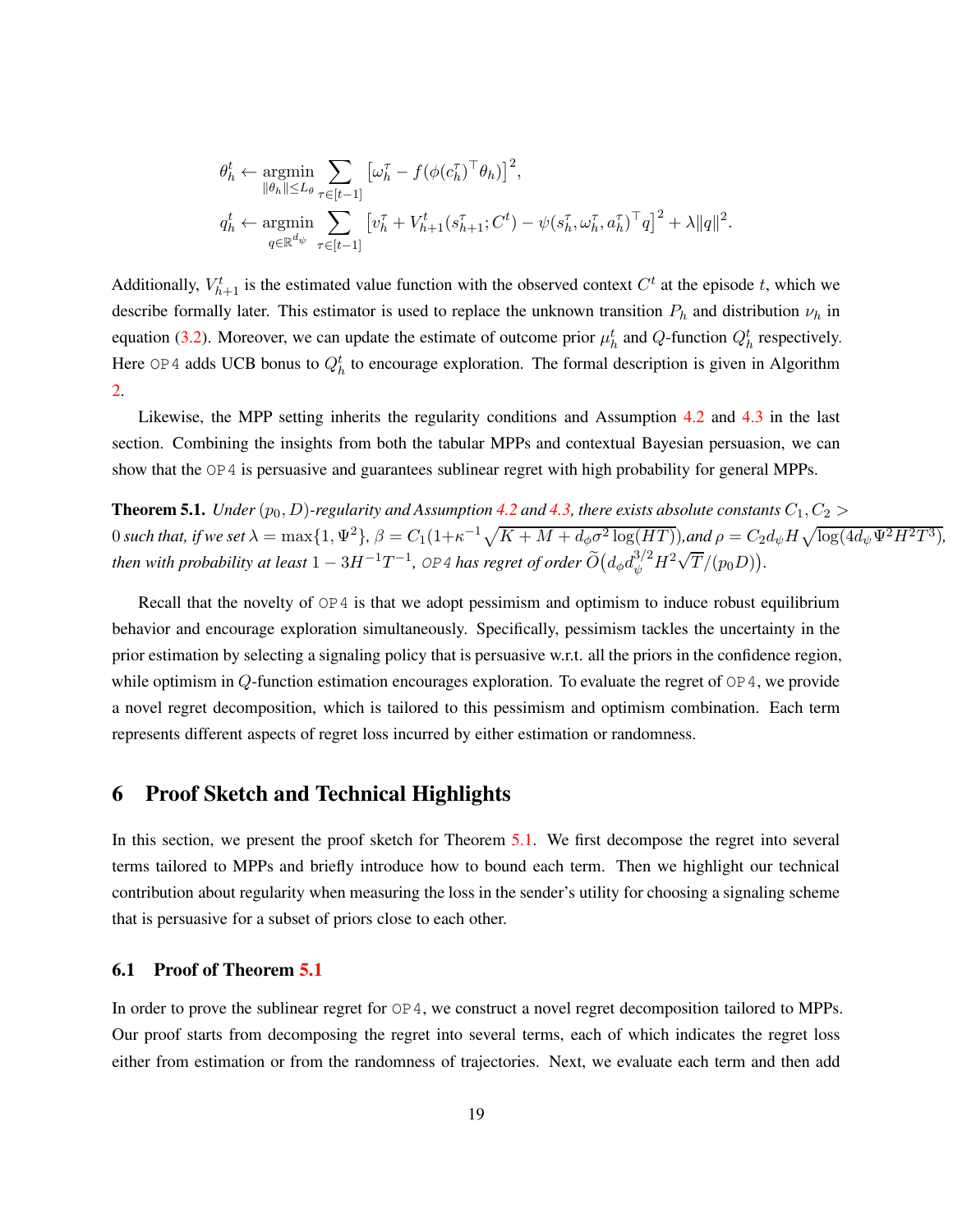$$
\theta_h^t \leftarrow \underset{\|\theta_h\| \le L_\theta}{\operatorname{argmin}} \sum_{\tau \in [t-1]} \left[\omega_h^\tau - f(\phi(c_h^\tau)^\top \theta_h)\right]^2,
$$

$$
q_h^t \leftarrow \underset{q \in \mathbb{R}^{d_\psi}}{\operatorname{argmin}} \sum_{\tau \in [t-1]} \left[v_h^\tau + V_{h+1}^t(s_{h+1}^\tau; C^t) - \psi(s_h^\tau, \omega_h^\tau, a_h^\tau)^\top q\right]^2 + \lambda \|q\|^2.
$$

Additionally, $V_{h+1}^t$ is the estimated value function with the observed context $C^t$ at the episode $t$, which we describe formally later. This estimator is used to replace the unknown transition $P_h$ and distribution $\nu_h$ in equation (3.2). Moreover, we can update the estimate of outcome prior $\mu_h^t$ and $Q$-function $Q_h^t$ respectively. Here OP4 adds UCB bonus to $Q_h^t$ to encourage exploration. The formal description is given in Algorithm 2.

Likewise, the MPP setting inherits the regularity conditions and Assumption 4.2 and 4.3 in the last section. Combining the insights from both the tabular MPPs and contextual Bayesian persuasion, we can show that the OP4 is persuasive and guarantees sublinear regret with high probability for general MPPs.

**Theorem 5.1.** *Under $(p_0, D)$-regularity and Assumption 4.2 and 4.3, there exists absolute constants $C_1, C_2 > 0$ such that, if we set $\lambda = \max\{1, \Psi^2\}$, $\beta = C_1(1+\kappa^{-1}\sqrt{K + M + d_\phi \sigma^2 \log(HT)})$, and $\rho = C_2 d_\psi H \sqrt{\log(4 d_\psi \Psi^2 H^2 T^3)}$, then with probability at least $1 - 3H^{-1}T^{-1}$, OP4 has regret of order $\widetilde{O}\big(d_\phi d_\psi^{3/2} H^2 \sqrt{T}/(p_0 D)\big)$.*

Recall that the novelty of OP4 is that we adopt pessimism and optimism to induce robust equilibrium behavior and encourage exploration simultaneously. Specifically, pessimism tackles the uncertainty in the prior estimation by selecting a signaling policy that is persuasive w.r.t. all the priors in the confidence region, while optimism in $Q$-function estimation encourages exploration. To evaluate the regret of OP4, we provide a novel regret decomposition, which is tailored to this pessimism and optimism combination. Each term represents different aspects of regret loss incurred by either estimation or randomness.

## 6 Proof Sketch and Technical Highlights

In this section, we present the proof sketch for Theorem 5.1. We first decompose the regret into several terms tailored to MPPs and briefly introduce how to bound each term. Then we highlight our technical contribution about regularity when measuring the loss in the sender's utility for choosing a signaling scheme that is persuasive for a subset of priors close to each other.

### 6.1 Proof of Theorem 5.1

In order to prove the sublinear regret for OP4, we construct a novel regret decomposition tailored to MPPs. Our proof starts from decomposing the regret into several terms, each of which indicates the regret loss either from estimation or from the randomness of trajectories. Next, we evaluate each term and then add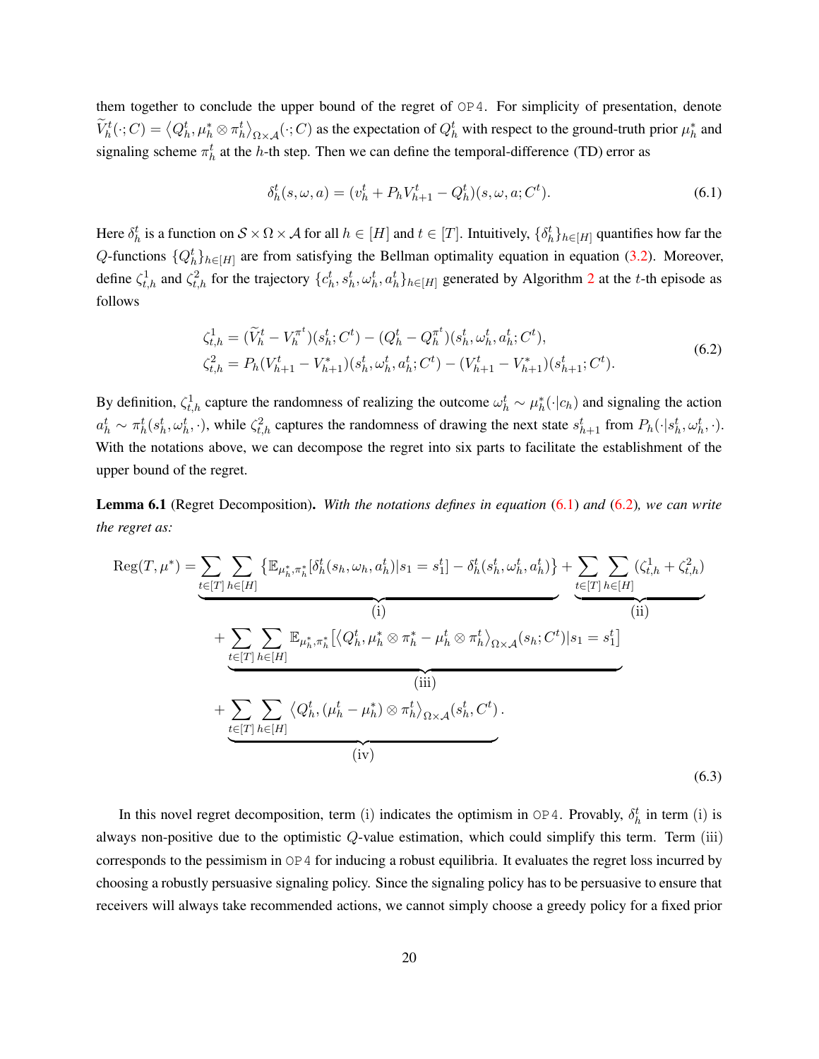them together to conclude the upper bound of the regret of OP4. For simplicity of presentation, denote $\widetilde{V}_h^t(\cdot; C) = \langle Q_h^t, \mu_h^* \otimes \pi_h^t \rangle_{\Omega \times \mathcal{A}}(\cdot; C)$ as the expectation of $Q_h^t$ with respect to the ground-truth prior $\mu_h^*$ and signaling scheme $\pi_h^t$ at the $h$-th step. Then we can define the temporal-difference (TD) error as

$$\delta_h^t(s, \omega, a) = (v_h^t + P_h V_{h+1}^t - Q_h^t)(s, \omega, a; C^t). \tag{6.1}$$

Here $\delta_h^t$ is a function on $\mathcal{S} \times \Omega \times \mathcal{A}$ for all $h \in [H]$ and $t \in [T]$. Intuitively, $\{\delta_h^t\}_{h \in [H]}$ quantifies how far the $Q$-functions $\{Q_h^t\}_{h \in [H]}$ are from satisfying the Bellman optimality equation in equation (3.2). Moreover, define $\zeta_{t,h}^1$ and $\zeta_{t,h}^2$ for the trajectory $\{c_h^t, s_h^t, \omega_h^t, a_h^t\}_{h \in [H]}$ generated by Algorithm 2 at the $t$-th episode as follows

$$\begin{aligned}
\zeta_{t,h}^1 &= (\widetilde{V}_h^t - V_h^{\pi^t})(s_h^t; C^t) - (Q_h^t - Q_h^{\pi^t})(s_h^t, \omega_h^t, a_h^t; C^t), \\
\zeta_{t,h}^2 &= P_h(V_{h+1}^t - V_{h+1}^*)(s_h^t, \omega_h^t, a_h^t; C^t) - (V_{h+1}^t - V_{h+1}^*)(s_{h+1}^t; C^t).
\end{aligned} \tag{6.2}$$

By definition, $\zeta_{t,h}^1$ capture the randomness of realizing the outcome $\omega_h^t \sim \mu_h^*(\cdot|c_h)$ and signaling the action $a_h^t \sim \pi_h^t(s_h^t, \omega_h^t, \cdot)$, while $\zeta_{t,h}^2$ captures the randomness of drawing the next state $s_{h+1}^t$ from $P_h(\cdot|s_h^t, \omega_h^t, \cdot)$. With the notations above, we can decompose the regret into six parts to facilitate the establishment of the upper bound of the regret.

**Lemma 6.1** (Regret Decomposition)**.** *With the notations defines in equation (6.1) and (6.2), we can write the regret as:*

$$\begin{aligned}
\mathrm{Reg}(T, \mu^*) &= \underbrace{\sum_{t \in [T]} \sum_{h \in [H]} \left\{ \mathbb{E}_{\mu_h^*, \pi_h^*}[\delta_h^t(s_h, \omega_h, a_h^t) | s_1 = s_1^t] - \delta_h^t(s_h^t, \omega_h^t, a_h^t) \right\}}_{\text{(i)}} + \underbrace{\sum_{t \in [T]} \sum_{h \in [H]} (\zeta_{t,h}^1 + \zeta_{t,h}^2)}_{\text{(ii)}} \\
&\quad + \underbrace{\sum_{t \in [T]} \sum_{h \in [H]} \mathbb{E}_{\mu_h^*, \pi_h^*}\left[ \langle Q_h^t, \mu_h^* \otimes \pi_h^* - \mu_h^t \otimes \pi_h^t \rangle_{\Omega \times \mathcal{A}}(s_h; C^t) | s_1 = s_1^t \right]}_{\text{(iii)}} \\
&\quad + \underbrace{\sum_{t \in [T]} \sum_{h \in [H]} \langle Q_h^t, (\mu_h^t - \mu_h^*) \otimes \pi_h^t \rangle_{\Omega \times \mathcal{A}}(s_h^t, C^t)}_{\text{(iv)}}.
\end{aligned} \tag{6.3}$$

In this novel regret decomposition, term (i) indicates the optimism in OP4. Provably, $\delta_h^t$ in term (i) is always non-positive due to the optimistic $Q$-value estimation, which could simplify this term. Term (iii) corresponds to the pessimism in OP4 for inducing a robust equilibria. It evaluates the regret loss incurred by choosing a robustly persuasive signaling policy. Since the signaling policy has to be persuasive to ensure that receivers will always take recommended actions, we cannot simply choose a greedy policy for a fixed prior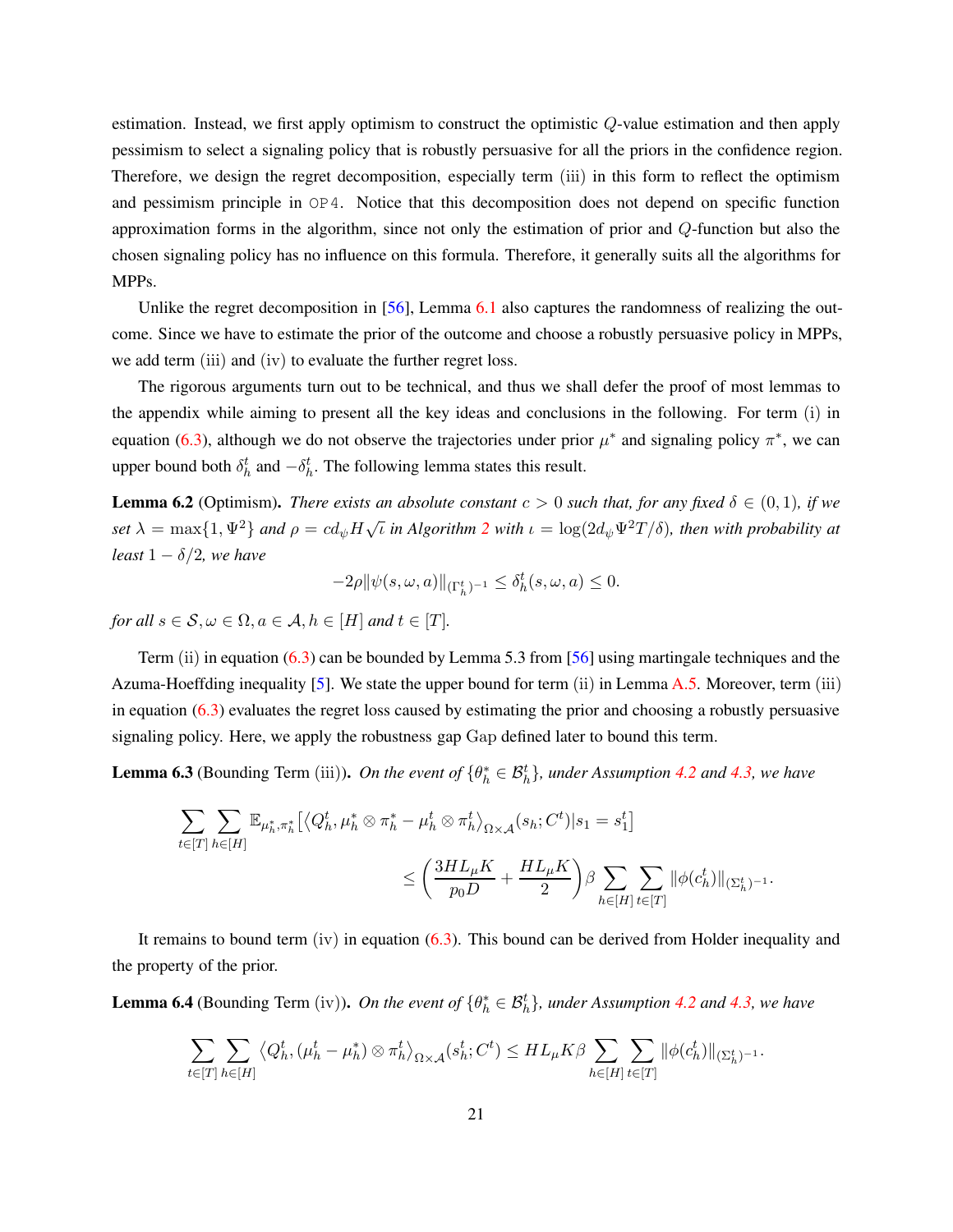estimation. Instead, we first apply optimism to construct the optimistic $Q$-value estimation and then apply pessimism to select a signaling policy that is robustly persuasive for all the priors in the confidence region. Therefore, we design the regret decomposition, especially term (iii) in this form to reflect the optimism and pessimism principle in `OP4`. Notice that this decomposition does not depend on specific function approximation forms in the algorithm, since not only the estimation of prior and $Q$-function but also the chosen signaling policy has no influence on this formula. Therefore, it generally suits all the algorithms for MPPs.

Unlike the regret decomposition in [56], Lemma 6.1 also captures the randomness of realizing the outcome. Since we have to estimate the prior of the outcome and choose a robustly persuasive policy in MPPs, we add term (iii) and (iv) to evaluate the further regret loss.

The rigorous arguments turn out to be technical, and thus we shall defer the proof of most lemmas to the appendix while aiming to present all the key ideas and conclusions in the following. For term (i) in equation (6.3), although we do not observe the trajectories under prior $\mu^*$ and signaling policy $\pi^*$, we can upper bound both $\delta_h^t$ and $-\delta_h^t$. The following lemma states this result.

**Lemma 6.2** (Optimism). *There exists an absolute constant $c > 0$ such that, for any fixed $\delta \in (0, 1)$, if we set $\lambda = \max\{1, \Psi^2\}$ and $\rho = c d_\psi H \sqrt{\iota}$ in Algorithm 2 with $\iota = \log(2 d_\psi \Psi^2 T/\delta)$, then with probability at least $1 - \delta/2$, we have*

$$-2\rho \|\psi(s, \omega, a)\|_{(\Gamma_h^t)^{-1}} \le \delta_h^t(s, \omega, a) \le 0.$$

*for all $s \in \mathcal{S}, \omega \in \Omega, a \in \mathcal{A}, h \in [H]$ and $t \in [T]$.*

Term (ii) in equation (6.3) can be bounded by Lemma 5.3 from [56] using martingale techniques and the Azuma-Hoeffding inequality [5]. We state the upper bound for term (ii) in Lemma A.5. Moreover, term (iii) in equation (6.3) evaluates the regret loss caused by estimating the prior and choosing a robustly persuasive signaling policy. Here, we apply the robustness gap Gap defined later to bound this term.

**Lemma 6.3** (Bounding Term (iii)). *On the event of $\{\theta_h^* \in \mathcal{B}_h^t\}$, under Assumption 4.2 and 4.3, we have*

$$\sum_{t\in[T]} \sum_{h\in[H]} \mathbb{E}_{\mu_h^*, \pi_h^*} \left[ \langle Q_h^t, \mu_h^* \otimes \pi_h^* - \mu_h^t \otimes \pi_h^t \rangle_{\Omega \times \mathcal{A}} (s_h; C^t) | s_1 = s_1^t \right]$$
$$\le \left( \frac{3 H L_\mu K}{p_0 D} + \frac{H L_\mu K}{2} \right) \beta \sum_{h\in[H]} \sum_{t\in[T]} \|\phi(c_h^t)\|_{(\Sigma_h^t)^{-1}}.$$

It remains to bound term (iv) in equation (6.3). This bound can be derived from Holder inequality and the property of the prior.

**Lemma 6.4** (Bounding Term (iv)). *On the event of $\{\theta_h^* \in \mathcal{B}_h^t\}$, under Assumption 4.2 and 4.3, we have*

$$\sum_{t\in[T]} \sum_{h\in[H]} \langle Q_h^t, (\mu_h^t - \mu_h^*) \otimes \pi_h^t \rangle_{\Omega \times \mathcal{A}} (s_h^t; C^t) \le H L_\mu K \beta \sum_{h\in[H]} \sum_{t\in[T]} \|\phi(c_h^t)\|_{(\Sigma_h^t)^{-1}}.$$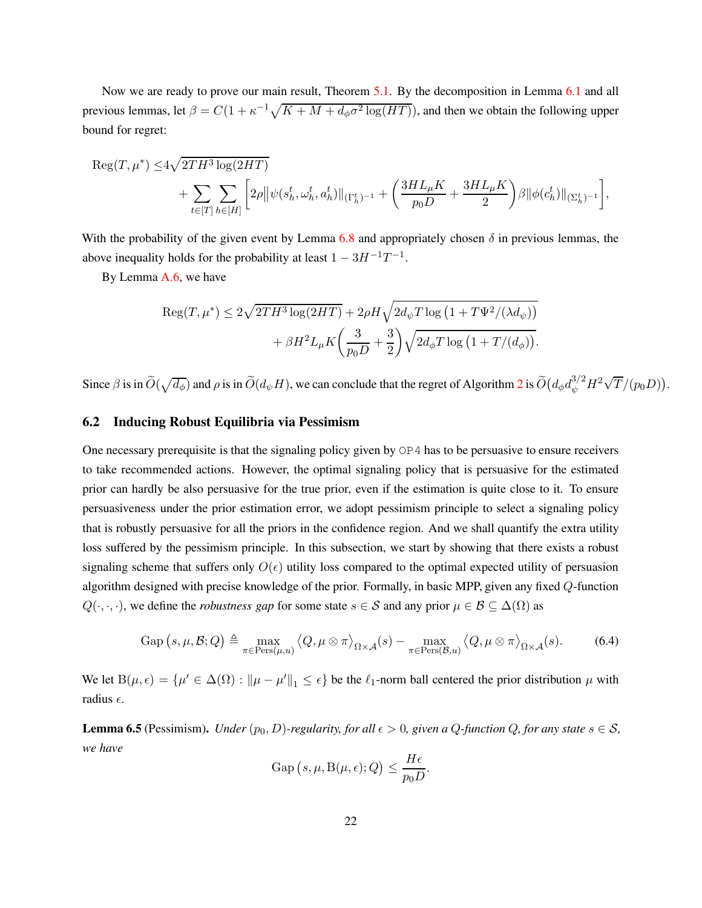Now we are ready to prove our main result, Theorem 5.1. By the decomposition in Lemma 6.1 and all previous lemmas, let $\beta = C(1+\kappa^{-1}\sqrt{K+M+d_\phi \sigma^2 \log(HT)})$, and then we obtain the following upper bound for regret:

$$
\begin{aligned}
\mathrm{Reg}(T,\mu^*) \leq & 4\sqrt{2TH^3\log(2HT)} \\
& + \sum_{t\in[T]}\sum_{h\in[H]}\Bigg[2\rho\big\|\psi(s_h^t,\omega_h^t,a_h^t)\|_{(\Gamma_h^t)^{-1}} + \bigg(\frac{3HL_\mu K}{p_0 D} + \frac{3HL_\mu K}{2}\bigg)\beta\|\phi(c_h^t)\|_{(\Sigma_h^t)^{-1}}\Bigg],
\end{aligned}
$$

With the probability of the given event by Lemma 6.8 and appropriately chosen $\delta$ in previous lemmas, the above inequality holds for the probability at least $1-3H^{-1}T^{-1}$.

By Lemma A.6, we have

$$
\begin{aligned}
\mathrm{Reg}(T,\mu^*) \leq & \, 2\sqrt{2TH^3\log(2HT)} + 2\rho H\sqrt{2d_\psi T\log\big(1+T\Psi^2/(\lambda d_\psi)\big)} \\
& + \beta H^2 L_\mu K\bigg(\frac{3}{p_0 D}+\frac{3}{2}\bigg)\sqrt{2d_\phi T\log\big(1+T/(d_\phi)\big)}.
\end{aligned}
$$

Since $\beta$ is in $\widetilde{O}(\sqrt{d_\phi})$ and $\rho$ is in $\widetilde{O}(d_\psi H)$, we can conclude that the regret of Algorithm 2 is $\widetilde{O}\big(d_\phi d_\psi^{3/2} H^2\sqrt{T}/(p_0 D)\big)$.

## 6.2 Inducing Robust Equilibria via Pessimism

One necessary prerequisite is that the signaling policy given by `OP4` has to be persuasive to ensure receivers to take recommended actions. However, the optimal signaling policy that is persuasive for the estimated prior can hardly be also persuasive for the true prior, even if the estimation is quite close to it. To ensure persuasiveness under the prior estimation error, we adopt pessimism principle to select a signaling policy that is robustly persuasive for all the priors in the confidence region. And we shall quantify the extra utility loss suffered by the pessimism principle. In this subsection, we start by showing that there exists a robust signaling scheme that suffers only $O(\epsilon)$ utility loss compared to the optimal expected utility of persuasion algorithm designed with precise knowledge of the prior. Formally, in basic MPP, given any fixed $Q$-function $Q(\cdot,\cdot,\cdot)$, we define the *robustness gap* for some state $s\in\mathcal{S}$ and any prior $\mu\in\mathcal{B}\subseteq\Delta(\Omega)$ as

$$
\mathrm{Gap}\left(s,\mu,\mathcal{B};Q\right) \triangleq \max_{\pi\in\mathrm{Pers}(\mu,u)}\big\langle Q,\mu\otimes\pi\big\rangle_{\Omega\times\mathcal{A}}(s) - \max_{\pi\in\mathrm{Pers}(\mathcal{B},u)}\big\langle Q,\mu\otimes\pi\big\rangle_{\Omega\times\mathcal{A}}(s). \tag{6.4}
$$

We let $\mathrm{B}(\mu,\epsilon)=\{\mu'\in\Delta(\Omega):\|\mu-\mu'\|_1\leq\epsilon\}$ be the $\ell_1$-norm ball centered the prior distribution $\mu$ with radius $\epsilon$.

**Lemma 6.5** (Pessimism). *Under $(p_0,D)$-regularity, for all $\epsilon>0$, given a $Q$-function $Q$, for any state $s\in\mathcal{S}$, we have*

$$
\mathrm{Gap}\left(s,\mu,\mathrm{B}(\mu,\epsilon);Q\right) \leq \frac{H\epsilon}{p_0 D}.
$$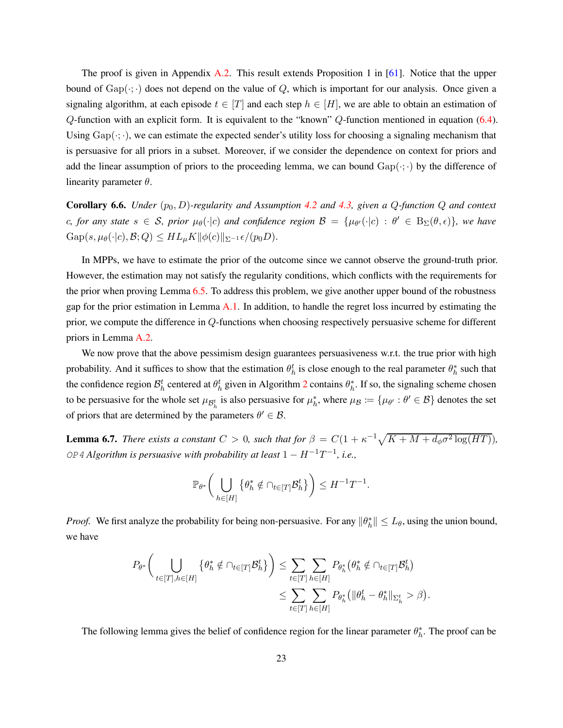The proof is given in Appendix A.2. This result extends Proposition 1 in [61]. Notice that the upper bound of $\mathrm{Gap}(\cdot;\cdot)$ does not depend on the value of $Q$, which is important for our analysis. Once given a signaling algorithm, at each episode $t \in [T]$ and each step $h \in [H]$, we are able to obtain an estimation of $Q$-function with an explicit form. It is equivalent to the "known" $Q$-function mentioned in equation (6.4). Using $\mathrm{Gap}(\cdot;\cdot)$, we can estimate the expected sender's utility loss for choosing a signaling mechanism that is persuasive for all priors in a subset. Moreover, if we consider the dependence on context for priors and add the linear assumption of priors to the proceeding lemma, we can bound $\mathrm{Gap}(\cdot;\cdot)$ by the difference of linearity parameter $\theta$.

**Corollary 6.6.** *Under $(p_0, D)$-regularity and Assumption 4.2 and 4.3, given a $Q$-function $Q$ and context $c$, for any state $s \in \mathcal{S}$, prior $\mu_\theta(\cdot|c)$ and confidence region $\mathcal{B} = \{\mu_{\theta'}(\cdot|c) : \theta' \in \mathrm{B}_\Sigma(\theta, \epsilon)\}$, we have $\mathrm{Gap}(s, \mu_\theta(\cdot|c), \mathcal{B}; Q) \leq HL_\mu K \|\phi(c)\|_{\Sigma^{-1}} \epsilon/(p_0 D)$.*

In MPPs, we have to estimate the prior of the outcome since we cannot observe the ground-truth prior. However, the estimation may not satisfy the regularity conditions, which conflicts with the requirements for the prior when proving Lemma 6.5. To address this problem, we give another upper bound of the robustness gap for the prior estimation in Lemma A.1. In addition, to handle the regret loss incurred by estimating the prior, we compute the difference in $Q$-functions when choosing respectively persuasive scheme for different priors in Lemma A.2.

We now prove that the above pessimism design guarantees persuasiveness w.r.t. the true prior with high probability. And it suffices to show that the estimation $\theta_h^t$ is close enough to the real parameter $\theta_h^*$ such that the confidence region $\mathcal{B}_h^t$ centered at $\theta_h^t$ given in Algorithm 2 contains $\theta_h^*$. If so, the signaling scheme chosen to be persuasive for the whole set $\mu_{\mathcal{B}_h^t}$ is also persuasive for $\mu_h^*$, where $\mu_\mathcal{B} := \{\mu_{\theta'} : \theta' \in \mathcal{B}\}$ denotes the set of priors that are determined by the parameters $\theta' \in \mathcal{B}$.

**Lemma 6.7.** *There exists a constant $C > 0$, such that for $\beta = C(1 + \kappa^{-1}\sqrt{K + M + d_\phi \sigma^2 \log(HT)})$, `OP4` Algorithm is persuasive with probability at least $1 - H^{-1}T^{-1}$, i.e.,*

$$\mathbb{P}_{\theta^*}\bigg(\bigcup_{h\in[H]} \big\{\theta_h^* \notin \cap_{t\in[T]}\mathcal{B}_h^t\big\}\bigg) \leq H^{-1}T^{-1}.$$

*Proof.* We first analyze the probability for being non-persuasive. For any $\|\theta_h^*\| \leq L_\theta$, using the union bound, we have

$$\begin{aligned}
P_{\theta^*}\bigg(\bigcup_{t\in[T],h\in[H]} \big\{\theta_h^* \notin \cap_{t\in[T]}\mathcal{B}_h^t\big\}\bigg) &\leq \sum_{t\in[T]}\sum_{h\in[H]} P_{\theta_h^*}\big(\theta_h^* \notin \cap_{t\in[T]}\mathcal{B}_h^t\big) \\
&\leq \sum_{t\in[T]}\sum_{h\in[H]} P_{\theta_h^*}\big(\|\theta_h^t - \theta_h^*\|_{\Sigma_h^t} > \beta\big).
\end{aligned}$$

The following lemma gives the belief of confidence region for the linear parameter $\theta_h^*$. The proof can be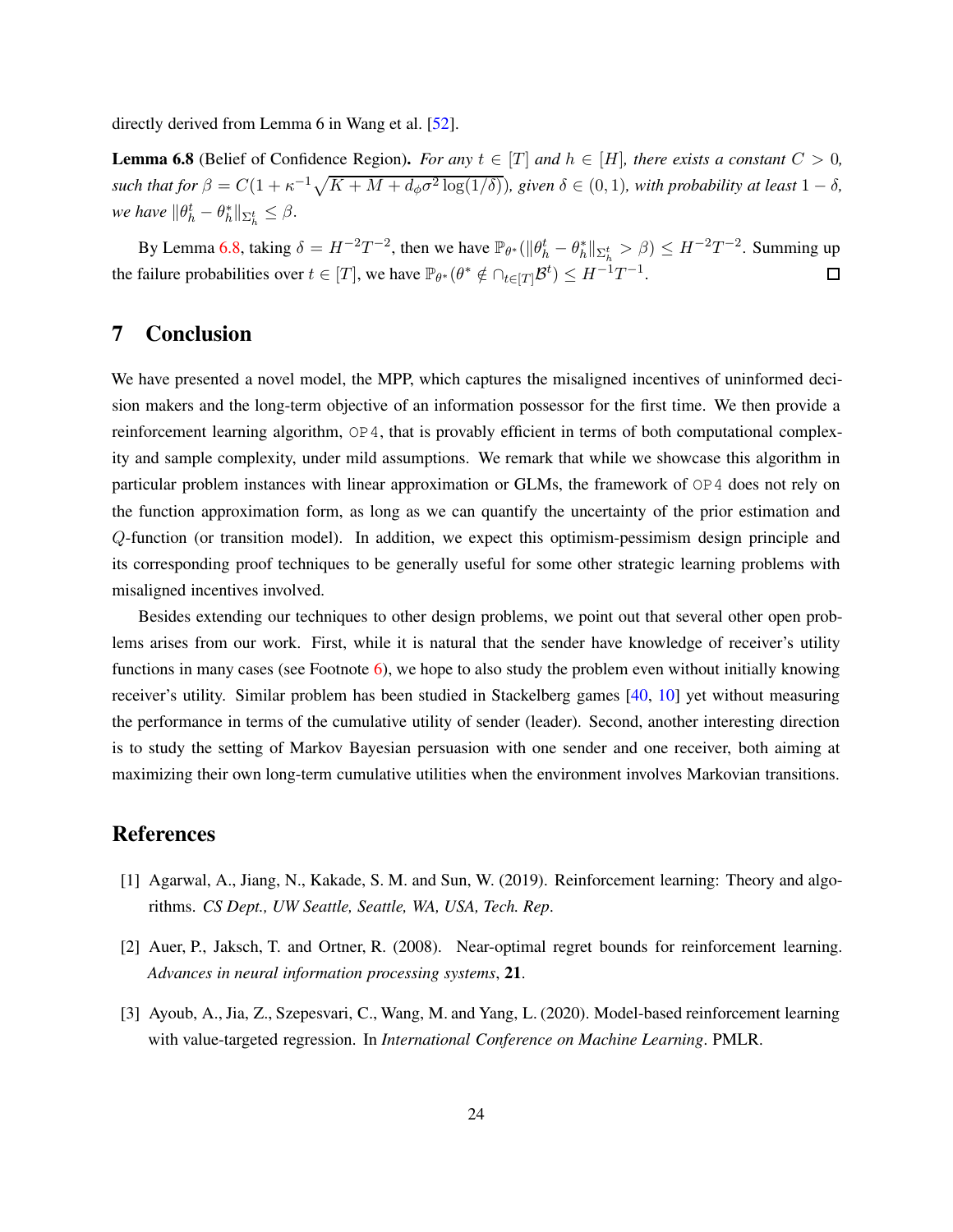directly derived from Lemma 6 in Wang et al. [52].

**Lemma 6.8** (Belief of Confidence Region)**.** *For any $t \in [T]$ and $h \in [H]$, there exists a constant $C > 0$, such that for $\beta = C(1 + \kappa^{-1}\sqrt{K + M + d_\phi \sigma^2 \log(1/\delta)})$, given $\delta \in (0, 1)$, with probability at least $1 - \delta$, we have $\|\theta_h^t - \theta_h^*\|_{\Sigma_h^t} \leq \beta$.*

By Lemma 6.8, taking $\delta = H^{-2}T^{-2}$, then we have $\mathbb{P}_{\theta^*}(\|\theta_h^t - \theta_h^*\|_{\Sigma_h^t} > \beta) \leq H^{-2}T^{-2}$. Summing up the failure probabilities over $t \in [T]$, we have $\mathbb{P}_{\theta^*}(\theta^* \notin \cap_{t \in [T]} \mathcal{B}^t) \leq H^{-1}T^{-1}$. □

# 7 Conclusion

We have presented a novel model, the MPP, which captures the misaligned incentives of uninformed decision makers and the long-term objective of an information possessor for the first time. We then provide a reinforcement learning algorithm, `OP4`, that is provably efficient in terms of both computational complexity and sample complexity, under mild assumptions. We remark that while we showcase this algorithm in particular problem instances with linear approximation or GLMs, the framework of `OP4` does not rely on the function approximation form, as long as we can quantify the uncertainty of the prior estimation and $Q$-function (or transition model). In addition, we expect this optimism-pessimism design principle and its corresponding proof techniques to be generally useful for some other strategic learning problems with misaligned incentives involved.

Besides extending our techniques to other design problems, we point out that several other open problems arises from our work. First, while it is natural that the sender have knowledge of receiver's utility functions in many cases (see Footnote 6), we hope to also study the problem even without initially knowing receiver's utility. Similar problem has been studied in Stackelberg games [40, 10] yet without measuring the performance in terms of the cumulative utility of sender (leader). Second, another interesting direction is to study the setting of Markov Bayesian persuasion with one sender and one receiver, both aiming at maximizing their own long-term cumulative utilities when the environment involves Markovian transitions.

# References

[1] Agarwal, A., Jiang, N., Kakade, S. M. and Sun, W. (2019). Reinforcement learning: Theory and algorithms. *CS Dept., UW Seattle, Seattle, WA, USA, Tech. Rep*.

[2] Auer, P., Jaksch, T. and Ortner, R. (2008). Near-optimal regret bounds for reinforcement learning. *Advances in neural information processing systems*, **21**.

[3] Ayoub, A., Jia, Z., Szepesvari, C., Wang, M. and Yang, L. (2020). Model-based reinforcement learning with value-targeted regression. In *International Conference on Machine Learning*. PMLR.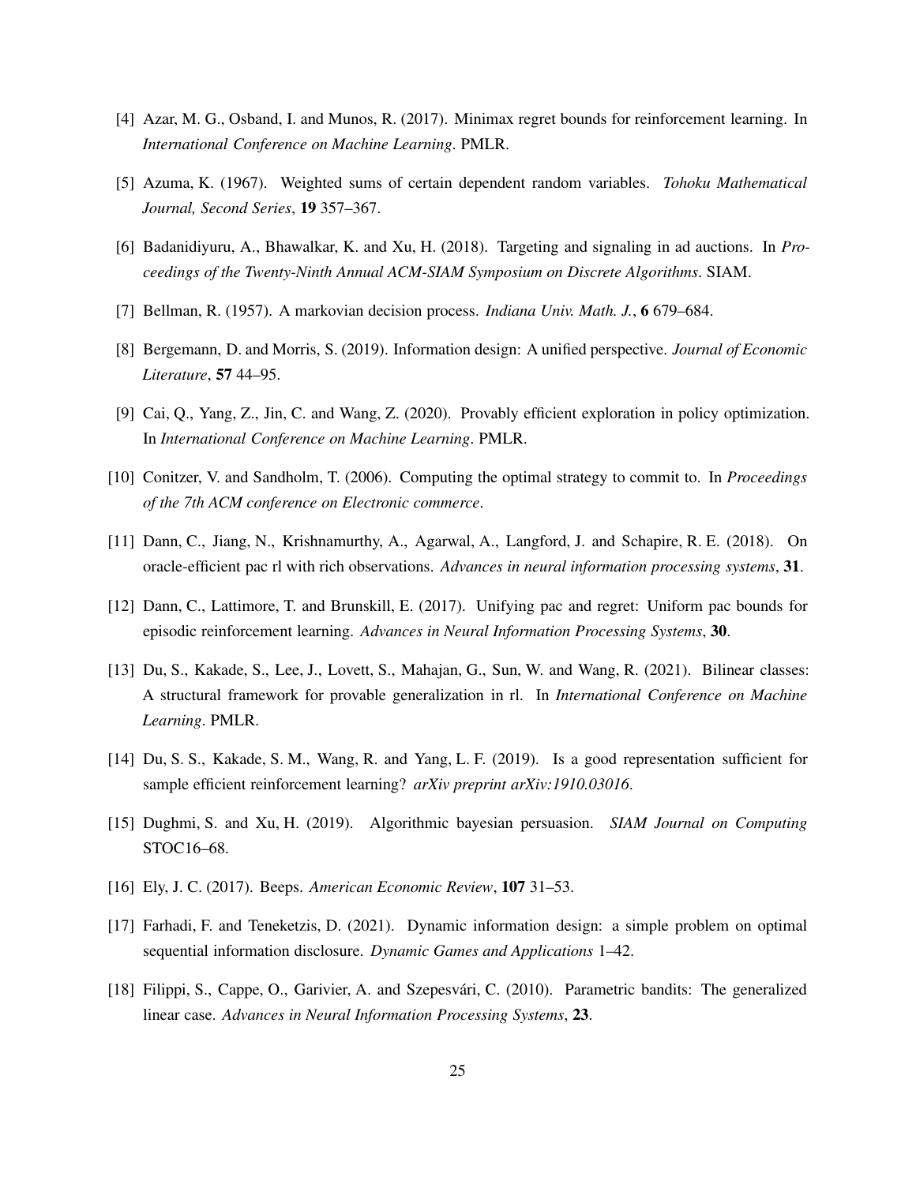[4] Azar, M. G., Osband, I. and Munos, R. (2017). Minimax regret bounds for reinforcement learning. In *International Conference on Machine Learning*. PMLR.

[5] Azuma, K. (1967). Weighted sums of certain dependent random variables. *Tohoku Mathematical Journal, Second Series*, **19** 357–367.

[6] Badanidiyuru, A., Bhawalkar, K. and Xu, H. (2018). Targeting and signaling in ad auctions. In *Proceedings of the Twenty-Ninth Annual ACM-SIAM Symposium on Discrete Algorithms*. SIAM.

[7] Bellman, R. (1957). A markovian decision process. *Indiana Univ. Math. J.*, **6** 679–684.

[8] Bergemann, D. and Morris, S. (2019). Information design: A unified perspective. *Journal of Economic Literature*, **57** 44–95.

[9] Cai, Q., Yang, Z., Jin, C. and Wang, Z. (2020). Provably efficient exploration in policy optimization. In *International Conference on Machine Learning*. PMLR.

[10] Conitzer, V. and Sandholm, T. (2006). Computing the optimal strategy to commit to. In *Proceedings of the 7th ACM conference on Electronic commerce*.

[11] Dann, C., Jiang, N., Krishnamurthy, A., Agarwal, A., Langford, J. and Schapire, R. E. (2018). On oracle-efficient pac rl with rich observations. *Advances in neural information processing systems*, **31**.

[12] Dann, C., Lattimore, T. and Brunskill, E. (2017). Unifying pac and regret: Uniform pac bounds for episodic reinforcement learning. *Advances in Neural Information Processing Systems*, **30**.

[13] Du, S., Kakade, S., Lee, J., Lovett, S., Mahajan, G., Sun, W. and Wang, R. (2021). Bilinear classes: A structural framework for provable generalization in rl. In *International Conference on Machine Learning*. PMLR.

[14] Du, S. S., Kakade, S. M., Wang, R. and Yang, L. F. (2019). Is a good representation sufficient for sample efficient reinforcement learning? *arXiv preprint arXiv:1910.03016*.

[15] Dughmi, S. and Xu, H. (2019). Algorithmic bayesian persuasion. *SIAM Journal on Computing* STOC16–68.

[16] Ely, J. C. (2017). Beeps. *American Economic Review*, **107** 31–53.

[17] Farhadi, F. and Teneketzis, D. (2021). Dynamic information design: a simple problem on optimal sequential information disclosure. *Dynamic Games and Applications* 1–42.

[18] Filippi, S., Cappe, O., Garivier, A. and Szepesvári, C. (2010). Parametric bandits: The generalized linear case. *Advances in Neural Information Processing Systems*, **23**.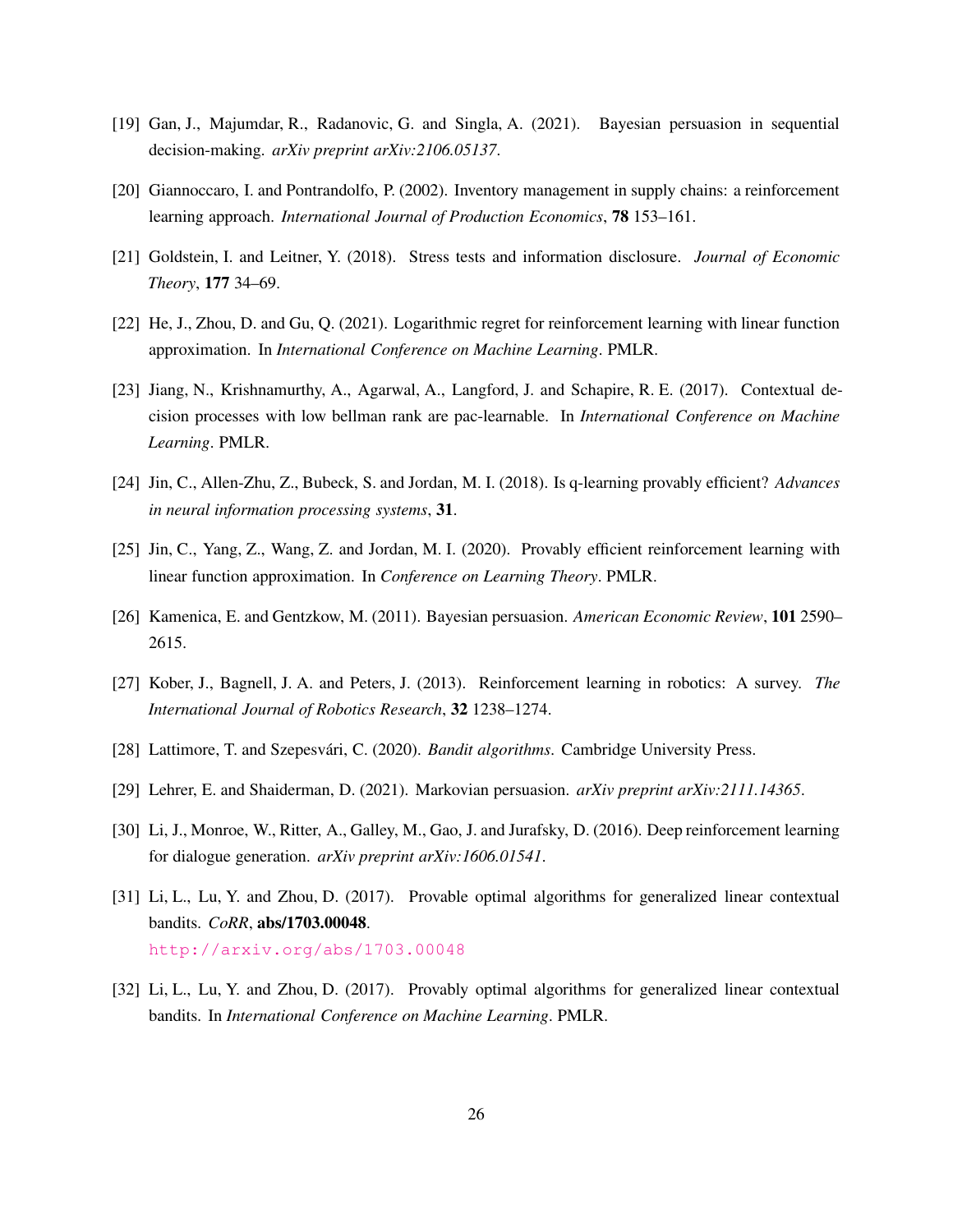[19] Gan, J., Majumdar, R., Radanovic, G. and Singla, A. (2021). Bayesian persuasion in sequential decision-making. *arXiv preprint arXiv:2106.05137*.

[20] Giannoccaro, I. and Pontrandolfo, P. (2002). Inventory management in supply chains: a reinforcement learning approach. *International Journal of Production Economics*, **78** 153–161.

[21] Goldstein, I. and Leitner, Y. (2018). Stress tests and information disclosure. *Journal of Economic Theory*, **177** 34–69.

[22] He, J., Zhou, D. and Gu, Q. (2021). Logarithmic regret for reinforcement learning with linear function approximation. In *International Conference on Machine Learning*. PMLR.

[23] Jiang, N., Krishnamurthy, A., Agarwal, A., Langford, J. and Schapire, R. E. (2017). Contextual decision processes with low bellman rank are pac-learnable. In *International Conference on Machine Learning*. PMLR.

[24] Jin, C., Allen-Zhu, Z., Bubeck, S. and Jordan, M. I. (2018). Is q-learning provably efficient? *Advances in neural information processing systems*, **31**.

[25] Jin, C., Yang, Z., Wang, Z. and Jordan, M. I. (2020). Provably efficient reinforcement learning with linear function approximation. In *Conference on Learning Theory*. PMLR.

[26] Kamenica, E. and Gentzkow, M. (2011). Bayesian persuasion. *American Economic Review*, **101** 2590–2615.

[27] Kober, J., Bagnell, J. A. and Peters, J. (2013). Reinforcement learning in robotics: A survey. *The International Journal of Robotics Research*, **32** 1238–1274.

[28] Lattimore, T. and Szepesvári, C. (2020). *Bandit algorithms*. Cambridge University Press.

[29] Lehrer, E. and Shaiderman, D. (2021). Markovian persuasion. *arXiv preprint arXiv:2111.14365*.

[30] Li, J., Monroe, W., Ritter, A., Galley, M., Gao, J. and Jurafsky, D. (2016). Deep reinforcement learning for dialogue generation. *arXiv preprint arXiv:1606.01541*.

[31] Li, L., Lu, Y. and Zhou, D. (2017). Provable optimal algorithms for generalized linear contextual bandits. *CoRR*, **abs/1703.00048**.
http://arxiv.org/abs/1703.00048

[32] Li, L., Lu, Y. and Zhou, D. (2017). Provably optimal algorithms for generalized linear contextual bandits. In *International Conference on Machine Learning*. PMLR.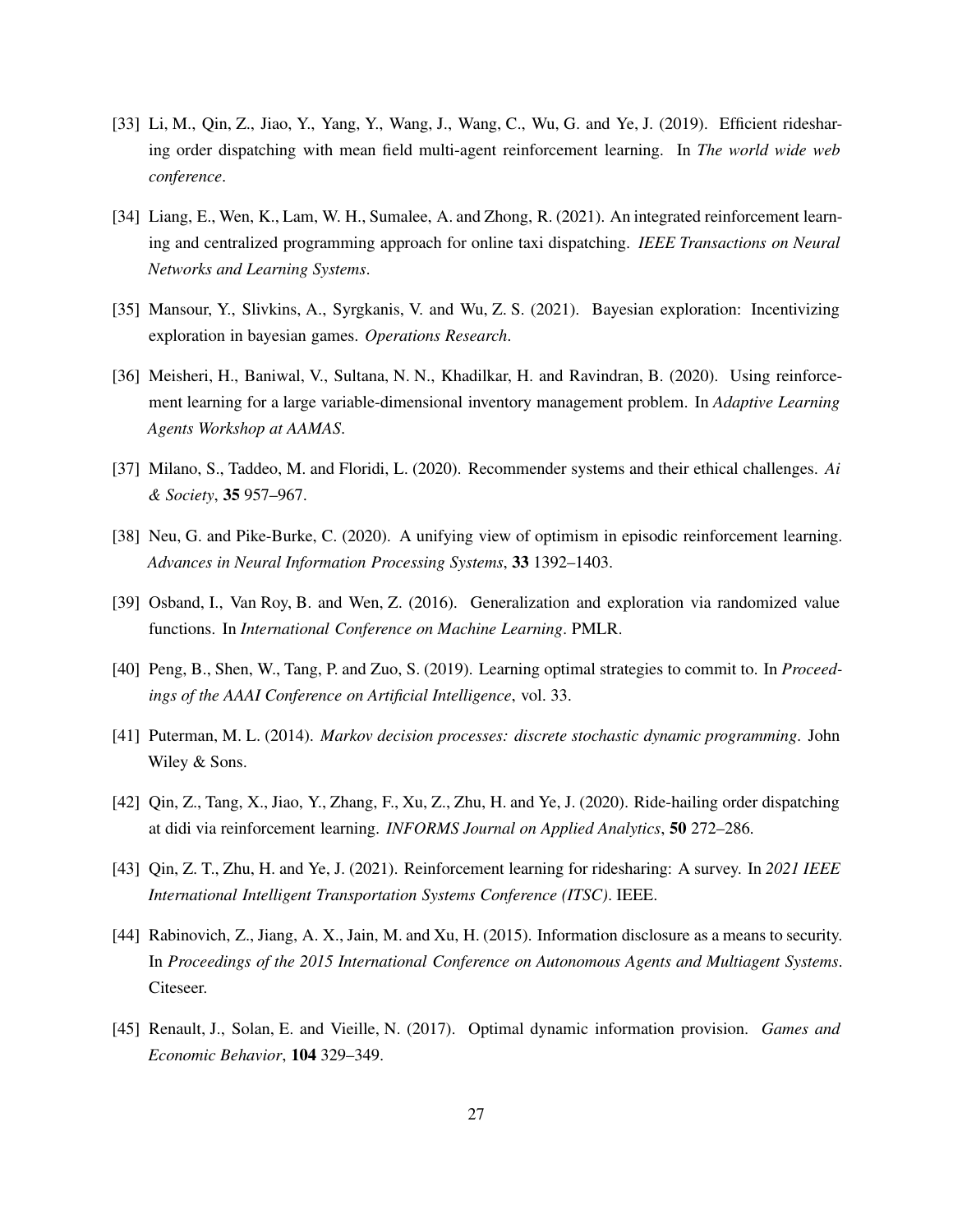[33] Li, M., Qin, Z., Jiao, Y., Yang, Y., Wang, J., Wang, C., Wu, G. and Ye, J. (2019). Efficient ridesharing order dispatching with mean field multi-agent reinforcement learning. In *The world wide web conference*.

[34] Liang, E., Wen, K., Lam, W. H., Sumalee, A. and Zhong, R. (2021). An integrated reinforcement learning and centralized programming approach for online taxi dispatching. *IEEE Transactions on Neural Networks and Learning Systems*.

[35] Mansour, Y., Slivkins, A., Syrgkanis, V. and Wu, Z. S. (2021). Bayesian exploration: Incentivizing exploration in bayesian games. *Operations Research*.

[36] Meisheri, H., Baniwal, V., Sultana, N. N., Khadilkar, H. and Ravindran, B. (2020). Using reinforcement learning for a large variable-dimensional inventory management problem. In *Adaptive Learning Agents Workshop at AAMAS*.

[37] Milano, S., Taddeo, M. and Floridi, L. (2020). Recommender systems and their ethical challenges. *Ai & Society*, **35** 957–967.

[38] Neu, G. and Pike-Burke, C. (2020). A unifying view of optimism in episodic reinforcement learning. *Advances in Neural Information Processing Systems*, **33** 1392–1403.

[39] Osband, I., Van Roy, B. and Wen, Z. (2016). Generalization and exploration via randomized value functions. In *International Conference on Machine Learning*. PMLR.

[40] Peng, B., Shen, W., Tang, P. and Zuo, S. (2019). Learning optimal strategies to commit to. In *Proceedings of the AAAI Conference on Artificial Intelligence*, vol. 33.

[41] Puterman, M. L. (2014). *Markov decision processes: discrete stochastic dynamic programming*. John Wiley & Sons.

[42] Qin, Z., Tang, X., Jiao, Y., Zhang, F., Xu, Z., Zhu, H. and Ye, J. (2020). Ride-hailing order dispatching at didi via reinforcement learning. *INFORMS Journal on Applied Analytics*, **50** 272–286.

[43] Qin, Z. T., Zhu, H. and Ye, J. (2021). Reinforcement learning for ridesharing: A survey. In *2021 IEEE International Intelligent Transportation Systems Conference (ITSC)*. IEEE.

[44] Rabinovich, Z., Jiang, A. X., Jain, M. and Xu, H. (2015). Information disclosure as a means to security. In *Proceedings of the 2015 International Conference on Autonomous Agents and Multiagent Systems*. Citeseer.

[45] Renault, J., Solan, E. and Vieille, N. (2017). Optimal dynamic information provision. *Games and Economic Behavior*, **104** 329–349.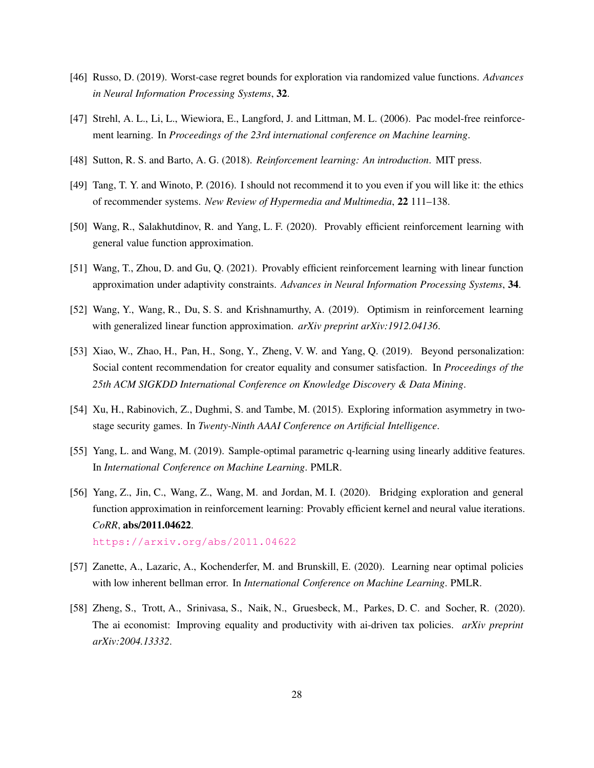[46] Russo, D. (2019). Worst-case regret bounds for exploration via randomized value functions. *Advances in Neural Information Processing Systems*, **32**.

[47] Strehl, A. L., Li, L., Wiewiora, E., Langford, J. and Littman, M. L. (2006). Pac model-free reinforcement learning. In *Proceedings of the 23rd international conference on Machine learning*.

[48] Sutton, R. S. and Barto, A. G. (2018). *Reinforcement learning: An introduction*. MIT press.

[49] Tang, T. Y. and Winoto, P. (2016). I should not recommend it to you even if you will like it: the ethics of recommender systems. *New Review of Hypermedia and Multimedia*, **22** 111–138.

[50] Wang, R., Salakhutdinov, R. and Yang, L. F. (2020). Provably efficient reinforcement learning with general value function approximation.

[51] Wang, T., Zhou, D. and Gu, Q. (2021). Provably efficient reinforcement learning with linear function approximation under adaptivity constraints. *Advances in Neural Information Processing Systems*, **34**.

[52] Wang, Y., Wang, R., Du, S. S. and Krishnamurthy, A. (2019). Optimism in reinforcement learning with generalized linear function approximation. *arXiv preprint arXiv:1912.04136*.

[53] Xiao, W., Zhao, H., Pan, H., Song, Y., Zheng, V. W. and Yang, Q. (2019). Beyond personalization: Social content recommendation for creator equality and consumer satisfaction. In *Proceedings of the 25th ACM SIGKDD International Conference on Knowledge Discovery & Data Mining*.

[54] Xu, H., Rabinovich, Z., Dughmi, S. and Tambe, M. (2015). Exploring information asymmetry in two-stage security games. In *Twenty-Ninth AAAI Conference on Artificial Intelligence*.

[55] Yang, L. and Wang, M. (2019). Sample-optimal parametric q-learning using linearly additive features. In *International Conference on Machine Learning*. PMLR.

[56] Yang, Z., Jin, C., Wang, Z., Wang, M. and Jordan, M. I. (2020). Bridging exploration and general function approximation in reinforcement learning: Provably efficient kernel and neural value iterations. *CoRR*, **abs/2011.04622**.
https://arxiv.org/abs/2011.04622

[57] Zanette, A., Lazaric, A., Kochenderfer, M. and Brunskill, E. (2020). Learning near optimal policies with low inherent bellman error. In *International Conference on Machine Learning*. PMLR.

[58] Zheng, S., Trott, A., Srinivasa, S., Naik, N., Gruesbeck, M., Parkes, D. C. and Socher, R. (2020). The ai economist: Improving equality and productivity with ai-driven tax policies. *arXiv preprint arXiv:2004.13332*.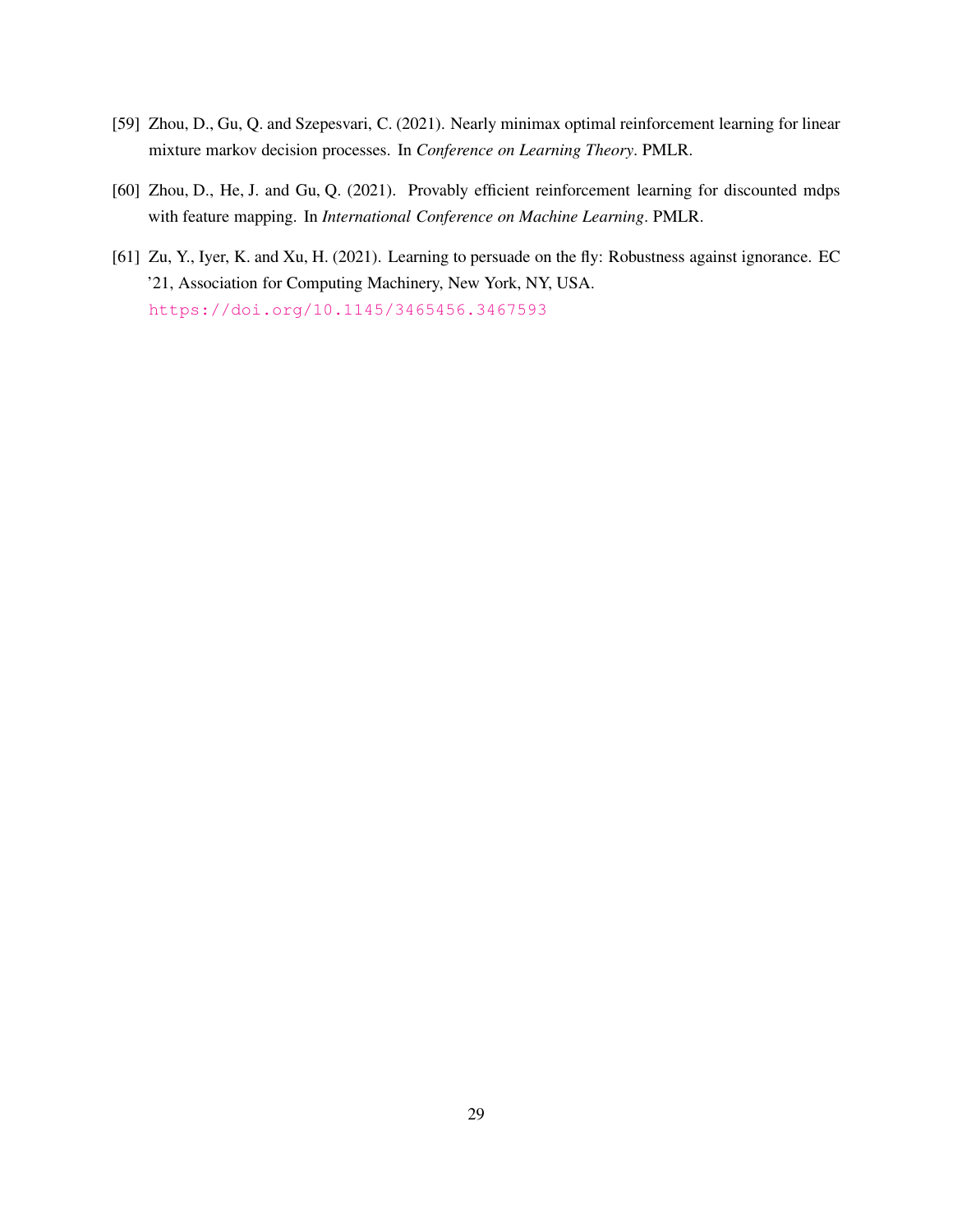[59] Zhou, D., Gu, Q. and Szepesvari, C. (2021). Nearly minimax optimal reinforcement learning for linear mixture markov decision processes. In *Conference on Learning Theory*. PMLR.

[60] Zhou, D., He, J. and Gu, Q. (2021). Provably efficient reinforcement learning for discounted mdps with feature mapping. In *International Conference on Machine Learning*. PMLR.

[61] Zu, Y., Iyer, K. and Xu, H. (2021). Learning to persuade on the fly: Robustness against ignorance. EC '21, Association for Computing Machinery, New York, NY, USA. https://doi.org/10.1145/3465456.3467593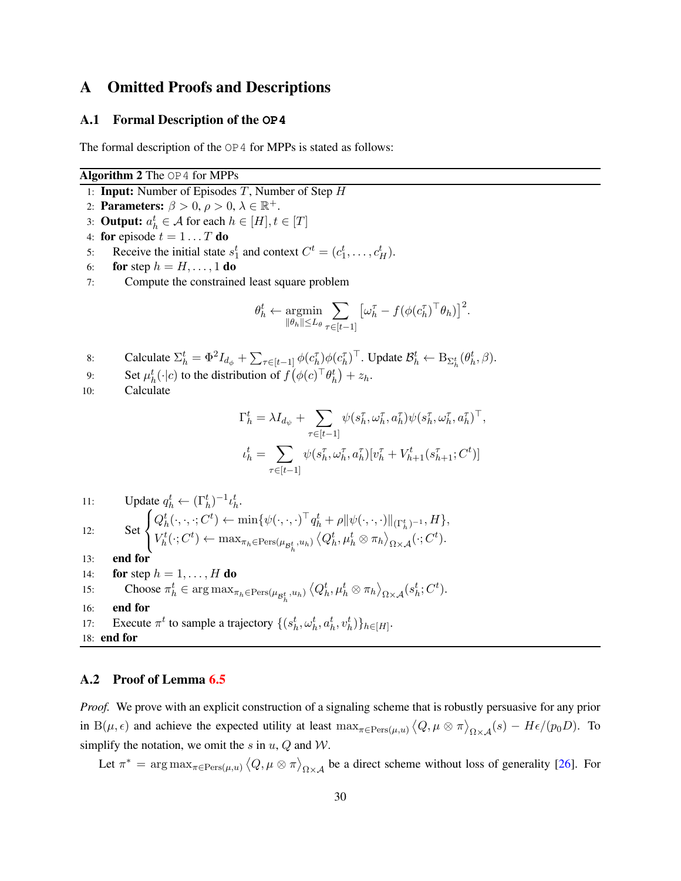# A Omitted Proofs and Descriptions

## A.1 Formal Description of the OP4

The formal description of the OP4 for MPPs is stated as follows:

**Algorithm 2** The OP4 for MPPs

1: **Input:** Number of Episodes $T$, Number of Step $H$

2: **Parameters:** $\beta > 0$, $\rho > 0$, $\lambda \in \mathbb{R}^+$.

3: **Output:** $a_h^t \in \mathcal{A}$ for each $h \in [H], t \in [T]$

4: **for** episode $t = 1 \ldots T$ **do**

5: Receive the initial state $s_1^t$ and context $C^t = (c_1^t, \ldots, c_H^t)$.

6: **for** step $h = H, \ldots, 1$ **do**

7: Compute the constrained least square problem

$$
\theta_h^t \leftarrow \underset{\|\theta_h\| \le L_\theta}{\operatorname{argmin}} \sum_{\tau \in [t-1]} \left[\omega_h^\tau - f(\phi(c_h^\tau)^\top \theta_h)\right]^2.
$$

8: Calculate $\Sigma_h^t = \Phi^2 I_{d_\phi} + \sum_{\tau \in [t-1]} \phi(c_h^\tau)\phi(c_h^\tau)^\top$. Update $\mathcal{B}_h^t \leftarrow \mathrm{B}_{\Sigma_h^t}(\theta_h^t, \beta)$.

9: Set $\mu_h^t(\cdot|c)$ to the distribution of $f\big(\phi(c)^\top \theta_h^t\big) + z_h$.

10: Calculate

$$
\Gamma_h^t = \lambda I_{d_\psi} + \sum_{\tau \in [t-1]} \psi(s_h^\tau, \omega_h^\tau, a_h^\tau)\psi(s_h^\tau, \omega_h^\tau, a_h^\tau)^\top,
$$

$$
\iota_h^t = \sum_{\tau \in [t-1]} \psi(s_h^\tau, \omega_h^\tau, a_h^\tau)[v_h^\tau + V_{h+1}^t(s_{h+1}^\tau; C^t)]
$$

11: Update $q_h^t \leftarrow (\Gamma_h^t)^{-1} \iota_h^t$.

12: Set $\begin{cases} Q_h^t(\cdot,\cdot,\cdot; C^t) \leftarrow \min\{\psi(\cdot,\cdot,\cdot)^\top q_h^t + \rho \|\psi(\cdot,\cdot,\cdot)\|_{(\Gamma_h^t)^{-1}}, H\}, \\ V_h^t(\cdot; C^t) \leftarrow \max_{\pi_h \in \mathrm{Pers}(\mu_{\mathcal{B}_h^t}, u_h)} \langle Q_h^t, \mu_h^t \otimes \pi_h \rangle_{\Omega \times \mathcal{A}}(\cdot; C^t). \end{cases}$

13: **end for**

14: **for** step $h = 1, \ldots, H$ **do**

15: Choose $\pi_h^t \in \arg\max_{\pi_h \in \mathrm{Pers}(\mu_{\mathcal{B}_h^t}, u_h)} \langle Q_h^t, \mu_h^t \otimes \pi_h \rangle_{\Omega \times \mathcal{A}}(s_h^t; C^t)$.

16: **end for**

17: Execute $\pi^t$ to sample a trajectory $\{(s_h^t, \omega_h^t, a_h^t, v_h^t)\}_{h \in [H]}$.

18: **end for**

## A.2 Proof of Lemma 6.5

*Proof.* We prove with an explicit construction of a signaling scheme that is robustly persuasive for any prior in $\mathrm{B}(\mu, \epsilon)$ and achieve the expected utility at least $\max_{\pi \in \mathrm{Pers}(\mu, u)} \langle Q, \mu \otimes \pi \rangle_{\Omega \times \mathcal{A}}(s) - H\epsilon/(p_0 D)$. To simplify the notation, we omit the $s$ in $u$, $Q$ and $\mathcal{W}$.

Let $\pi^* = \arg\max_{\pi \in \mathrm{Pers}(\mu, u)} \langle Q, \mu \otimes \pi \rangle_{\Omega \times \mathcal{A}}$ be a direct scheme without loss of generality [26]. For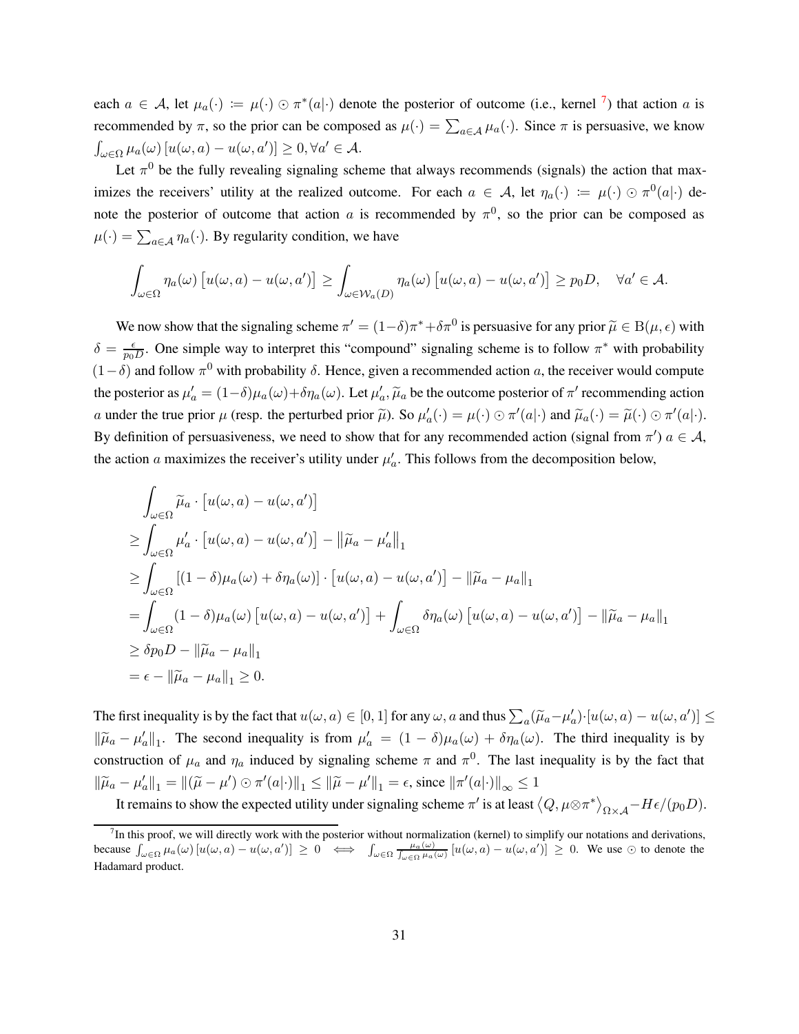each $a \in \mathcal{A}$, let $\mu_a(\cdot) := \mu(\cdot) \odot \pi^*(a|\cdot)$ denote the posterior of outcome (i.e., kernel [7]) that action $a$ is recommended by $\pi$, so the prior can be composed as $\mu(\cdot) = \sum_{a \in \mathcal{A}} \mu_a(\cdot)$. Since $\pi$ is persuasive, we know $\int_{\omega \in \Omega} \mu_a(\omega) \left[u(\omega, a) - u(\omega, a')\right] \geq 0, \forall a' \in \mathcal{A}$.

Let $\pi^0$ be the fully revealing signaling scheme that always recommends (signals) the action that maximizes the receivers' utility at the realized outcome. For each $a \in \mathcal{A}$, let $\eta_a(\cdot) := \mu(\cdot) \odot \pi^0(a|\cdot)$ denote the posterior of outcome that action $a$ is recommended by $\pi^0$, so the prior can be composed as $\mu(\cdot) = \sum_{a \in \mathcal{A}} \eta_a(\cdot)$. By regularity condition, we have

$$
\int_{\omega \in \Omega} \eta_a(\omega) \left[u(\omega, a) - u(\omega, a')\right] \geq \int_{\omega \in \mathcal{W}_a(D)} \eta_a(\omega) \left[u(\omega, a) - u(\omega, a')\right] \geq p_0 D, \quad \forall a' \in \mathcal{A}.
$$

We now show that the signaling scheme $\pi' = (1-\delta)\pi^* + \delta\pi^0$ is persuasive for any prior $\widetilde{\mu} \in \mathrm{B}(\mu, \epsilon)$ with $\delta = \frac{\epsilon}{p_0 D}$. One simple way to interpret this "compound" signaling scheme is to follow $\pi^*$ with probability $(1-\delta)$ and follow $\pi^0$ with probability $\delta$. Hence, given a recommended action $a$, the receiver would compute the posterior as $\mu'_a = (1-\delta)\mu_a(\omega) + \delta\eta_a(\omega)$. Let $\mu'_a, \widetilde{\mu}_a$ be the outcome posterior of $\pi'$ recommending action $a$ under the true prior $\mu$ (resp. the perturbed prior $\widetilde{\mu}$). So $\mu'_a(\cdot) = \mu(\cdot) \odot \pi'(a|\cdot)$ and $\widetilde{\mu}_a(\cdot) = \widetilde{\mu}(\cdot) \odot \pi'(a|\cdot)$. By definition of persuasiveness, we need to show that for any recommended action (signal from $\pi'$) $a \in \mathcal{A}$, the action $a$ maximizes the receiver's utility under $\mu'_a$. This follows from the decomposition below,

$$
\begin{aligned}
&\int_{\omega \in \Omega} \widetilde{\mu}_a \cdot \left[u(\omega, a) - u(\omega, a')\right] \\
&\geq \int_{\omega \in \Omega} \mu'_a \cdot \left[u(\omega, a) - u(\omega, a')\right] - \|\widetilde{\mu}_a - \mu'_a\|_1 \\
&\geq \int_{\omega \in \Omega} \left[(1-\delta)\mu_a(\omega) + \delta\eta_a(\omega)\right] \cdot \left[u(\omega, a) - u(\omega, a')\right] - \|\widetilde{\mu}_a - \mu_a\|_1 \\
&= \int_{\omega \in \Omega} (1-\delta)\mu_a(\omega) \left[u(\omega, a) - u(\omega, a')\right] + \int_{\omega \in \Omega} \delta\eta_a(\omega) \left[u(\omega, a) - u(\omega, a')\right] - \|\widetilde{\mu}_a - \mu_a\|_1 \\
&\geq \delta p_0 D - \|\widetilde{\mu}_a - \mu_a\|_1 \\
&= \epsilon - \|\widetilde{\mu}_a - \mu_a\|_1 \geq 0.
\end{aligned}
$$

The first inequality is by the fact that $u(\omega, a) \in [0, 1]$ for any $\omega, a$ and thus $\sum_a (\widetilde{\mu}_a - \mu'_a) \cdot [u(\omega, a) - u(\omega, a')] \leq \|\widetilde{\mu}_a - \mu'_a\|_1$. The second inequality is from $\mu'_a = (1-\delta)\mu_a(\omega) + \delta\eta_a(\omega)$. The third inequality is by construction of $\mu_a$ and $\eta_a$ induced by signaling scheme $\pi$ and $\pi^0$. The last inequality is by the fact that $\|\widetilde{\mu}_a - \mu'_a\|_1 = \|(\widetilde{\mu} - \mu') \odot \pi'(a|\cdot)\|_1 \leq \|\widetilde{\mu} - \mu'\|_1 = \epsilon$, since $\|\pi'(a|\cdot)\|_\infty \leq 1$

It remains to show the expected utility under signaling scheme $\pi'$ is at least $\langle Q, \mu \otimes \pi^* \rangle_{\Omega \times \mathcal{A}} - H\epsilon/(p_0 D)$.

[7] In this proof, we will directly work with the posterior without normalization (kernel) to simplify our notations and derivations, because $\int_{\omega \in \Omega} \mu_a(\omega) \left[u(\omega, a) - u(\omega, a')\right] \geq 0 \iff \int_{\omega \in \Omega} \frac{\mu_a(\omega)}{\int_{\omega \in \Omega} \mu_a(\omega)} \left[u(\omega, a) - u(\omega, a')\right] \geq 0$. We use $\odot$ to denote the Hadamard product.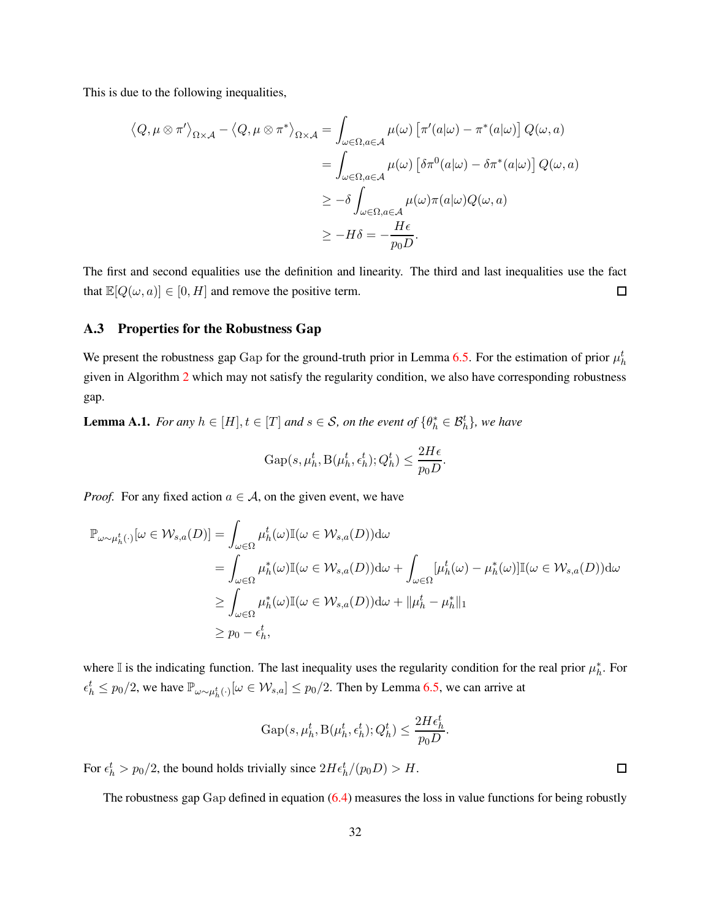This is due to the following inequalities,

$$
\begin{aligned}
\langle Q, \mu \otimes \pi' \rangle_{\Omega \times \mathcal{A}} - \langle Q, \mu \otimes \pi^* \rangle_{\Omega \times \mathcal{A}} &= \int_{\omega \in \Omega, a \in \mathcal{A}} \mu(\omega) \left[\pi'(a|\omega) - \pi^*(a|\omega)\right] Q(\omega, a) \\
&= \int_{\omega \in \Omega, a \in \mathcal{A}} \mu(\omega) \left[\delta \pi^0(a|\omega) - \delta \pi^*(a|\omega)\right] Q(\omega, a) \\
&\geq -\delta \int_{\omega \in \Omega, a \in \mathcal{A}} \mu(\omega) \pi(a|\omega) Q(\omega, a) \\
&\geq -H\delta = -\frac{H\epsilon}{p_0 D}.
\end{aligned}
$$

The first and second equalities use the definition and linearity. The third and last inequalities use the fact that $\mathbb{E}[Q(\omega, a)] \in [0, H]$ and remove the positive term. □

### A.3 Properties for the Robustness Gap

We present the robustness gap Gap for the ground-truth prior in Lemma 6.5. For the estimation of prior $\mu_h^t$ given in Algorithm 2 which may not satisfy the regularity condition, we also have corresponding robustness gap.

**Lemma A.1.** *For any $h \in [H], t \in [T]$ and $s \in \mathcal{S}$, on the event of $\{\theta_h^* \in \mathcal{B}_h^t\}$, we have*

$$
\mathrm{Gap}(s, \mu_h^t, \mathrm{B}(\mu_h^t, \epsilon_h^t); Q_h^t) \leq \frac{2H\epsilon}{p_0 D}.
$$

*Proof.* For any fixed action $a \in \mathcal{A}$, on the given event, we have

$$
\begin{aligned}
\mathbb{P}_{\omega \sim \mu_h^t(\cdot)}[\omega \in \mathcal{W}_{s,a}(D)] &= \int_{\omega \in \Omega} \mu_h^t(\omega) \mathbb{I}(\omega \in \mathcal{W}_{s,a}(D)) \mathrm{d}\omega \\
&= \int_{\omega \in \Omega} \mu_h^*(\omega) \mathbb{I}(\omega \in \mathcal{W}_{s,a}(D)) \mathrm{d}\omega + \int_{\omega \in \Omega} [\mu_h^t(\omega) - \mu_h^*(\omega)] \mathbb{I}(\omega \in \mathcal{W}_{s,a}(D)) \mathrm{d}\omega \\
&\geq \int_{\omega \in \Omega} \mu_h^*(\omega) \mathbb{I}(\omega \in \mathcal{W}_{s,a}(D)) \mathrm{d}\omega + \|\mu_h^t - \mu_h^*\|_1 \\
&\geq p_0 - \epsilon_h^t,
\end{aligned}
$$

where $\mathbb{I}$ is the indicating function. The last inequality uses the regularity condition for the real prior $\mu_h^*$. For $\epsilon_h^t \leq p_0/2$, we have $\mathbb{P}_{\omega \sim \mu_h^t(\cdot)}[\omega \in \mathcal{W}_{s,a}] \leq p_0/2$. Then by Lemma 6.5, we can arrive at

$$
\mathrm{Gap}(s, \mu_h^t, \mathrm{B}(\mu_h^t, \epsilon_h^t); Q_h^t) \leq \frac{2H\epsilon_h^t}{p_0 D}.
$$

For $\epsilon_h^t > p_0/2$, the bound holds trivially since $2H\epsilon_h^t/(p_0 D) > H$. □

The robustness gap Gap defined in equation (6.4) measures the loss in value functions for being robustly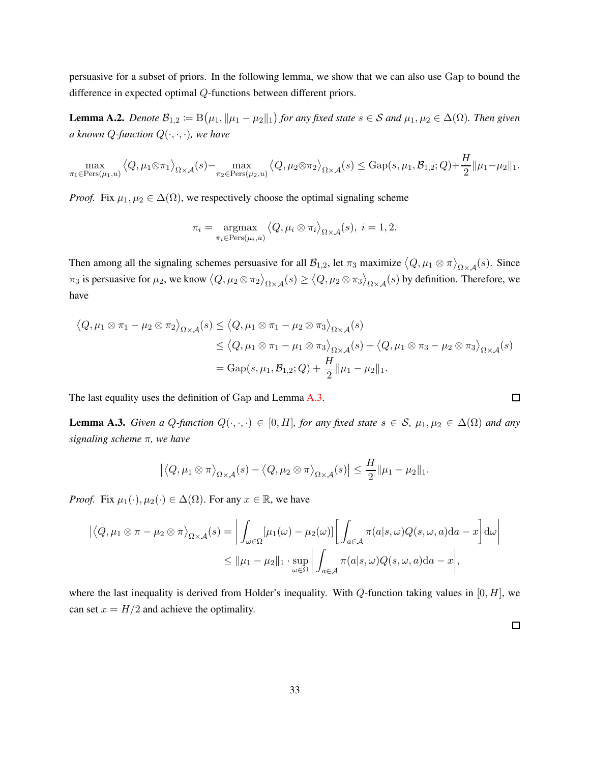persuasive for a subset of priors. In the following lemma, we show that we can also use Gap to bound the difference in expected optimal $Q$-functions between different priors.

**Lemma A.2.** *Denote $\mathcal{B}_{1,2} \coloneqq \mathrm{B}\big(\mu_1, \|\mu_1 - \mu_2\|_1\big)$ for any fixed state $s \in \mathcal{S}$ and $\mu_1, \mu_2 \in \Delta(\Omega)$. Then given a known $Q$-function $Q(\cdot,\cdot,\cdot)$, we have*

$$\max_{\pi_1 \in \mathrm{Pers}(\mu_1,u)} \big\langle Q, \mu_1 \otimes \pi_1 \big\rangle_{\Omega\times\mathcal{A}}(s) - \max_{\pi_2 \in \mathrm{Pers}(\mu_2,u)} \big\langle Q, \mu_2 \otimes \pi_2 \big\rangle_{\Omega\times\mathcal{A}}(s) \le \mathrm{Gap}(s, \mu_1, \mathcal{B}_{1,2}; Q) + \frac{H}{2}\|\mu_1 - \mu_2\|_1.$$

*Proof.* Fix $\mu_1, \mu_2 \in \Delta(\Omega)$, we respectively choose the optimal signaling scheme

$$\pi_i = \operatorname*{argmax}_{\pi_i \in \mathrm{Pers}(\mu_i,u)} \big\langle Q, \mu_i \otimes \pi_i \big\rangle_{\Omega\times\mathcal{A}}(s),\ i = 1, 2.$$

Then among all the signaling schemes persuasive for all $\mathcal{B}_{1,2}$, let $\pi_3$ maximize $\big\langle Q, \mu_1 \otimes \pi \big\rangle_{\Omega\times\mathcal{A}}(s)$. Since $\pi_3$ is persuasive for $\mu_2$, we know $\big\langle Q, \mu_2 \otimes \pi_2 \big\rangle_{\Omega\times\mathcal{A}}(s) \ge \big\langle Q, \mu_2 \otimes \pi_3 \big\rangle_{\Omega\times\mathcal{A}}(s)$ by definition. Therefore, we have

$$\begin{aligned}
\big\langle Q, \mu_1 \otimes \pi_1 - \mu_2 \otimes \pi_2 \big\rangle_{\Omega\times\mathcal{A}}(s) &\le \big\langle Q, \mu_1 \otimes \pi_1 - \mu_2 \otimes \pi_3 \big\rangle_{\Omega\times\mathcal{A}}(s) \\
&\le \big\langle Q, \mu_1 \otimes \pi_1 - \mu_1 \otimes \pi_3 \big\rangle_{\Omega\times\mathcal{A}}(s) + \big\langle Q, \mu_1 \otimes \pi_3 - \mu_2 \otimes \pi_3 \big\rangle_{\Omega\times\mathcal{A}}(s) \\
&= \mathrm{Gap}(s, \mu_1, \mathcal{B}_{1,2}; Q) + \frac{H}{2}\|\mu_1 - \mu_2\|_1.
\end{aligned}$$

The last equality uses the definition of Gap and Lemma A.3. $\square$

**Lemma A.3.** *Given a $Q$-function $Q(\cdot,\cdot,\cdot) \in [0, H]$, for any fixed state $s \in \mathcal{S}$, $\mu_1, \mu_2 \in \Delta(\Omega)$ and any signaling scheme $\pi$, we have*

$$\big|\big\langle Q, \mu_1 \otimes \pi \big\rangle_{\Omega\times\mathcal{A}}(s) - \big\langle Q, \mu_2 \otimes \pi \big\rangle_{\Omega\times\mathcal{A}}(s)\big| \le \frac{H}{2}\|\mu_1 - \mu_2\|_1.$$

*Proof.* Fix $\mu_1(\cdot), \mu_2(\cdot) \in \Delta(\Omega)$. For any $x \in \mathbb{R}$, we have

$$\begin{aligned}
\big|\big\langle Q, \mu_1 \otimes \pi - \mu_2 \otimes \pi \big\rangle_{\Omega\times\mathcal{A}}(s) &= \bigg| \int_{\omega\in\Omega} [\mu_1(\omega) - \mu_2(\omega)] \bigg[ \int_{a\in\mathcal{A}} \pi(a|s,\omega) Q(s,\omega,a) \mathrm{d}a - x \bigg] \mathrm{d}\omega \bigg| \\
&\le \|\mu_1 - \mu_2\|_1 \cdot \sup_{\omega\in\Omega} \bigg| \int_{a\in\mathcal{A}} \pi(a|s,\omega) Q(s,\omega,a) \mathrm{d}a - x \bigg|,
\end{aligned}$$

where the last inequality is derived from Holder's inequality. With $Q$-function taking values in $[0, H]$, we can set $x = H/2$ and achieve the optimality.

$\square$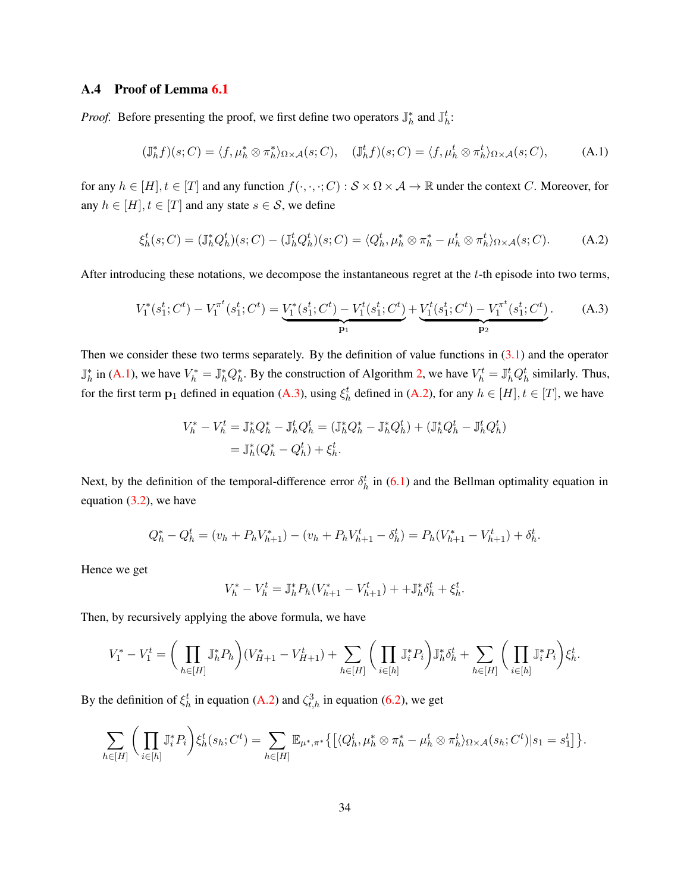### A.4 Proof of Lemma 6.1

*Proof.* Before presenting the proof, we first define two operators $\mathbb{J}_h^*$ and $\mathbb{J}_h^t$:

$$(\mathbb{J}_h^* f)(s; C) = \langle f, \mu_h^* \otimes \pi_h^* \rangle_{\Omega \times \mathcal{A}}(s; C), \quad (\mathbb{J}_h^t f)(s; C) = \langle f, \mu_h^t \otimes \pi_h^t \rangle_{\Omega \times \mathcal{A}}(s; C), \tag{A.1}$$

for any $h \in [H], t \in [T]$ and any function $f(\cdot, \cdot, \cdot; C) : \mathcal{S} \times \Omega \times \mathcal{A} \to \mathbb{R}$ under the context $C$. Moreover, for any $h \in [H], t \in [T]$ and any state $s \in \mathcal{S}$, we define

$$\xi_h^t(s; C) = (\mathbb{J}_h^* Q_h^t)(s; C) - (\mathbb{J}_h^t Q_h^t)(s; C) = \langle Q_h^t, \mu_h^* \otimes \pi_h^* - \mu_h^t \otimes \pi_h^t \rangle_{\Omega \times \mathcal{A}}(s; C). \tag{A.2}$$

After introducing these notations, we decompose the instantaneous regret at the $t$-th episode into two terms,

$$V_1^*(s_1^t; C^t) - V_1^{\pi^t}(s_1^t; C^t) = \underbrace{V_1^*(s_1^t; C^t) - V_1^t(s_1^t; C^t)}_{\mathbf{p}_1} + \underbrace{V_1^t(s_1^t; C^t) - V_1^{\pi^t}(s_1^t; C^t)}_{\mathbf{p}_2}. \tag{A.3}$$

Then we consider these two terms separately. By the definition of value functions in (3.1) and the operator $\mathbb{J}_h^*$ in (A.1), we have $V_h^* = \mathbb{J}_h^* Q_h^*$. By the construction of Algorithm 2, we have $V_h^t = \mathbb{J}_h^t Q_h^t$ similarly. Thus, for the first term $\mathbf{p}_1$ defined in equation (A.3), using $\xi_h^t$ defined in (A.2), for any $h \in [H], t \in [T]$, we have

$$\begin{aligned} V_h^* - V_h^t &= \mathbb{J}_h^* Q_h^* - \mathbb{J}_h^t Q_h^t = (\mathbb{J}_h^* Q_h^* - \mathbb{J}_h^* Q_h^t) + (\mathbb{J}_h^* Q_h^t - \mathbb{J}_h^t Q_h^t) \\ &= \mathbb{J}_h^* (Q_h^* - Q_h^t) + \xi_h^t. \end{aligned}$$

Next, by the definition of the temporal-difference error $\delta_h^t$ in (6.1) and the Bellman optimality equation in equation (3.2), we have

$$Q_h^* - Q_h^t = (v_h + P_h V_{h+1}^*) - (v_h + P_h V_{h+1}^t - \delta_h^t) = P_h(V_{h+1}^* - V_{h+1}^t) + \delta_h^t.$$

Hence we get

$$V_h^* - V_h^t = \mathbb{J}_h^* P_h (V_{h+1}^* - V_{h+1}^t) + + \mathbb{J}_h^* \delta_h^t + \xi_h^t.$$

Then, by recursively applying the above formula, we have

$$V_1^* - V_1^t = \bigg( \prod_{h \in [H]} \mathbb{J}_h^* P_h \bigg) (V_{H+1}^* - V_{H+1}^t) + \sum_{h \in [H]} \bigg( \prod_{i \in [h]} \mathbb{J}_i^* P_i \bigg) \mathbb{J}_h^* \delta_h^t + \sum_{h \in [H]} \bigg( \prod_{i \in [h]} \mathbb{J}_i^* P_i \bigg) \xi_h^t.$$

By the definition of $\xi_h^t$ in equation (A.2) and $\zeta_{t,h}^3$ in equation (6.2), we get

$$\sum_{h \in [H]} \bigg( \prod_{i \in [h]} \mathbb{J}_i^* P_i \bigg) \xi_h^t(s_h; C^t) = \sum_{h \in [H]} \mathbb{E}_{\mu^*, \pi^*} \big\{ \big[ \langle Q_h^t, \mu_h^* \otimes \pi_h^* - \mu_h^t \otimes \pi_h^t \rangle_{\Omega \times \mathcal{A}}(s_h; C^t) | s_1 = s_1^t \big] \big\}.$$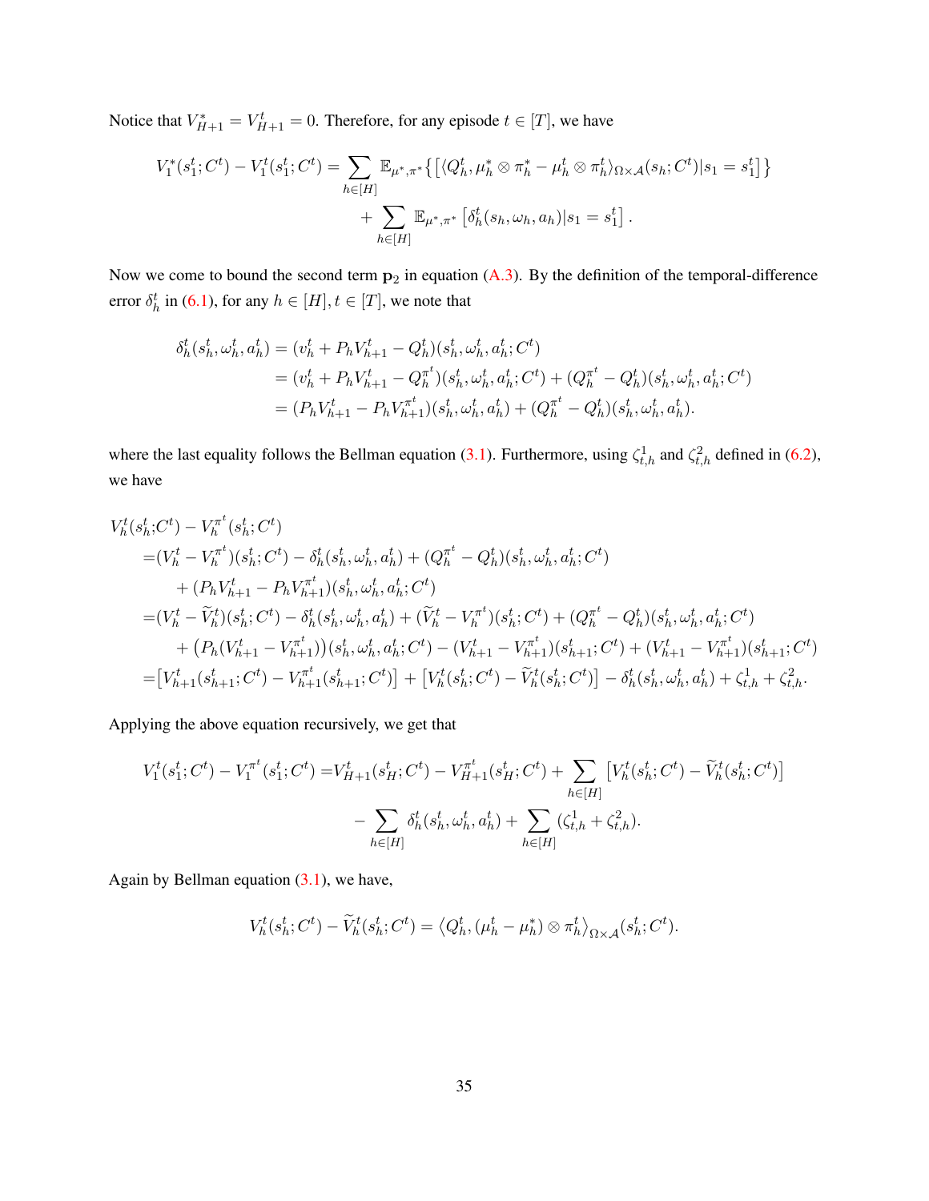Notice that $V_{H+1}^* = V_{H+1}^t = 0$. Therefore, for any episode $t \in [T]$, we have

$$
\begin{aligned}
V_1^*(s_1^t; C^t) - V_1^t(s_1^t; C^t) = \sum_{h \in [H]} \mathbb{E}_{\mu^*, \pi^*} \big\{ \big[ \langle Q_h^t, \mu_h^* \otimes \pi_h^* - \mu_h^t \otimes \pi_h^t \rangle_{\Omega \times \mathcal{A}}(s_h; C^t) | s_1 = s_1^t \big] \big\} \\
+ \sum_{h \in [H]} \mathbb{E}_{\mu^*, \pi^*} \left[ \delta_h^t(s_h, \omega_h, a_h) | s_1 = s_1^t \right].
\end{aligned}
$$

Now we come to bound the second term $\mathbf{p}_2$ in equation (A.3). By the definition of the temporal-difference error $\delta_h^t$ in (6.1), for any $h \in [H], t \in [T]$, we note that

$$
\begin{aligned}
\delta_h^t(s_h^t, \omega_h^t, a_h^t) &= (v_h^t + P_h V_{h+1}^t - Q_h^t)(s_h^t, \omega_h^t, a_h^t; C^t) \\
&= (v_h^t + P_h V_{h+1}^t - Q_h^{\pi^t})(s_h^t, \omega_h^t, a_h^t; C^t) + (Q_h^{\pi^t} - Q_h^t)(s_h^t, \omega_h^t, a_h^t; C^t) \\
&= (P_h V_{h+1}^t - P_h V_{h+1}^{\pi^t})(s_h^t, \omega_h^t, a_h^t) + (Q_h^{\pi^t} - Q_h^t)(s_h^t, \omega_h^t, a_h^t).
\end{aligned}
$$

where the last equality follows the Bellman equation (3.1). Furthermore, using $\zeta_{t,h}^1$ and $\zeta_{t,h}^2$ defined in (6.2), we have

$$
\begin{aligned}
&V_h^t(s_h^t; C^t) - V_h^{\pi^t}(s_h^t; C^t) \\
&= (V_h^t - V_h^{\pi^t})(s_h^t; C^t) - \delta_h^t(s_h^t, \omega_h^t, a_h^t) + (Q_h^{\pi^t} - Q_h^t)(s_h^t, \omega_h^t, a_h^t; C^t) \\
&\quad + (P_h V_{h+1}^t - P_h V_{h+1}^{\pi^t})(s_h^t, \omega_h^t, a_h^t; C^t) \\
&= (V_h^t - \widetilde{V}_h^t)(s_h^t; C^t) - \delta_h^t(s_h^t, \omega_h^t, a_h^t) + (\widetilde{V}_h^t - V_h^{\pi^t})(s_h^t; C^t) + (Q_h^{\pi^t} - Q_h^t)(s_h^t, \omega_h^t, a_h^t; C^t) \\
&\quad + \big( P_h (V_{h+1}^t - V_{h+1}^{\pi^t}) \big)(s_h^t, \omega_h^t, a_h^t; C^t) - (V_{h+1}^t - V_{h+1}^{\pi^t})(s_{h+1}^t; C^t) + (V_{h+1}^t - V_{h+1}^{\pi^t})(s_{h+1}^t; C^t) \\
&= \big[ V_{h+1}^t(s_{h+1}^t; C^t) - V_{h+1}^{\pi^t}(s_{h+1}^t; C^t) \big] + \big[ V_h^t(s_h^t; C^t) - \widetilde{V}_h^t(s_h^t; C^t) \big] - \delta_h^t(s_h^t, \omega_h^t, a_h^t) + \zeta_{t,h}^1 + \zeta_{t,h}^2.
\end{aligned}
$$

Applying the above equation recursively, we get that

$$
\begin{aligned}
V_1^t(s_1^t; C^t) - V_1^{\pi^t}(s_1^t; C^t) = V_{H+1}^t(s_H^t; C^t) - V_{H+1}^{\pi^t}(s_H^t; C^t) + \sum_{h \in [H]} \big[ V_h^t(s_h^t; C^t) - \widetilde{V}_h^t(s_h^t; C^t) \big] \\
- \sum_{h \in [H]} \delta_h^t(s_h^t, \omega_h^t, a_h^t) + \sum_{h \in [H]} (\zeta_{t,h}^1 + \zeta_{t,h}^2).
\end{aligned}
$$

Again by Bellman equation (3.1), we have,

$$
V_h^t(s_h^t; C^t) - \widetilde{V}_h^t(s_h^t; C^t) = \big\langle Q_h^t, (\mu_h^t - \mu_h^*) \otimes \pi_h^t \big\rangle_{\Omega \times \mathcal{A}}(s_h^t; C^t).
$$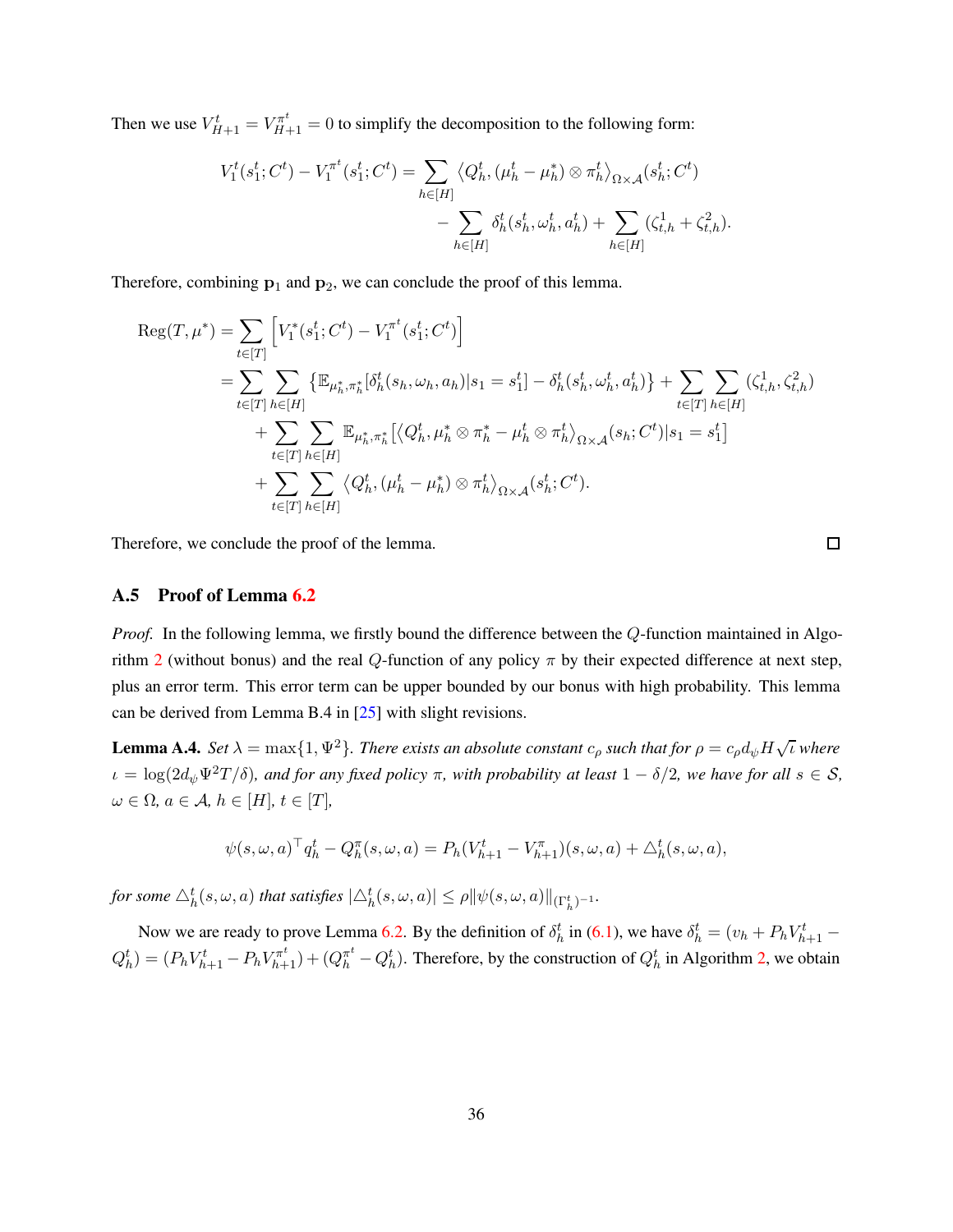Then we use $V^t_{H+1} = V^{\pi^t}_{H+1} = 0$ to simplify the decomposition to the following form:

$$
\begin{aligned}
V^t_1(s^t_1; C^t) - V^{\pi^t}_1(s^t_1; C^t) = \sum_{h\in[H]} \langle Q^t_h, (\mu^t_h - \mu^*_h) \otimes \pi^t_h \rangle_{\Omega\times\mathcal{A}}(s^t_h; C^t) \\
- \sum_{h\in[H]} \delta^t_h(s^t_h, \omega^t_h, a^t_h) + \sum_{h\in[H]} (\zeta^1_{t,h} + \zeta^2_{t,h}).
\end{aligned}
$$

Therefore, combining $\mathbf{p}_1$ and $\mathbf{p}_2$, we can conclude the proof of this lemma.

$$
\begin{aligned}
\mathrm{Reg}(T, \mu^*) &= \sum_{t\in[T]} \left[ V^*_1(s^t_1; C^t) - V^{\pi^t}_1(s^t_1; C^t) \right] \\
&= \sum_{t\in[T]} \sum_{h\in[H]} \left\{ \mathbb{E}_{\mu^*_h, \pi^*_h}[\delta^t_h(s_h, \omega_h, a_h) | s_1 = s^t_1] - \delta^t_h(s^t_h, \omega^t_h, a^t_h) \right\} + \sum_{t\in[T]} \sum_{h\in[H]} (\zeta^1_{t,h}, \zeta^2_{t,h}) \\
&\quad + \sum_{t\in[T]} \sum_{h\in[H]} \mathbb{E}_{\mu^*_h, \pi^*_h} \left[ \langle Q^t_h, \mu^*_h \otimes \pi^*_h - \mu^t_h \otimes \pi^t_h \rangle_{\Omega\times\mathcal{A}}(s_h; C^t) | s_1 = s^t_1 \right] \\
&\quad + \sum_{t\in[T]} \sum_{h\in[H]} \langle Q^t_h, (\mu^t_h - \mu^*_h) \otimes \pi^t_h \rangle_{\Omega\times\mathcal{A}}(s^t_h; C^t).
\end{aligned}
$$

Therefore, we conclude the proof of the lemma. □

### A.5 Proof of Lemma 6.2

*Proof.* In the following lemma, we firstly bound the difference between the $Q$-function maintained in Algorithm 2 (without bonus) and the real $Q$-function of any policy $\pi$ by their expected difference at next step, plus an error term. This error term can be upper bounded by our bonus with high probability. This lemma can be derived from Lemma B.4 in [25] with slight revisions.

**Lemma A.4.** *Set $\lambda = \max\{1, \Psi^2\}$. There exists an absolute constant $c_\rho$ such that for $\rho = c_\rho d_\psi H \sqrt{\iota}$ where $\iota = \log(2d_\psi \Psi^2 T/\delta)$, and for any fixed policy $\pi$, with probability at least $1 - \delta/2$, we have for all $s \in \mathcal{S}$, $\omega \in \Omega$, $a \in \mathcal{A}$, $h \in [H]$, $t \in [T]$,*

$$
\psi(s, \omega, a)^\top q^t_h - Q^\pi_h(s, \omega, a) = P_h(V^t_{h+1} - V^\pi_{h+1})(s, \omega, a) + \triangle^t_h(s, \omega, a),
$$

*for some $\triangle^t_h(s, \omega, a)$ that satisfies $|\triangle^t_h(s, \omega, a)| \le \rho \|\psi(s, \omega, a)\|_{(\Gamma^t_h)^{-1}}$.*

Now we are ready to prove Lemma 6.2. By the definition of $\delta^t_h$ in (6.1), we have $\delta^t_h = (v_h + P_h V^t_{h+1} - Q^t_h) = (P_h V^t_{h+1} - P_h V^{\pi^t}_{h+1}) + (Q^{\pi^t}_h - Q^t_h)$. Therefore, by the construction of $Q^t_h$ in Algorithm 2, we obtain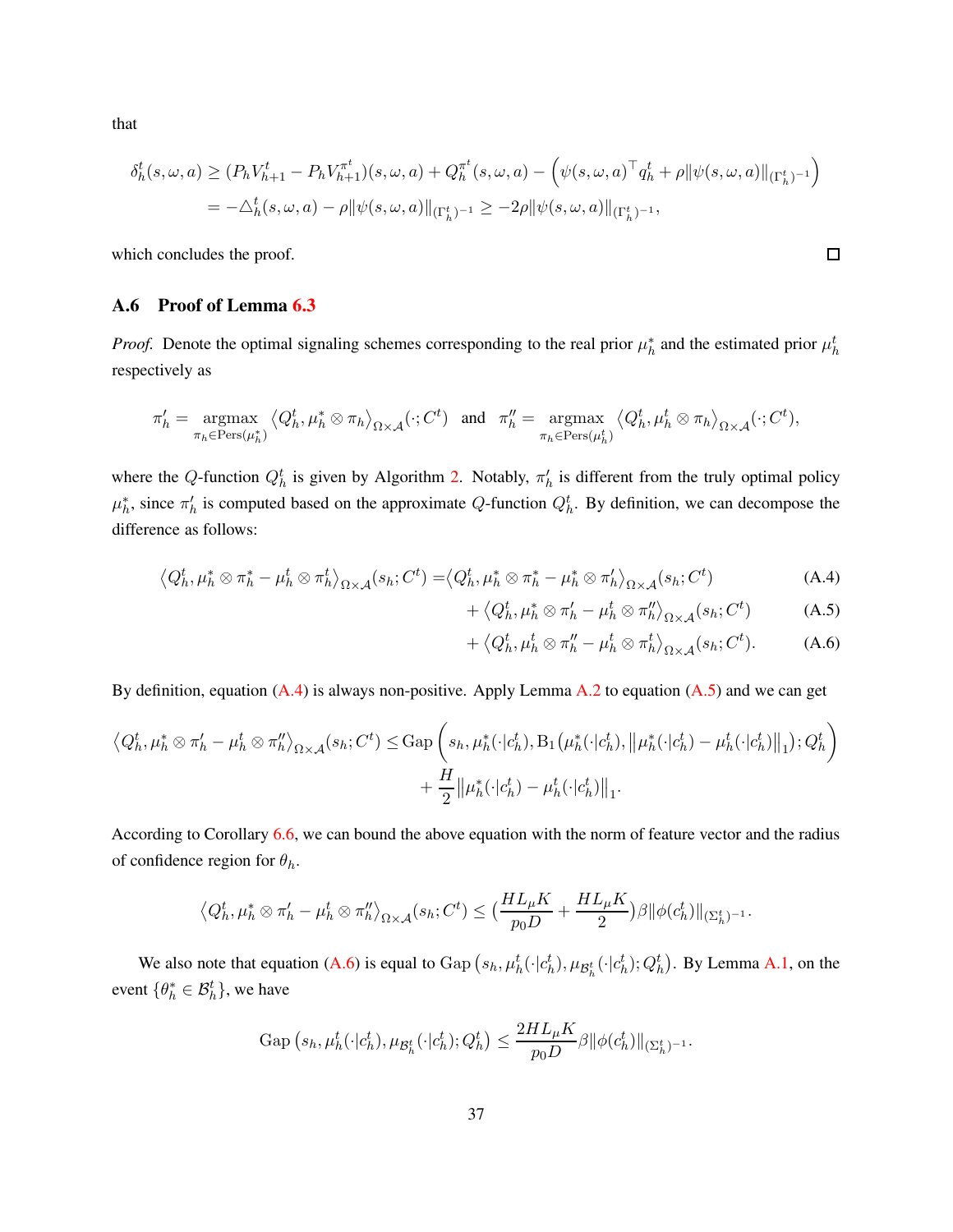that

$$
\begin{aligned}
\delta_h^t(s,\omega,a) &\geq (P_h V_{h+1}^t - P_h V_{h+1}^{\pi^t})(s,\omega,a) + Q_h^{\pi^t}(s,\omega,a) - \Big(\psi(s,\omega,a)^\top q_h^t + \rho\|\psi(s,\omega,a)\|_{(\Gamma_h^t)^{-1}}\Big) \\
&= -\triangle_h^t(s,\omega,a) - \rho\|\psi(s,\omega,a)\|_{(\Gamma_h^t)^{-1}} \geq -2\rho\|\psi(s,\omega,a)\|_{(\Gamma_h^t)^{-1}},
\end{aligned}
$$

which concludes the proof. □

### A.6 Proof of Lemma 6.3

*Proof.* Denote the optimal signaling schemes corresponding to the real prior $\mu_h^*$ and the estimated prior $\mu_h^t$ respectively as

$$
\pi_h' = \operatorname*{argmax}_{\pi_h \in \mathrm{Pers}(\mu_h^*)} \big\langle Q_h^t, \mu_h^* \otimes \pi_h \big\rangle_{\Omega\times\mathcal{A}}(\cdot; C^t) \quad \text{and} \quad \pi_h'' = \operatorname*{argmax}_{\pi_h \in \mathrm{Pers}(\mu_h^t)} \big\langle Q_h^t, \mu_h^t \otimes \pi_h \big\rangle_{\Omega\times\mathcal{A}}(\cdot; C^t),
$$

where the $Q$-function $Q_h^t$ is given by Algorithm 2. Notably, $\pi_h'$ is different from the truly optimal policy $\mu_h^*$, since $\pi_h'$ is computed based on the approximate $Q$-function $Q_h^t$. By definition, we can decompose the difference as follows:

$$
\begin{aligned}
\big\langle Q_h^t, \mu_h^* \otimes \pi_h^* - \mu_h^t \otimes \pi_h^t \big\rangle_{\Omega\times\mathcal{A}}(s_h; C^t) = &\big\langle Q_h^t, \mu_h^* \otimes \pi_h^* - \mu_h^* \otimes \pi_h' \big\rangle_{\Omega\times\mathcal{A}}(s_h; C^t) &\text{(A.4)}\\
&+ \big\langle Q_h^t, \mu_h^* \otimes \pi_h' - \mu_h^t \otimes \pi_h'' \big\rangle_{\Omega\times\mathcal{A}}(s_h; C^t) &\text{(A.5)}\\
&+ \big\langle Q_h^t, \mu_h^t \otimes \pi_h'' - \mu_h^t \otimes \pi_h^t \big\rangle_{\Omega\times\mathcal{A}}(s_h; C^t). &\text{(A.6)}
\end{aligned}
$$

By definition, equation (A.4) is always non-positive. Apply Lemma A.2 to equation (A.5) and we can get

$$
\begin{aligned}
\big\langle Q_h^t, \mu_h^* \otimes \pi_h' - \mu_h^t \otimes \pi_h'' \big\rangle_{\Omega\times\mathcal{A}}(s_h; C^t) \leq &\,\mathrm{Gap}\Big(s_h, \mu_h^*(\cdot|c_h^t), \mathrm{B}_1\big(\mu_h^*(\cdot|c_h^t), \|\mu_h^*(\cdot|c_h^t) - \mu_h^t(\cdot|c_h^t)\|_1\big); Q_h^t\Big) \\
&+ \frac{H}{2}\|\mu_h^*(\cdot|c_h^t) - \mu_h^t(\cdot|c_h^t)\|_1.
\end{aligned}
$$

According to Corollary 6.6, we can bound the above equation with the norm of feature vector and the radius of confidence region for $\theta_h$.

$$
\big\langle Q_h^t, \mu_h^* \otimes \pi_h' - \mu_h^t \otimes \pi_h'' \big\rangle_{\Omega\times\mathcal{A}}(s_h; C^t) \leq \Big(\frac{HL_\mu K}{p_0 D} + \frac{HL_\mu K}{2}\Big)\beta\|\phi(c_h^t)\|_{(\Sigma_h^t)^{-1}}.
$$

We also note that equation (A.6) is equal to $\mathrm{Gap}\big(s_h, \mu_h^t(\cdot|c_h^t), \mu_{\mathcal{B}_h^t}(\cdot|c_h^t); Q_h^t\big)$. By Lemma A.1, on the event $\{\theta_h^* \in \mathcal{B}_h^t\}$, we have

$$
\mathrm{Gap}\big(s_h, \mu_h^t(\cdot|c_h^t), \mu_{\mathcal{B}_h^t}(\cdot|c_h^t); Q_h^t\big) \leq \frac{2HL_\mu K}{p_0 D}\beta\|\phi(c_h^t)\|_{(\Sigma_h^t)^{-1}}.
$$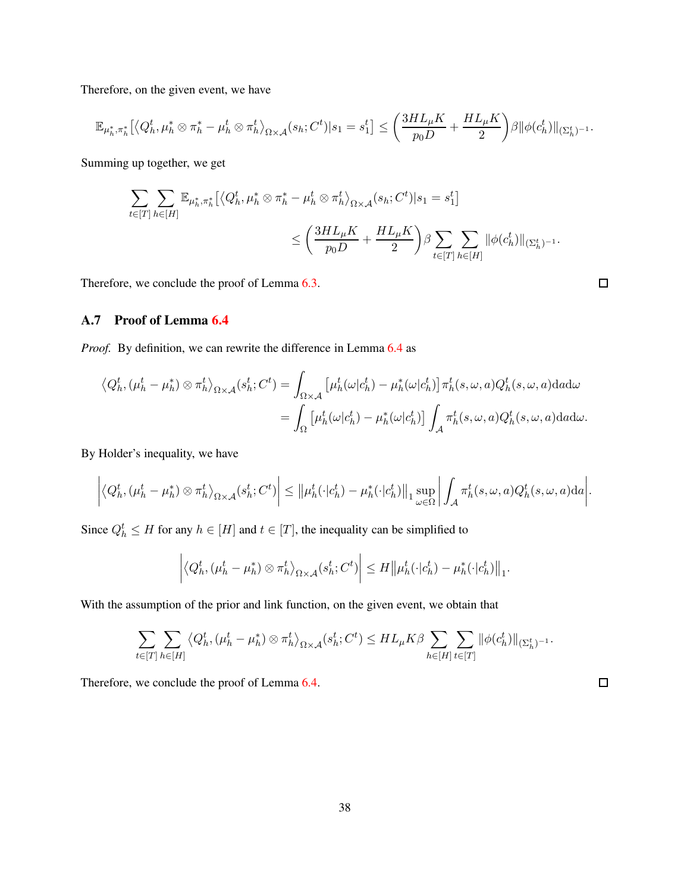Therefore, on the given event, we have

$$\mathbb{E}_{\mu_h^*,\pi_h^*}\left[\langle Q_h^t, \mu_h^* \otimes \pi_h^* - \mu_h^t \otimes \pi_h^t \rangle_{\Omega\times\mathcal{A}}(s_h; C^t) | s_1 = s_1^t\right] \leq \left(\frac{3HL_\mu K}{p_0 D} + \frac{HL_\mu K}{2}\right)\beta \|\phi(c_h^t)\|_{(\Sigma_h^t)^{-1}}.$$

Summing up together, we get

$$\begin{aligned}\sum_{t\in[T]}\sum_{h\in[H]} \mathbb{E}_{\mu_h^*,\pi_h^*}&\left[\langle Q_h^t, \mu_h^* \otimes \pi_h^* - \mu_h^t \otimes \pi_h^t \rangle_{\Omega\times\mathcal{A}}(s_h; C^t) | s_1 = s_1^t\right] \\ &\leq \left(\frac{3HL_\mu K}{p_0 D} + \frac{HL_\mu K}{2}\right)\beta \sum_{t\in[T]}\sum_{h\in[H]} \|\phi(c_h^t)\|_{(\Sigma_h^t)^{-1}}.\end{aligned}$$

Therefore, we conclude the proof of Lemma 6.3. $\square$

### A.7 Proof of Lemma 6.4

*Proof.* By definition, we can rewrite the difference in Lemma 6.4 as

$$\begin{aligned}\langle Q_h^t, (\mu_h^t - \mu_h^*) \otimes \pi_h^t \rangle_{\Omega\times\mathcal{A}}(s_h^t; C^t) &= \int_{\Omega\times\mathcal{A}} \left[\mu_h^t(\omega|c_h^t) - \mu_h^*(\omega|c_h^t)\right] \pi_h^t(s,\omega,a) Q_h^t(s,\omega,a)\mathrm{d}a\mathrm{d}\omega \\ &= \int_{\Omega} \left[\mu_h^t(\omega|c_h^t) - \mu_h^*(\omega|c_h^t)\right] \int_{\mathcal{A}} \pi_h^t(s,\omega,a) Q_h^t(s,\omega,a)\mathrm{d}a\mathrm{d}\omega.\end{aligned}$$

By Holder's inequality, we have

$$\left|\langle Q_h^t, (\mu_h^t - \mu_h^*) \otimes \pi_h^t \rangle_{\Omega\times\mathcal{A}}(s_h^t; C^t)\right| \leq \left\|\mu_h^t(\cdot|c_h^t) - \mu_h^*(\cdot|c_h^t)\right\|_1 \sup_{\omega\in\Omega}\left|\int_{\mathcal{A}} \pi_h^t(s,\omega,a) Q_h^t(s,\omega,a)\mathrm{d}a\right|.$$

Since $Q_h^t \leq H$ for any $h \in [H]$ and $t \in [T]$, the inequality can be simplified to

$$\left|\langle Q_h^t, (\mu_h^t - \mu_h^*) \otimes \pi_h^t \rangle_{\Omega\times\mathcal{A}}(s_h^t; C^t)\right| \leq H\left\|\mu_h^t(\cdot|c_h^t) - \mu_h^*(\cdot|c_h^t)\right\|_1.$$

With the assumption of the prior and link function, on the given event, we obtain that

$$\sum_{t\in[T]}\sum_{h\in[H]} \langle Q_h^t, (\mu_h^t - \mu_h^*) \otimes \pi_h^t \rangle_{\Omega\times\mathcal{A}}(s_h^t; C^t) \leq HL_\mu K\beta \sum_{h\in[H]}\sum_{t\in[T]} \|\phi(c_h^t)\|_{(\Sigma_h^t)^{-1}}.$$

Therefore, we conclude the proof of Lemma 6.4. $\square$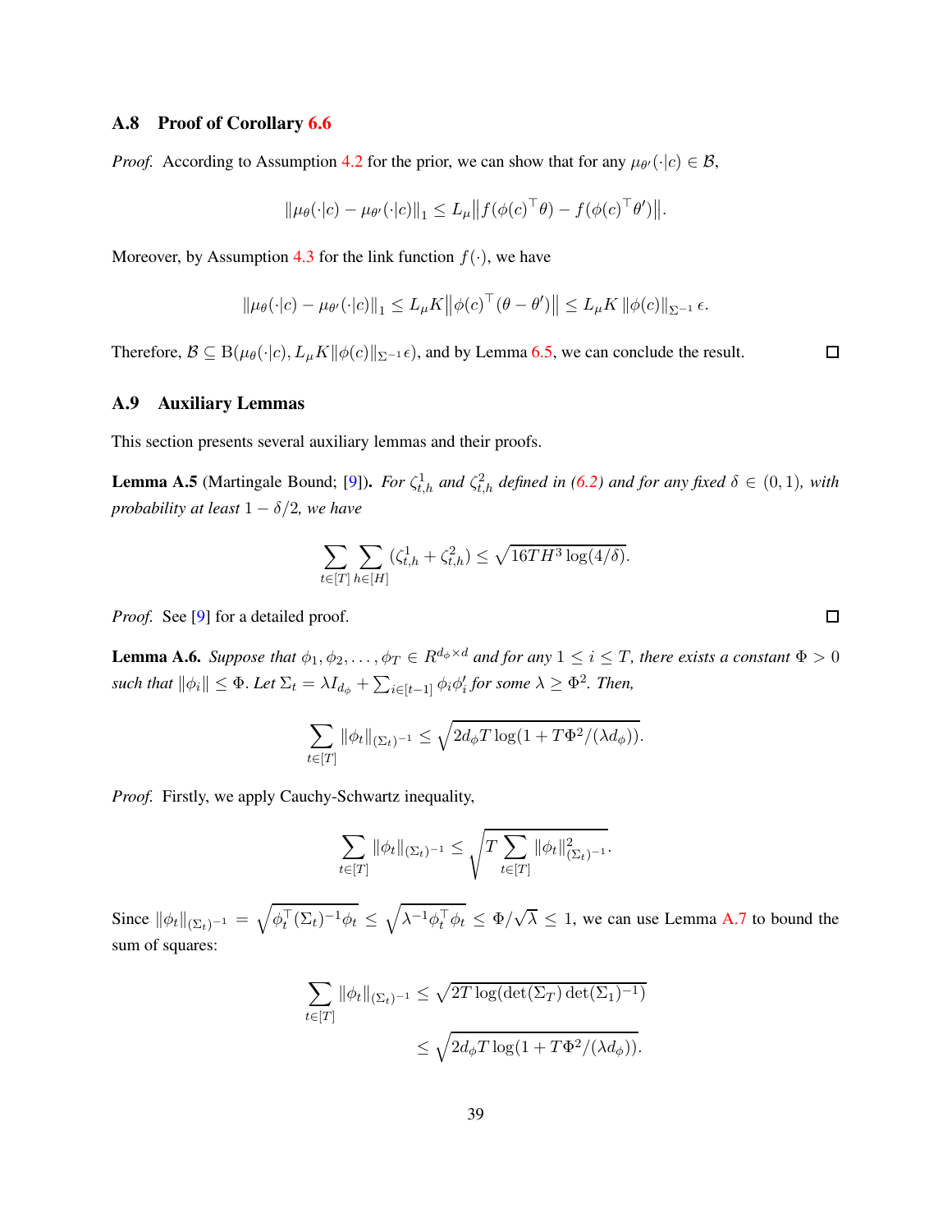### A.8 Proof of Corollary 6.6

*Proof.* According to Assumption 4.2 for the prior, we can show that for any $\mu_{\theta'}(\cdot|c) \in \mathcal{B}$,

$$\|\mu_\theta(\cdot|c) - \mu_{\theta'}(\cdot|c)\|_1 \leq L_\mu \big\| f(\phi(c)^\top \theta) - f(\phi(c)^\top \theta')\big\|.$$

Moreover, by Assumption 4.3 for the link function $f(\cdot)$, we have

$$\|\mu_\theta(\cdot|c) - \mu_{\theta'}(\cdot|c)\|_1 \leq L_\mu K \big\|\phi(c)^\top(\theta - \theta')\big\| \leq L_\mu K \, \|\phi(c)\|_{\Sigma^{-1}} \, \epsilon.$$

Therefore, $\mathcal{B} \subseteq \mathrm{B}(\mu_\theta(\cdot|c), L_\mu K \|\phi(c)\|_{\Sigma^{-1}} \epsilon)$, and by Lemma 6.5, we can conclude the result. $\square$

### A.9 Auxiliary Lemmas

This section presents several auxiliary lemmas and their proofs.

**Lemma A.5** (Martingale Bound; [9]). *For $\zeta^1_{t,h}$ and $\zeta^2_{t,h}$ defined in (6.2) and for any fixed $\delta \in (0, 1)$, with probability at least $1 - \delta/2$, we have*

$$\sum_{t \in [T]} \sum_{h \in [H]} (\zeta^1_{t,h} + \zeta^2_{t,h}) \leq \sqrt{16 T H^3 \log(4/\delta)}.$$

*Proof.* See [9] for a detailed proof. $\square$

**Lemma A.6.** *Suppose that $\phi_1, \phi_2, \ldots, \phi_T \in R^{d_\phi \times d}$ and for any $1 \leq i \leq T$, there exists a constant $\Phi > 0$ such that $\|\phi_i\| \leq \Phi$. Let $\Sigma_t = \lambda I_{d_\phi} + \sum_{i \in [t-1]} \phi_i \phi_i'$ for some $\lambda \geq \Phi^2$. Then,*

$$\sum_{t \in [T]} \|\phi_t\|_{(\Sigma_t)^{-1}} \leq \sqrt{2 d_\phi T \log(1 + T\Phi^2/(\lambda d_\phi))}.$$

*Proof.* Firstly, we apply Cauchy-Schwartz inequality,

$$\sum_{t \in [T]} \|\phi_t\|_{(\Sigma_t)^{-1}} \leq \sqrt{T \sum_{t \in [T]} \|\phi_t\|^2_{(\Sigma_t)^{-1}}}.$$

Since $\|\phi_t\|_{(\Sigma_t)^{-1}} = \sqrt{\phi_t^\top (\Sigma_t)^{-1} \phi_t} \leq \sqrt{\lambda^{-1} \phi_t^\top \phi_t} \leq \Phi/\sqrt{\lambda} \leq 1$, we can use Lemma A.7 to bound the sum of squares:

$$\begin{aligned}
\sum_{t \in [T]} \|\phi_t\|_{(\Sigma_t)^{-1}} &\leq \sqrt{2T \log(\det(\Sigma_T) \det(\Sigma_1)^{-1})} \\
&\leq \sqrt{2 d_\phi T \log(1 + T\Phi^2/(\lambda d_\phi))}.
\end{aligned}$$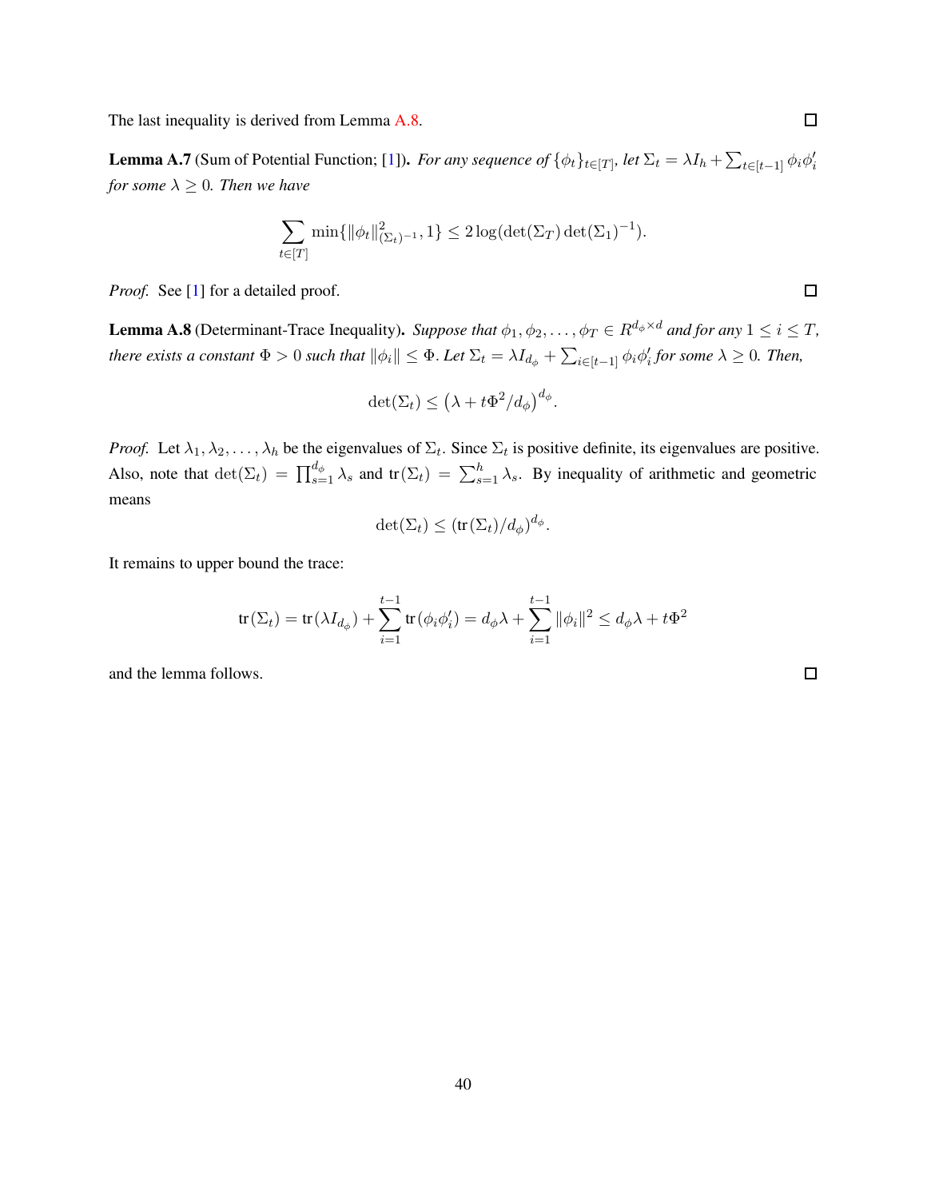The last inequality is derived from Lemma A.8. ☐

**Lemma A.7** (Sum of Potential Function; [1]). *For any sequence of $\{\phi_t\}_{t\in[T]}$, let $\Sigma_t = \lambda I_h + \sum_{t\in[t-1]} \phi_i \phi_i'$ for some $\lambda \geq 0$. Then we have*

$$\sum_{t\in[T]} \min\{\|\phi_t\|^2_{(\Sigma_t)^{-1}}, 1\} \leq 2\log(\det(\Sigma_T)\det(\Sigma_1)^{-1}).$$

*Proof.* See [1] for a detailed proof. ☐

**Lemma A.8** (Determinant-Trace Inequality). *Suppose that $\phi_1, \phi_2, \ldots, \phi_T \in R^{d_\phi \times d}$ and for any $1 \leq i \leq T$, there exists a constant $\Phi > 0$ such that $\|\phi_i\| \leq \Phi$. Let $\Sigma_t = \lambda I_{d_\phi} + \sum_{i\in[t-1]} \phi_i \phi_i'$ for some $\lambda \geq 0$. Then,*

$$\det(\Sigma_t) \leq \left(\lambda + t\Phi^2/d_\phi\right)^{d_\phi}.$$

*Proof.* Let $\lambda_1, \lambda_2, \ldots, \lambda_h$ be the eigenvalues of $\Sigma_t$. Since $\Sigma_t$ is positive definite, its eigenvalues are positive. Also, note that $\det(\Sigma_t) = \prod_{s=1}^{d_\phi} \lambda_s$ and $\mathrm{tr}(\Sigma_t) = \sum_{s=1}^{h} \lambda_s$. By inequality of arithmetic and geometric means

$$\det(\Sigma_t) \leq (\mathrm{tr}(\Sigma_t)/d_\phi)^{d_\phi}.$$

It remains to upper bound the trace:

$$\mathrm{tr}(\Sigma_t) = \mathrm{tr}(\lambda I_{d_\phi}) + \sum_{i=1}^{t-1} \mathrm{tr}(\phi_i \phi_i') = d_\phi \lambda + \sum_{i=1}^{t-1} \|\phi_i\|^2 \leq d_\phi \lambda + t\Phi^2$$

and the lemma follows. ☐